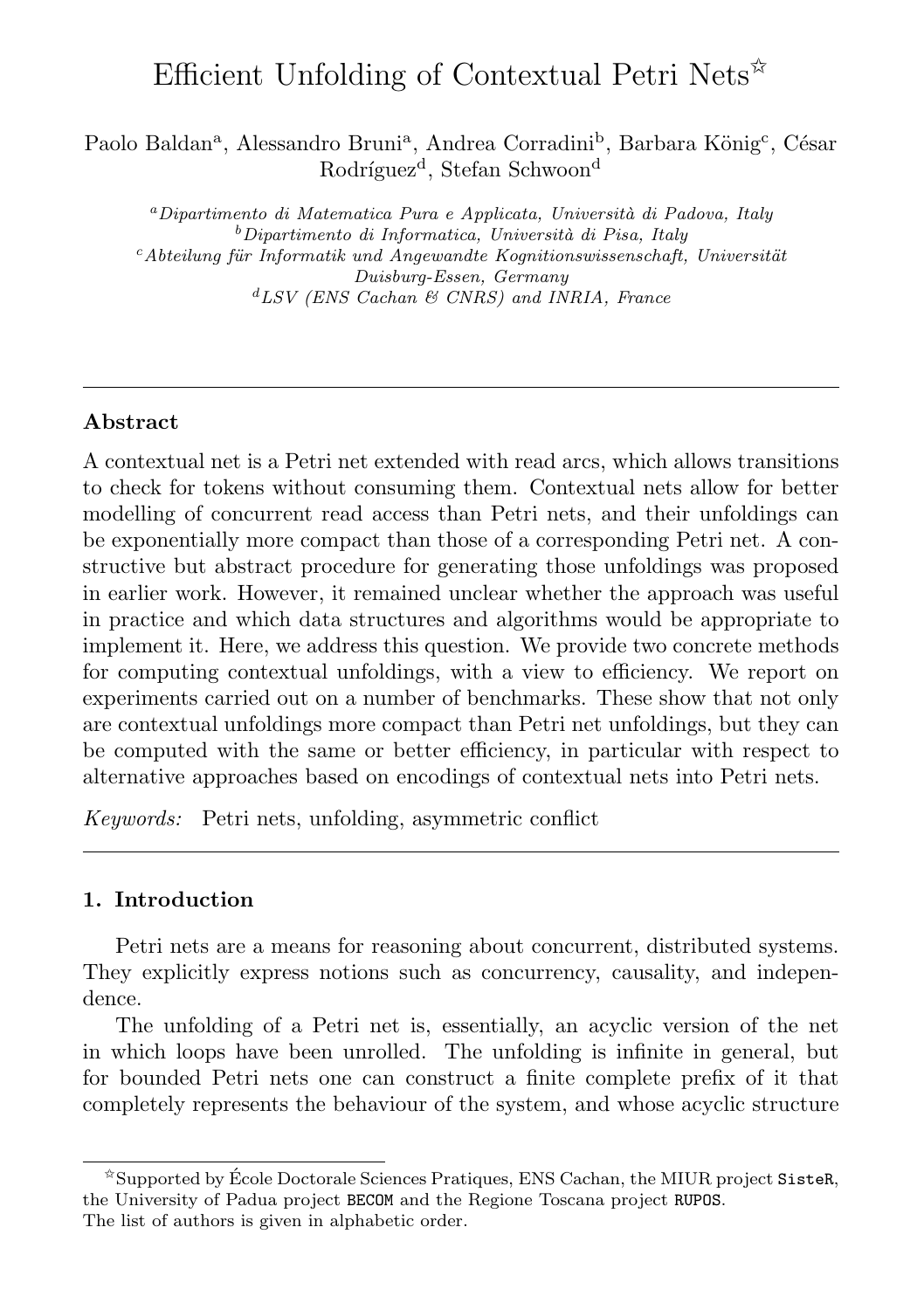# Efficient Unfolding of Contextual Petri Nets[☆]

Paolo Baldan[a], Alessandro Bruni[a], Andrea Corradini[b], Barbara König[c], César Rodríguez[d], Stefan Schwoon[d]

[a]*Dipartimento di Matematica Pura e Applicata, Università di Padova, Italy*
[b]*Dipartimento di Informatica, Università di Pisa, Italy*
[c]*Abteilung für Informatik und Angewandte Kognitionswissenschaft, Universität Duisburg-Essen, Germany*
[d]*LSV (ENS Cachan & CNRS) and INRIA, France*

---

### Abstract

A contextual net is a Petri net extended with read arcs, which allows transitions to check for tokens without consuming them. Contextual nets allow for better modelling of concurrent read access than Petri nets, and their unfoldings can be exponentially more compact than those of a corresponding Petri net. A constructive but abstract procedure for generating those unfoldings was proposed in earlier work. However, it remained unclear whether the approach was useful in practice and which data structures and algorithms would be appropriate to implement it. Here, we address this question. We provide two concrete methods for computing contextual unfoldings, with a view to efficiency. We report on experiments carried out on a number of benchmarks. These show that not only are contextual unfoldings more compact than Petri net unfoldings, but they can be computed with the same or better efficiency, in particular with respect to alternative approaches based on encodings of contextual nets into Petri nets.

*Keywords:* Petri nets, unfolding, asymmetric conflict

---

## 1. Introduction

Petri nets are a means for reasoning about concurrent, distributed systems. They explicitly express notions such as concurrency, causality, and independence.

The unfolding of a Petri net is, essentially, an acyclic version of the net in which loops have been unrolled. The unfolding is infinite in general, but for bounded Petri nets one can construct a finite complete prefix of it that completely represents the behaviour of the system, and whose acyclic structure

---

[☆]Supported by École Doctorale Sciences Pratiques, ENS Cachan, the MIUR project `SisteR`, the University of Padua project `BECOM` and the Regione Toscana project `RUPOS`.
The list of authors is given in alphabetic order.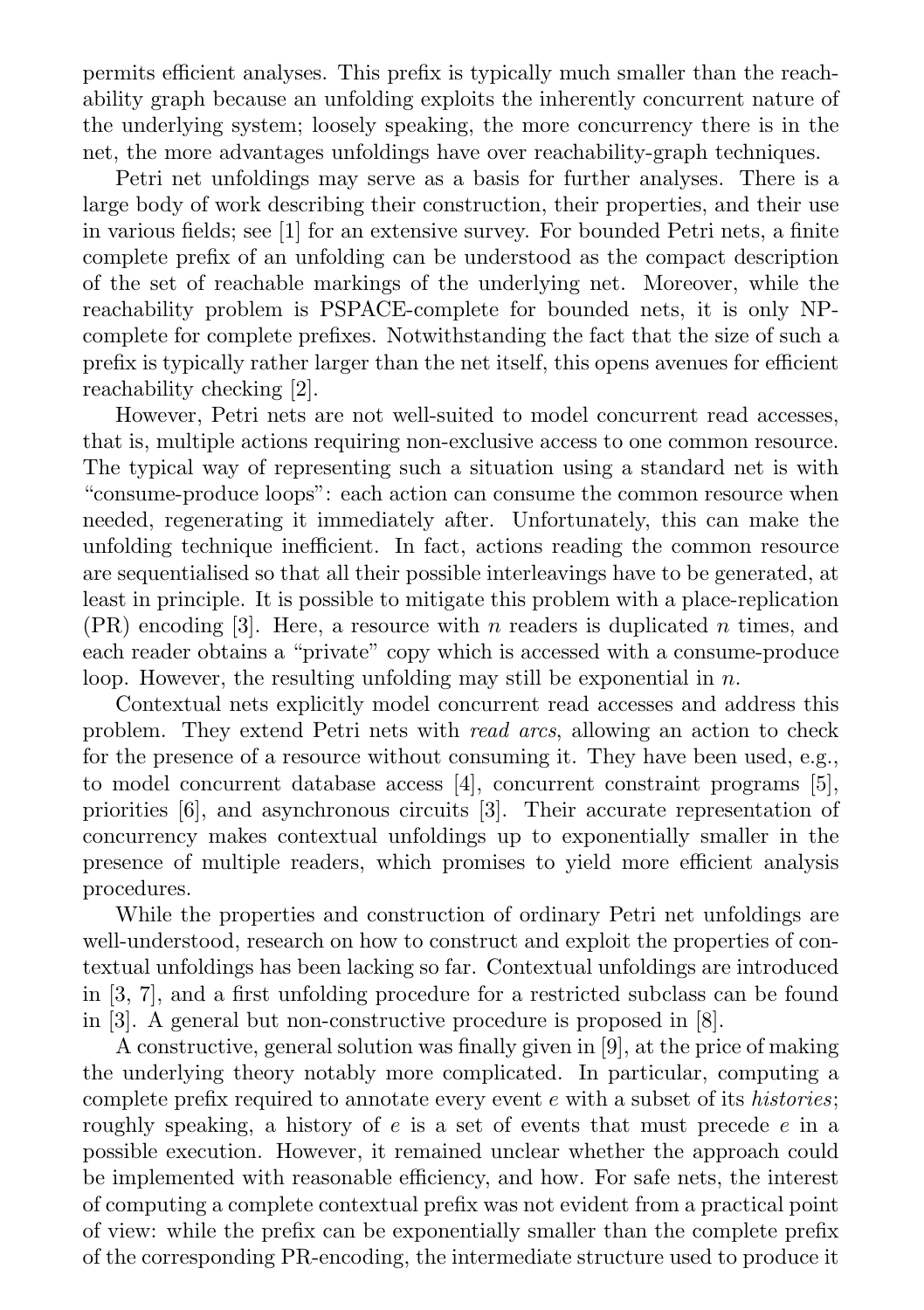permits efficient analyses. This prefix is typically much smaller than the reachability graph because an unfolding exploits the inherently concurrent nature of the underlying system; loosely speaking, the more concurrency there is in the net, the more advantages unfoldings have over reachability-graph techniques.

Petri net unfoldings may serve as a basis for further analyses. There is a large body of work describing their construction, their properties, and their use in various fields; see [1] for an extensive survey. For bounded Petri nets, a finite complete prefix of an unfolding can be understood as the compact description of the set of reachable markings of the underlying net. Moreover, while the reachability problem is PSPACE-complete for bounded nets, it is only NP-complete for complete prefixes. Notwithstanding the fact that the size of such a prefix is typically rather larger than the net itself, this opens avenues for efficient reachability checking [2].

However, Petri nets are not well-suited to model concurrent read accesses, that is, multiple actions requiring non-exclusive access to one common resource. The typical way of representing such a situation using a standard net is with "consume-produce loops": each action can consume the common resource when needed, regenerating it immediately after. Unfortunately, this can make the unfolding technique inefficient. In fact, actions reading the common resource are sequentialised so that all their possible interleavings have to be generated, at least in principle. It is possible to mitigate this problem with a place-replication (PR) encoding [3]. Here, a resource with $n$ readers is duplicated $n$ times, and each reader obtains a "private" copy which is accessed with a consume-produce loop. However, the resulting unfolding may still be exponential in $n$.

Contextual nets explicitly model concurrent read accesses and address this problem. They extend Petri nets with *read arcs*, allowing an action to check for the presence of a resource without consuming it. They have been used, e.g., to model concurrent database access [4], concurrent constraint programs [5], priorities [6], and asynchronous circuits [3]. Their accurate representation of concurrency makes contextual unfoldings up to exponentially smaller in the presence of multiple readers, which promises to yield more efficient analysis procedures.

While the properties and construction of ordinary Petri net unfoldings are well-understood, research on how to construct and exploit the properties of contextual unfoldings has been lacking so far. Contextual unfoldings are introduced in [3, 7], and a first unfolding procedure for a restricted subclass can be found in [3]. A general but non-constructive procedure is proposed in [8].

A constructive, general solution was finally given in [9], at the price of making the underlying theory notably more complicated. In particular, computing a complete prefix required to annotate every event $e$ with a subset of its *histories*; roughly speaking, a history of $e$ is a set of events that must precede $e$ in a possible execution. However, it remained unclear whether the approach could be implemented with reasonable efficiency, and how. For safe nets, the interest of computing a complete contextual prefix was not evident from a practical point of view: while the prefix can be exponentially smaller than the complete prefix of the corresponding PR-encoding, the intermediate structure used to produce it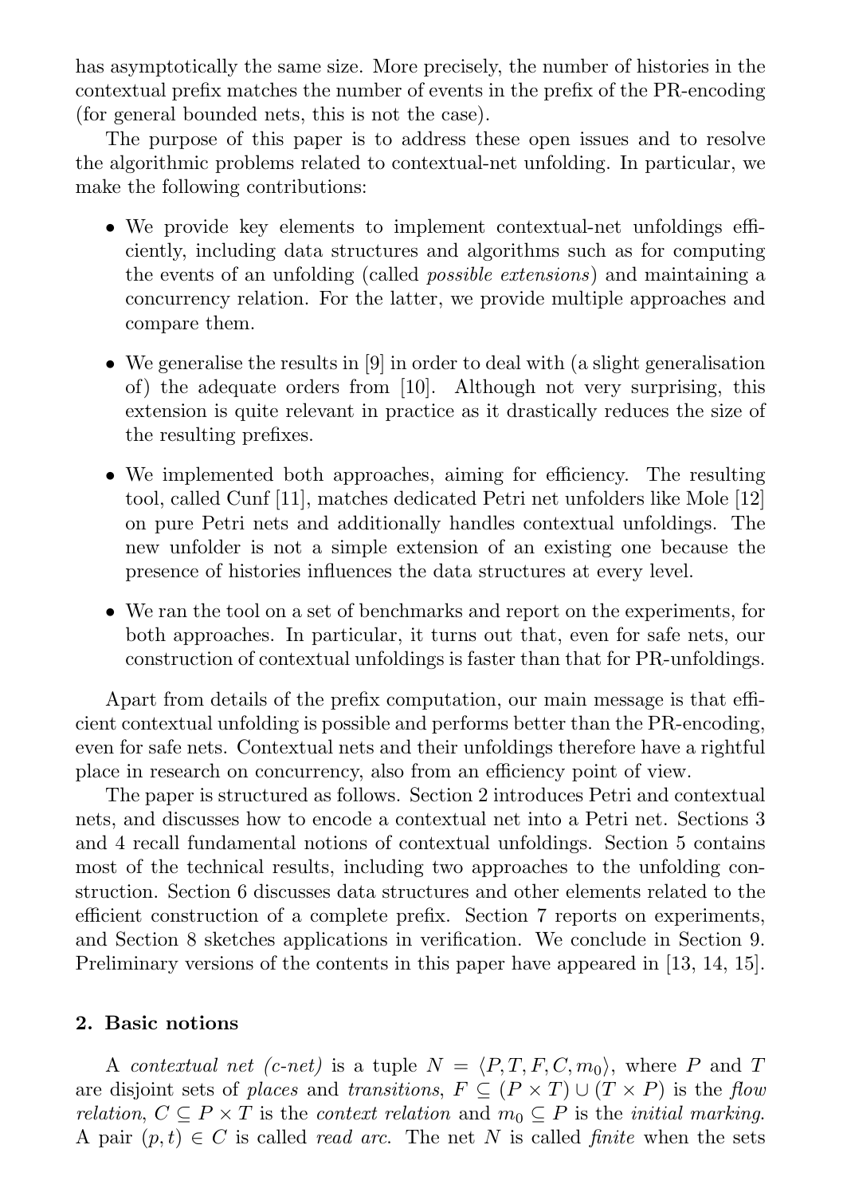has asymptotically the same size. More precisely, the number of histories in the contextual prefix matches the number of events in the prefix of the PR-encoding (for general bounded nets, this is not the case).

The purpose of this paper is to address these open issues and to resolve the algorithmic problems related to contextual-net unfolding. In particular, we make the following contributions:

- We provide key elements to implement contextual-net unfoldings efficiently, including data structures and algorithms such as for computing the events of an unfolding (called *possible extensions*) and maintaining a concurrency relation. For the latter, we provide multiple approaches and compare them.
- We generalise the results in [9] in order to deal with (a slight generalisation of) the adequate orders from [10]. Although not very surprising, this extension is quite relevant in practice as it drastically reduces the size of the resulting prefixes.
- We implemented both approaches, aiming for efficiency. The resulting tool, called Cunf [11], matches dedicated Petri net unfolders like Mole [12] on pure Petri nets and additionally handles contextual unfoldings. The new unfolder is not a simple extension of an existing one because the presence of histories influences the data structures at every level.
- We ran the tool on a set of benchmarks and report on the experiments, for both approaches. In particular, it turns out that, even for safe nets, our construction of contextual unfoldings is faster than that for PR-unfoldings.

Apart from details of the prefix computation, our main message is that efficient contextual unfolding is possible and performs better than the PR-encoding, even for safe nets. Contextual nets and their unfoldings therefore have a rightful place in research on concurrency, also from an efficiency point of view.

The paper is structured as follows. Section 2 introduces Petri and contextual nets, and discusses how to encode a contextual net into a Petri net. Sections 3 and 4 recall fundamental notions of contextual unfoldings. Section 5 contains most of the technical results, including two approaches to the unfolding construction. Section 6 discusses data structures and other elements related to the efficient construction of a complete prefix. Section 7 reports on experiments, and Section 8 sketches applications in verification. We conclude in Section 9. Preliminary versions of the contents in this paper have appeared in [13, 14, 15].

## 2. Basic notions

A *contextual net (c-net)* is a tuple $N = \langle P, T, F, C, m_0 \rangle$, where $P$ and $T$ are disjoint sets of *places* and *transitions*, $F \subseteq (P \times T) \cup (T \times P)$ is the *flow relation*, $C \subseteq P \times T$ is the *context relation* and $m_0 \subseteq P$ is the *initial marking*. A pair $(p, t) \in C$ is called *read arc*. The net $N$ is called *finite* when the sets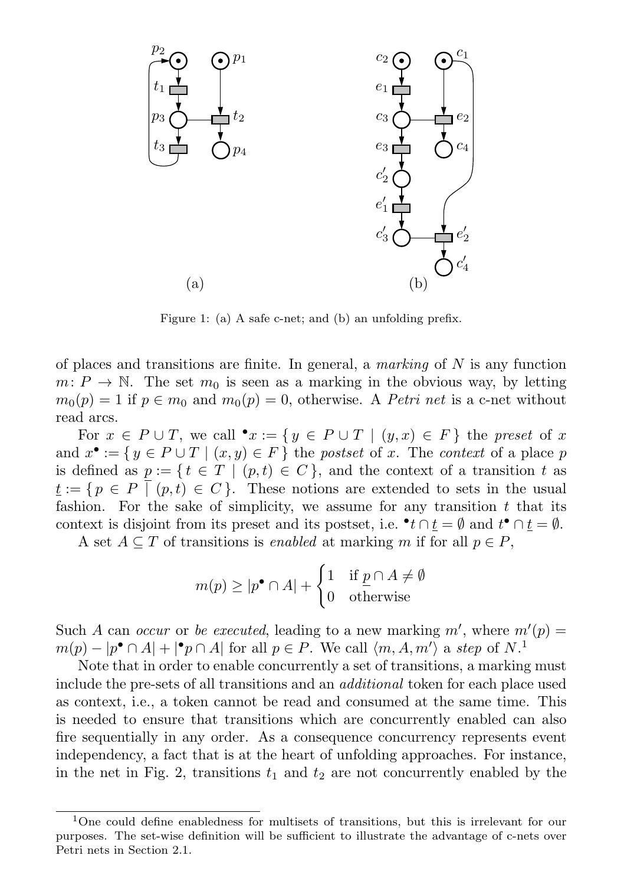Figure 1: (a) A safe c-net; and (b) an unfolding prefix.

of places and transitions are finite. In general, a *marking* of $N$ is any function $m\colon P \to \mathbb{N}$. The set $m_0$ is seen as a marking in the obvious way, by letting $m_0(p) = 1$ if $p \in m_0$ and $m_0(p) = 0$, otherwise. A *Petri net* is a c-net without read arcs.

For $x \in P \cup T$, we call ${}^\bullet x := \{\, y \in P \cup T \mid (y, x) \in F \,\}$ the *preset* of $x$ and $x^\bullet := \{\, y \in P \cup T \mid (x, y) \in F \,\}$ the *postset* of $x$. The *context* of a place $p$ is defined as $\underline{p} := \{\, t \in T \mid (p, t) \in C \,\}$, and the context of a transition $t$ as $\underline{t} := \{\, p \in P \mid (p, t) \in C \,\}$. These notions are extended to sets in the usual fashion. For the sake of simplicity, we assume for any transition $t$ that its context is disjoint from its preset and its postset, i.e. ${}^\bullet t \cap \underline{t} = \emptyset$ and $t^\bullet \cap \underline{t} = \emptyset$.

A set $A \subseteq T$ of transitions is *enabled* at marking $m$ if for all $p \in P$,

$$m(p) \geq |p^\bullet \cap A| + \begin{cases} 1 & \text{if } \underline{p} \cap A \neq \emptyset \\ 0 & \text{otherwise} \end{cases}$$

Such $A$ can *occur* or *be executed*, leading to a new marking $m'$, where $m'(p) = m(p) - |p^\bullet \cap A| + |{}^\bullet p \cap A|$ for all $p \in P$. We call $\langle m, A, m' \rangle$ a *step* of $N$.[1]

Note that in order to enable concurrently a set of transitions, a marking must include the pre-sets of all transitions and an *additional* token for each place used as context, i.e., a token cannot be read and consumed at the same time. This is needed to ensure that transitions which are concurrently enabled can also fire sequentially in any order. As a consequence concurrency represents event independency, a fact that is at the heart of unfolding approaches. For instance, in the net in Fig. 2, transitions $t_1$ and $t_2$ are not concurrently enabled by the

[1] One could define enabledness for multisets of transitions, but this is irrelevant for our purposes. The set-wise definition will be sufficient to illustrate the advantage of c-nets over Petri nets in Section 2.1.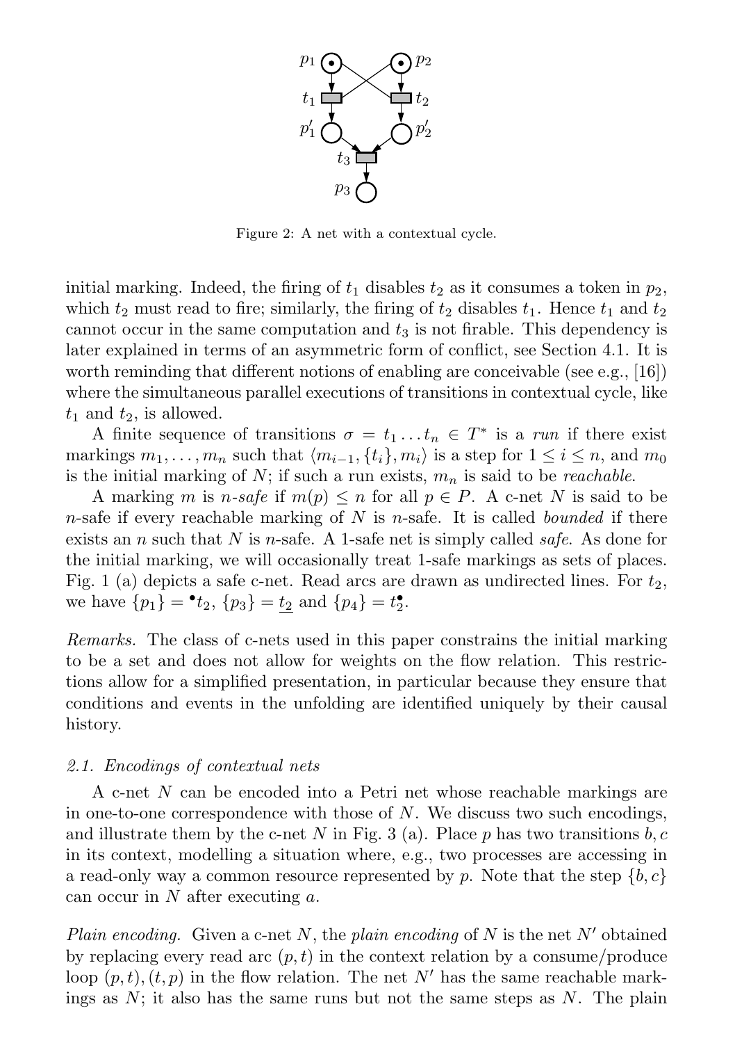Figure 2: A net with a contextual cycle.

initial marking. Indeed, the firing of $t_1$ disables $t_2$ as it consumes a token in $p_2$, which $t_2$ must read to fire; similarly, the firing of $t_2$ disables $t_1$. Hence $t_1$ and $t_2$ cannot occur in the same computation and $t_3$ is not firable. This dependency is later explained in terms of an asymmetric form of conflict, see Section 4.1. It is worth reminding that different notions of enabling are conceivable (see e.g., [16]) where the simultaneous parallel executions of transitions in contextual cycle, like $t_1$ and $t_2$, is allowed.

A finite sequence of transitions $\sigma = t_1 \dots t_n \in T^*$ is a *run* if there exist markings $m_1, \dots, m_n$ such that $\langle m_{i-1}, \{t_i\}, m_i \rangle$ is a step for $1 \leq i \leq n$, and $m_0$ is the initial marking of $N$; if such a run exists, $m_n$ is said to be *reachable*.

A marking $m$ is *n-safe* if $m(p) \leq n$ for all $p \in P$. A c-net $N$ is said to be $n$-safe if every reachable marking of $N$ is $n$-safe. It is called *bounded* if there exists an $n$ such that $N$ is $n$-safe. A 1-safe net is simply called *safe*. As done for the initial marking, we will occasionally treat 1-safe markings as sets of places. Fig. 1 (a) depicts a safe c-net. Read arcs are drawn as undirected lines. For $t_2$, we have $\{p_1\} = {}^\bullet t_2$, $\{p_3\} = \underline{t_2}$ and $\{p_4\} = t_2^\bullet$.

*Remarks.* The class of c-nets used in this paper constrains the initial marking to be a set and does not allow for weights on the flow relation. This restrictions allow for a simplified presentation, in particular because they ensure that conditions and events in the unfolding are identified uniquely by their causal history.

### 2.1. Encodings of contextual nets

A c-net $N$ can be encoded into a Petri net whose reachable markings are in one-to-one correspondence with those of $N$. We discuss two such encodings, and illustrate them by the c-net $N$ in Fig. 3 (a). Place $p$ has two transitions $b, c$ in its context, modelling a situation where, e.g., two processes are accessing in a read-only way a common resource represented by $p$. Note that the step $\{b, c\}$ can occur in $N$ after executing $a$.

*Plain encoding.* Given a c-net $N$, the *plain encoding* of $N$ is the net $N'$ obtained by replacing every read arc $(p, t)$ in the context relation by a consume/produce loop $(p, t), (t, p)$ in the flow relation. The net $N'$ has the same reachable markings as $N$; it also has the same runs but not the same steps as $N$. The plain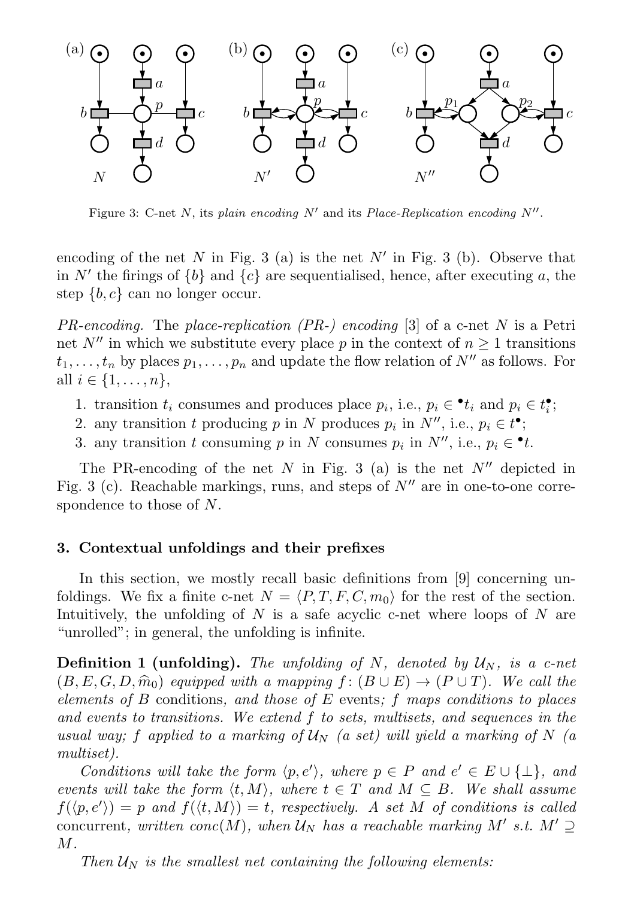Figure 3: C-net $N$, its *plain encoding* $N'$ and its *Place-Replication encoding* $N''$.

encoding of the net $N$ in Fig. 3 (a) is the net $N'$ in Fig. 3 (b). Observe that in $N'$ the firings of $\{b\}$ and $\{c\}$ are sequentialised, hence, after executing $a$, the step $\{b, c\}$ can no longer occur.

*PR-encoding.* The *place-replication (PR-) encoding* [3] of a c-net $N$ is a Petri net $N''$ in which we substitute every place $p$ in the context of $n \geq 1$ transitions $t_1, \ldots, t_n$ by places $p_1, \ldots, p_n$ and update the flow relation of $N''$ as follows. For all $i \in \{1, \ldots, n\}$,

1. transition $t_i$ consumes and produces place $p_i$, i.e., $p_i \in {}^\bullet t_i$ and $p_i \in t_i^\bullet$;
2. any transition $t$ producing $p$ in $N$ produces $p_i$ in $N''$, i.e., $p_i \in t^\bullet$;
3. any transition $t$ consuming $p$ in $N$ consumes $p_i$ in $N''$, i.e., $p_i \in {}^\bullet t$.

The PR-encoding of the net $N$ in Fig. 3 (a) is the net $N''$ depicted in Fig. 3 (c). Reachable markings, runs, and steps of $N''$ are in one-to-one correspondence to those of $N$.

### 3. Contextual unfoldings and their prefixes

In this section, we mostly recall basic definitions from [9] concerning unfoldings. We fix a finite c-net $N = \langle P, T, F, C, m_0 \rangle$ for the rest of the section. Intuitively, the unfolding of $N$ is a safe acyclic c-net where loops of $N$ are "unrolled"; in general, the unfolding is infinite.

**Definition 1 (unfolding).** *The unfolding of $N$, denoted by $\mathcal{U}_N$, is a c-net $(B, E, G, D, \widehat{m}_0)$ equipped with a mapping $f \colon (B \cup E) \to (P \cup T)$. We call the elements of $B$* conditions*, and those of $E$* events*; $f$ maps conditions to places and events to transitions. We extend $f$ to sets, multisets, and sequences in the usual way; $f$ applied to a marking of $\mathcal{U}_N$ (a set) will yield a marking of $N$ (a multiset).*

*Conditions will take the form $\langle p, e' \rangle$, where $p \in P$ and $e' \in E \cup \{\bot\}$, and events will take the form $\langle t, M \rangle$, where $t \in T$ and $M \subseteq B$. We shall assume $f(\langle p, e' \rangle) = p$ and $f(\langle t, M \rangle) = t$, respectively. A set $M$ of conditions is called* concurrent*, written $conc(M)$, when $\mathcal{U}_N$ has a reachable marking $M'$ s.t. $M' \supseteq M$.*

*Then $\mathcal{U}_N$ is the smallest net containing the following elements:*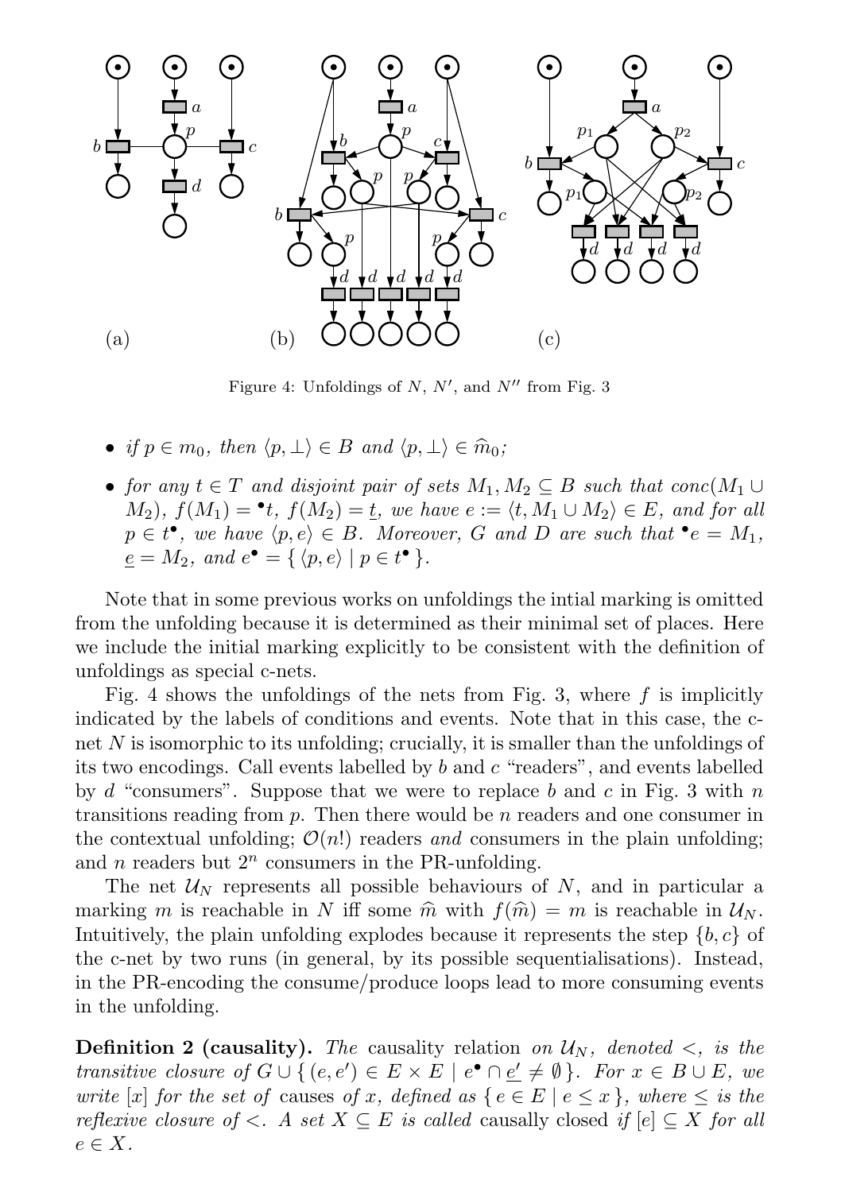Figure 4: Unfoldings of $N$, $N'$, and $N''$ from Fig. 3

- *if $p \in m_0$, then $\langle p, \bot \rangle \in B$ and $\langle p, \bot \rangle \in \widehat{m}_0$;*
- *for any $t \in T$ and disjoint pair of sets $M_1, M_2 \subseteq B$ such that $conc(M_1 \cup M_2)$, $f(M_1) = {}^\bullet t$, $f(M_2) = \underline{t}$, we have $e := \langle t, M_1 \cup M_2 \rangle \in E$, and for all $p \in t^\bullet$, we have $\langle p, e \rangle \in B$. Moreover, $G$ and $D$ are such that ${}^\bullet e = M_1$, $\underline{e} = M_2$, and $e^\bullet = \{ \langle p, e \rangle \mid p \in t^\bullet \}$.*

Note that in some previous works on unfoldings the intial marking is omitted from the unfolding because it is determined as their minimal set of places. Here we include the initial marking explicitly to be consistent with the definition of unfoldings as special c-nets.

Fig. 4 shows the unfoldings of the nets from Fig. 3, where $f$ is implicitly indicated by the labels of conditions and events. Note that in this case, the c-net $N$ is isomorphic to its unfolding; crucially, it is smaller than the unfoldings of its two encodings. Call events labelled by $b$ and $c$ "readers", and events labelled by $d$ "consumers". Suppose that we were to replace $b$ and $c$ in Fig. 3 with $n$ transitions reading from $p$. Then there would be $n$ readers and one consumer in the contextual unfolding; $\mathcal{O}(n!)$ readers *and* consumers in the plain unfolding; and $n$ readers but $2^n$ consumers in the PR-unfolding.

The net $\mathcal{U}_N$ represents all possible behaviours of $N$, and in particular a marking $m$ is reachable in $N$ iff some $\widehat{m}$ with $f(\widehat{m}) = m$ is reachable in $\mathcal{U}_N$. Intuitively, the plain unfolding explodes because it represents the step $\{b, c\}$ of the c-net by two runs (in general, by its possible sequentialisations). Instead, in the PR-encoding the consume/produce loops lead to more consuming events in the unfolding.

**Definition 2 (causality).** *The* causality relation *on $\mathcal{U}_N$, denoted $<$, is the transitive closure of $G \cup \{ (e, e') \in E \times E \mid e^\bullet \cap \underline{e'} \neq \emptyset \}$. For $x \in B \cup E$, we write $[x]$ for the set of* causes *of $x$, defined as $\{ e \in E \mid e \leq x \}$, where $\leq$ is the reflexive closure of $<$. A set $X \subseteq E$ is called* causally closed *if $[e] \subseteq X$ for all $e \in X$.*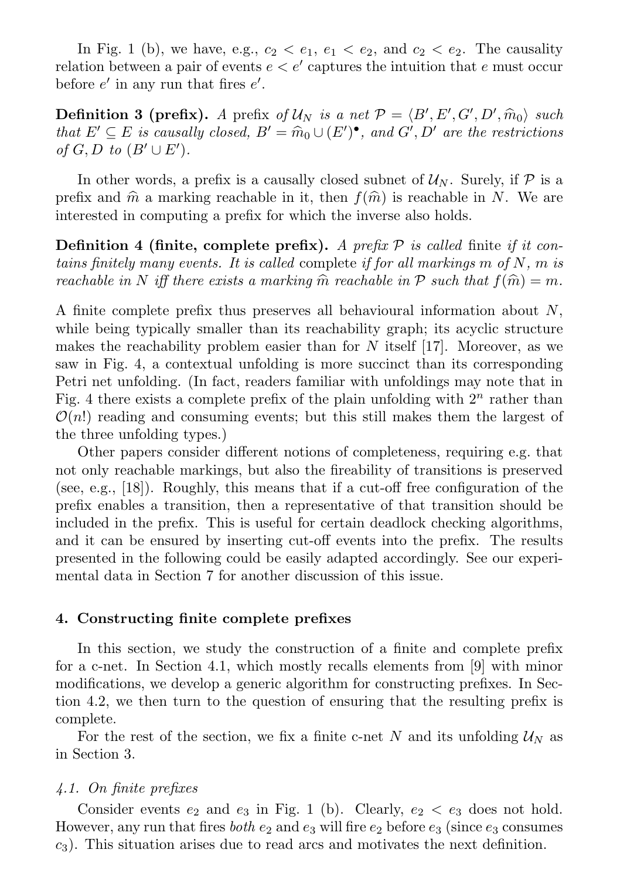In Fig. 1 (b), we have, e.g., $c_2 < e_1$, $e_1 < e_2$, and $c_2 < e_2$. The causality relation between a pair of events $e < e'$ captures the intuition that $e$ must occur before $e'$ in any run that fires $e'$.

**Definition 3 (prefix).** *A prefix of $\mathcal{U}_N$ is a net $\mathcal{P} = \langle B', E', G', D', \widehat{m}_0 \rangle$ such that $E' \subseteq E$ is causally closed, $B' = \widehat{m}_0 \cup (E')^\bullet$, and $G', D'$ are the restrictions of $G, D$ to $(B' \cup E')$.*

In other words, a prefix is a causally closed subnet of $\mathcal{U}_N$. Surely, if $\mathcal{P}$ is a prefix and $\widehat{m}$ a marking reachable in it, then $f(\widehat{m})$ is reachable in $N$. We are interested in computing a prefix for which the inverse also holds.

**Definition 4 (finite, complete prefix).** *A prefix $\mathcal{P}$ is called* finite *if it contains finitely many events. It is called* complete *if for all markings $m$ of $N$, $m$ is reachable in $N$ iff there exists a marking $\widehat{m}$ reachable in $\mathcal{P}$ such that $f(\widehat{m}) = m$.*

A finite complete prefix thus preserves all behavioural information about $N$, while being typically smaller than its reachability graph; its acyclic structure makes the reachability problem easier than for $N$ itself [17]. Moreover, as we saw in Fig. 4, a contextual unfolding is more succinct than its corresponding Petri net unfolding. (In fact, readers familiar with unfoldings may note that in Fig. 4 there exists a complete prefix of the plain unfolding with $2^n$ rather than $\mathcal{O}(n!)$ reading and consuming events; but this still makes them the largest of the three unfolding types.)

Other papers consider different notions of completeness, requiring e.g. that not only reachable markings, but also the fireability of transitions is preserved (see, e.g., [18]). Roughly, this means that if a cut-off free configuration of the prefix enables a transition, then a representative of that transition should be included in the prefix. This is useful for certain deadlock checking algorithms, and it can be ensured by inserting cut-off events into the prefix. The results presented in the following could be easily adapted accordingly. See our experimental data in Section 7 for another discussion of this issue.

## 4. Constructing finite complete prefixes

In this section, we study the construction of a finite and complete prefix for a c-net. In Section 4.1, which mostly recalls elements from [9] with minor modifications, we develop a generic algorithm for constructing prefixes. In Section 4.2, we then turn to the question of ensuring that the resulting prefix is complete.

For the rest of the section, we fix a finite c-net $N$ and its unfolding $\mathcal{U}_N$ as in Section 3.

### 4.1. On finite prefixes

Consider events $e_2$ and $e_3$ in Fig. 1 (b). Clearly, $e_2 < e_3$ does not hold. However, any run that fires *both* $e_2$ and $e_3$ will fire $e_2$ before $e_3$ (since $e_3$ consumes $c_3$). This situation arises due to read arcs and motivates the next definition.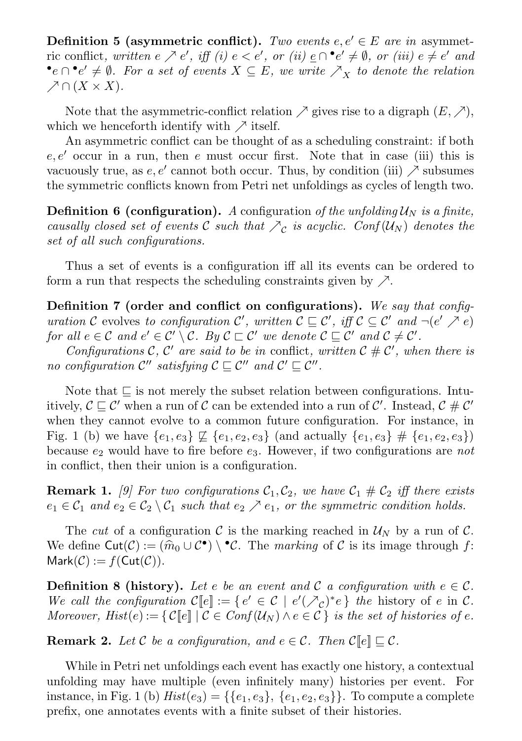**Definition 5 (asymmetric conflict).** *Two events $e, e' \in E$ are in* asymmetric conflict*, written $e \nearrow e'$, iff (i) $e < e'$, or (ii) $\underline{e} \cap {}^\bullet e' \neq \emptyset$, or (iii) $e \neq e'$ and ${}^\bullet e \cap {}^\bullet e' \neq \emptyset$. For a set of events $X \subseteq E$, we write $\nearrow_X$ to denote the relation $\nearrow \cap (X \times X)$.*

Note that the asymmetric-conflict relation $\nearrow$ gives rise to a digraph $(E, \nearrow)$, which we henceforth identify with $\nearrow$ itself.

An asymmetric conflict can be thought of as a scheduling constraint: if both $e, e'$ occur in a run, then $e$ must occur first. Note that in case (iii) this is vacuously true, as $e, e'$ cannot both occur. Thus, by condition (iii) $\nearrow$ subsumes the symmetric conflicts known from Petri net unfoldings as cycles of length two.

**Definition 6 (configuration).** *A* configuration *of the unfolding $\mathcal{U}_N$ is a finite, causally closed set of events $\mathcal{C}$ such that $\nearrow_{\mathcal{C}}$ is acyclic. $Conf(\mathcal{U}_N)$ denotes the set of all such configurations.*

Thus a set of events is a configuration iff all its events can be ordered to form a run that respects the scheduling constraints given by $\nearrow$.

**Definition 7 (order and conflict on configurations).** *We say that configuration $\mathcal{C}$* evolves *to configuration $\mathcal{C}'$, written $\mathcal{C} \sqsubseteq \mathcal{C}'$, iff $\mathcal{C} \subseteq \mathcal{C}'$ and $\neg(e' \nearrow e)$ for all $e \in \mathcal{C}$ and $e' \in \mathcal{C}' \setminus \mathcal{C}$. By $\mathcal{C} \sqsubset \mathcal{C}'$ we denote $\mathcal{C} \sqsubseteq \mathcal{C}'$ and $\mathcal{C} \neq \mathcal{C}'$.*

*Configurations $\mathcal{C}$, $\mathcal{C}'$ are said to be in* conflict*, written $\mathcal{C} \# \mathcal{C}'$, when there is no configuration $\mathcal{C}''$ satisfying $\mathcal{C} \sqsubseteq \mathcal{C}''$ and $\mathcal{C}' \sqsubseteq \mathcal{C}''$.*

Note that $\sqsubseteq$ is not merely the subset relation between configurations. Intuitively, $\mathcal{C} \sqsubseteq \mathcal{C}'$ when a run of $\mathcal{C}$ can be extended into a run of $\mathcal{C}'$. Instead, $\mathcal{C} \# \mathcal{C}'$ when they cannot evolve to a common future configuration. For instance, in Fig. 1 (b) we have $\{e_1, e_3\} \not\sqsubseteq \{e_1, e_2, e_3\}$ (and actually $\{e_1, e_3\} \# \{e_1, e_2, e_3\}$) because $e_2$ would have to fire before $e_3$. However, if two configurations are *not* in conflict, then their union is a configuration.

**Remark 1.** *[9] For two configurations $\mathcal{C}_1, \mathcal{C}_2$, we have $\mathcal{C}_1 \# \mathcal{C}_2$ iff there exists $e_1 \in \mathcal{C}_1$ and $e_2 \in \mathcal{C}_2 \setminus \mathcal{C}_1$ such that $e_2 \nearrow e_1$, or the symmetric condition holds.*

The *cut* of a configuration $\mathcal{C}$ is the marking reached in $\mathcal{U}_N$ by a run of $\mathcal{C}$. We define $\mathsf{Cut}(\mathcal{C}) := (\widehat{m}_0 \cup \mathcal{C}^\bullet) \setminus {}^\bullet\mathcal{C}$. The *marking* of $\mathcal{C}$ is its image through $f$: $\mathsf{Mark}(\mathcal{C}) := f(\mathsf{Cut}(\mathcal{C}))$.

**Definition 8 (history).** *Let $e$ be an event and $\mathcal{C}$ a configuration with $e \in \mathcal{C}$. We call the configuration $\mathcal{C}[\![e]\!] := \{\, e' \in \mathcal{C} \mid e' (\nearrow_{\mathcal{C}})^* e \,\}$ the* history *of $e$ in $\mathcal{C}$. Moreover, $Hist(e) := \{\, \mathcal{C}[\![e]\!] \mid \mathcal{C} \in Conf(\mathcal{U}_N) \wedge e \in \mathcal{C} \,\}$ is the set of histories of $e$.*

**Remark 2.** *Let $\mathcal{C}$ be a configuration, and $e \in \mathcal{C}$. Then $\mathcal{C}[\![e]\!] \sqsubseteq \mathcal{C}$.*

While in Petri net unfoldings each event has exactly one history, a contextual unfolding may have multiple (even infinitely many) histories per event. For instance, in Fig. 1 (b) $Hist(e_3) = \{\{e_1, e_3\}, \{e_1, e_2, e_3\}\}$. To compute a complete prefix, one annotates events with a finite subset of their histories.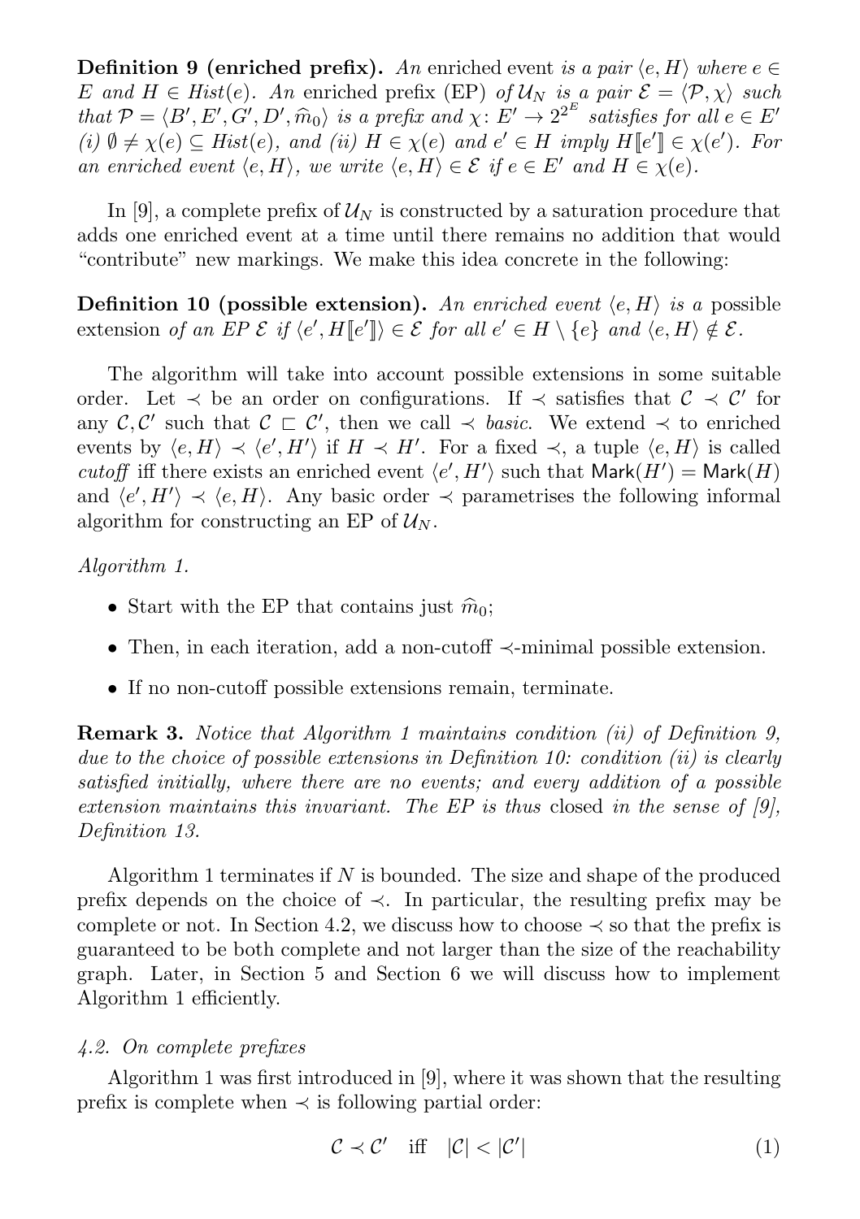**Definition 9 (enriched prefix).** *An* enriched event *is a pair* $\langle e, H\rangle$ *where* $e \in E$ *and* $H \in \mathit{Hist}(e)$*. An* enriched prefix (EP) *of* $\mathcal{U}_N$ *is a pair* $\mathcal{E} = \langle \mathcal{P}, \chi\rangle$ *such that* $\mathcal{P} = \langle B', E', G', D', \widehat{m}_0\rangle$ *is a prefix and* $\chi\colon E' \to 2^{2^E}$ *satisfies for all* $e \in E'$ *(i)* $\emptyset \neq \chi(e) \subseteq \mathit{Hist}(e)$*, and (ii)* $H \in \chi(e)$ *and* $e' \in H$ *imply* $H[\![e']\!] \in \chi(e')$*. For an enriched event* $\langle e, H\rangle$*, we write* $\langle e, H\rangle \in \mathcal{E}$ *if* $e \in E'$ *and* $H \in \chi(e)$*.*

In [9], a complete prefix of $\mathcal{U}_N$ is constructed by a saturation procedure that adds one enriched event at a time until there remains no addition that would "contribute" new markings. We make this idea concrete in the following:

**Definition 10 (possible extension).** *An enriched event* $\langle e, H\rangle$ *is a* possible extension *of an EP* $\mathcal{E}$ *if* $\langle e', H[\![e']\!]\rangle \in \mathcal{E}$ *for all* $e' \in H \setminus \{e\}$ *and* $\langle e, H\rangle \notin \mathcal{E}$*.*

The algorithm will take into account possible extensions in some suitable order. Let $\prec$ be an order on configurations. If $\prec$ satisfies that $\mathcal{C} \prec \mathcal{C}'$ for any $\mathcal{C}, \mathcal{C}'$ such that $\mathcal{C} \sqsubset \mathcal{C}'$, then we call $\prec$ *basic*. We extend $\prec$ to enriched events by $\langle e, H\rangle \prec \langle e', H'\rangle$ if $H \prec H'$. For a fixed $\prec$, a tuple $\langle e, H\rangle$ is called *cutoff* iff there exists an enriched event $\langle e', H'\rangle$ such that $\mathsf{Mark}(H') = \mathsf{Mark}(H)$ and $\langle e', H'\rangle \prec \langle e, H\rangle$. Any basic order $\prec$ parametrises the following informal algorithm for constructing an EP of $\mathcal{U}_N$.

*Algorithm 1.*

- Start with the EP that contains just $\widehat{m}_0$;
- Then, in each iteration, add a non-cutoff $\prec$-minimal possible extension.
- If no non-cutoff possible extensions remain, terminate.

**Remark 3.** *Notice that Algorithm 1 maintains condition (ii) of Definition 9, due to the choice of possible extensions in Definition 10: condition (ii) is clearly satisfied initially, where there are no events; and every addition of a possible extension maintains this invariant. The EP is thus* closed *in the sense of [9], Definition 13.*

Algorithm 1 terminates if $N$ is bounded. The size and shape of the produced prefix depends on the choice of $\prec$. In particular, the resulting prefix may be complete or not. In Section 4.2, we discuss how to choose $\prec$ so that the prefix is guaranteed to be both complete and not larger than the size of the reachability graph. Later, in Section 5 and Section 6 we will discuss how to implement Algorithm 1 efficiently.

*4.2. On complete prefixes*

Algorithm 1 was first introduced in [9], where it was shown that the resulting prefix is complete when $\prec$ is following partial order:

$$\mathcal{C} \prec \mathcal{C}' \quad \text{iff} \quad |\mathcal{C}| < |\mathcal{C}'| \tag{1}$$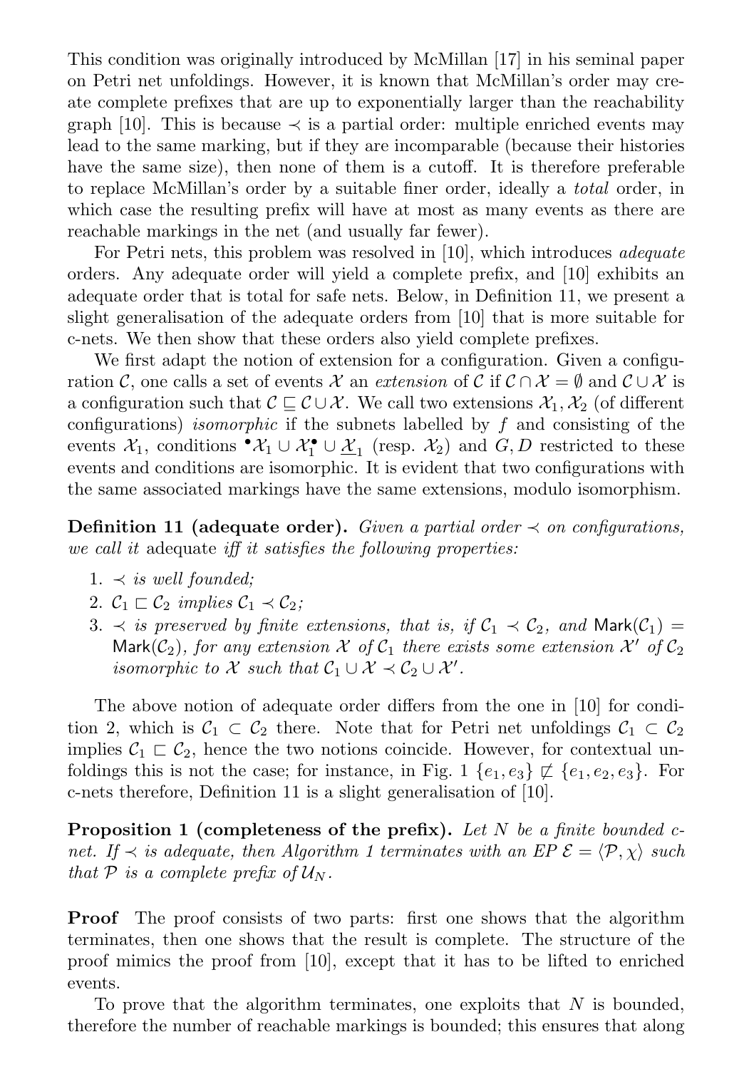This condition was originally introduced by McMillan [17] in his seminal paper on Petri net unfoldings. However, it is known that McMillan's order may create complete prefixes that are up to exponentially larger than the reachability graph [10]. This is because $\prec$ is a partial order: multiple enriched events may lead to the same marking, but if they are incomparable (because their histories have the same size), then none of them is a cutoff. It is therefore preferable to replace McMillan's order by a suitable finer order, ideally a *total* order, in which case the resulting prefix will have at most as many events as there are reachable markings in the net (and usually far fewer).

For Petri nets, this problem was resolved in [10], which introduces *adequate* orders. Any adequate order will yield a complete prefix, and [10] exhibits an adequate order that is total for safe nets. Below, in Definition 11, we present a slight generalisation of the adequate orders from [10] that is more suitable for c-nets. We then show that these orders also yield complete prefixes.

We first adapt the notion of extension for a configuration. Given a configuration $\mathcal{C}$, one calls a set of events $\mathcal{X}$ an *extension* of $\mathcal{C}$ if $\mathcal{C} \cap \mathcal{X} = \emptyset$ and $\mathcal{C} \cup \mathcal{X}$ is a configuration such that $\mathcal{C} \sqsubseteq \mathcal{C} \cup \mathcal{X}$. We call two extensions $\mathcal{X}_1, \mathcal{X}_2$ (of different configurations) *isomorphic* if the subnets labelled by $f$ and consisting of the events $\mathcal{X}_1$, conditions ${}^{\bullet}\mathcal{X}_1 \cup \mathcal{X}_1^{\bullet} \cup \underline{\mathcal{X}_1}$ (resp. $\mathcal{X}_2$) and $G, D$ restricted to these events and conditions are isomorphic. It is evident that two configurations with the same associated markings have the same extensions, modulo isomorphism.

**Definition 11 (adequate order).** *Given a partial order $\prec$ on configurations, we call it* adequate *iff it satisfies the following properties:*

1. *$\prec$ is well founded;*
2. *$\mathcal{C}_1 \sqsubset \mathcal{C}_2$ implies $\mathcal{C}_1 \prec \mathcal{C}_2$;*
3. *$\prec$ is preserved by finite extensions, that is, if $\mathcal{C}_1 \prec \mathcal{C}_2$, and $\mathsf{Mark}(\mathcal{C}_1) = \mathsf{Mark}(\mathcal{C}_2)$, for any extension $\mathcal{X}$ of $\mathcal{C}_1$ there exists some extension $\mathcal{X}'$ of $\mathcal{C}_2$ isomorphic to $\mathcal{X}$ such that $\mathcal{C}_1 \cup \mathcal{X} \prec \mathcal{C}_2 \cup \mathcal{X}'$.*

The above notion of adequate order differs from the one in [10] for condition 2, which is $\mathcal{C}_1 \subset \mathcal{C}_2$ there. Note that for Petri net unfoldings $\mathcal{C}_1 \subset \mathcal{C}_2$ implies $\mathcal{C}_1 \sqsubset \mathcal{C}_2$, hence the two notions coincide. However, for contextual unfoldings this is not the case; for instance, in Fig. 1 $\{e_1, e_3\} \not\sqsubseteq \{e_1, e_2, e_3\}$. For c-nets therefore, Definition 11 is a slight generalisation of [10].

**Proposition 1 (completeness of the prefix).** *Let $N$ be a finite bounded c-net. If $\prec$ is adequate, then Algorithm 1 terminates with an EP $\mathcal{E} = \langle \mathcal{P}, \chi \rangle$ such that $\mathcal{P}$ is a complete prefix of $\mathcal{U}_N$.*

**Proof** The proof consists of two parts: first one shows that the algorithm terminates, then one shows that the result is complete. The structure of the proof mimics the proof from [10], except that it has to be lifted to enriched events.

To prove that the algorithm terminates, one exploits that $N$ is bounded, therefore the number of reachable markings is bounded; this ensures that along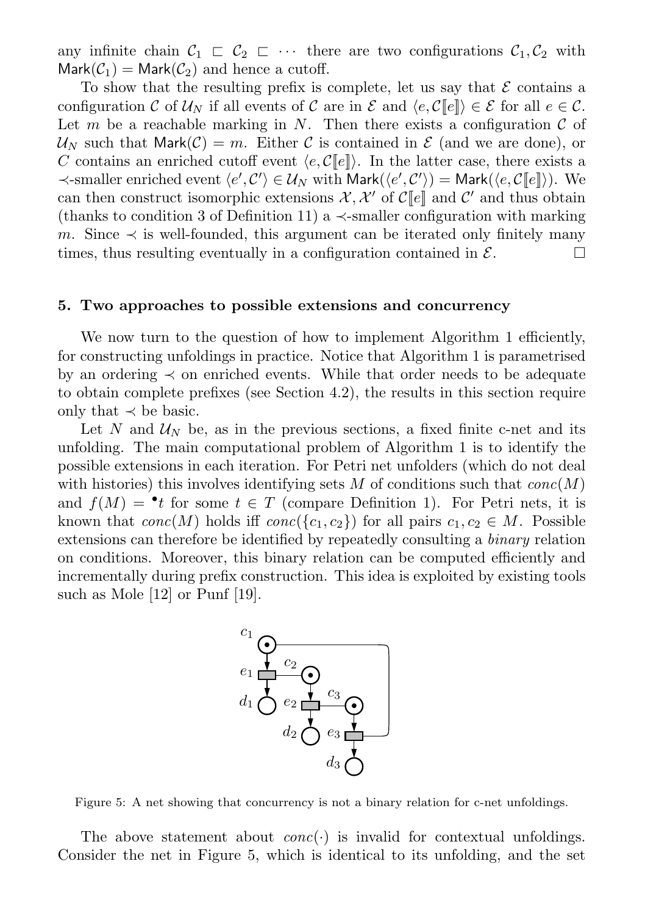any infinite chain $\mathcal{C}_1 \sqsubset \mathcal{C}_2 \sqsubset \cdots$ there are two configurations $\mathcal{C}_1, \mathcal{C}_2$ with $\mathsf{Mark}(\mathcal{C}_1) = \mathsf{Mark}(\mathcal{C}_2)$ and hence a cutoff.

To show that the resulting prefix is complete, let us say that $\mathcal{E}$ contains a configuration $\mathcal{C}$ of $\mathcal{U}_N$ if all events of $\mathcal{C}$ are in $\mathcal{E}$ and $\langle e, \mathcal{C}[\![e]\!]\rangle \in \mathcal{E}$ for all $e \in \mathcal{C}$. Let $m$ be a reachable marking in $N$. Then there exists a configuration $\mathcal{C}$ of $\mathcal{U}_N$ such that $\mathsf{Mark}(\mathcal{C}) = m$. Either $\mathcal{C}$ is contained in $\mathcal{E}$ (and we are done), or $C$ contains an enriched cutoff event $\langle e, \mathcal{C}[\![e]\!]\rangle$. In the latter case, there exists a $\prec$-smaller enriched event $\langle e', \mathcal{C}'\rangle \in \mathcal{U}_N$ with $\mathsf{Mark}(\langle e', \mathcal{C}'\rangle) = \mathsf{Mark}(\langle e, \mathcal{C}[\![e]\!]\rangle)$. We can then construct isomorphic extensions $\mathcal{X}, \mathcal{X}'$ of $\mathcal{C}[\![e]\!]$ and $\mathcal{C}'$ and thus obtain (thanks to condition 3 of Definition 11) a $\prec$-smaller configuration with marking $m$. Since $\prec$ is well-founded, this argument can be iterated only finitely many times, thus resulting eventually in a configuration contained in $\mathcal{E}$. □

## 5. Two approaches to possible extensions and concurrency

We now turn to the question of how to implement Algorithm 1 efficiently, for constructing unfoldings in practice. Notice that Algorithm 1 is parametrised by an ordering $\prec$ on enriched events. While that order needs to be adequate to obtain complete prefixes (see Section 4.2), the results in this section require only that $\prec$ be basic.

Let $N$ and $\mathcal{U}_N$ be, as in the previous sections, a fixed finite c-net and its unfolding. The main computational problem of Algorithm 1 is to identify the possible extensions in each iteration. For Petri net unfolders (which do not deal with histories) this involves identifying sets $M$ of conditions such that $conc(M)$ and $f(M) = {}^\bullet t$ for some $t \in T$ (compare Definition 1). For Petri nets, it is known that $conc(M)$ holds iff $conc(\{c_1, c_2\})$ for all pairs $c_1, c_2 \in M$. Possible extensions can therefore be identified by repeatedly consulting a *binary* relation on conditions. Moreover, this binary relation can be computed efficiently and incrementally during prefix construction. This idea is exploited by existing tools such as Mole [12] or Punf [19].

Figure 5: A net showing that concurrency is not a binary relation for c-net unfoldings.

The above statement about $conc(\cdot)$ is invalid for contextual unfoldings. Consider the net in Figure 5, which is identical to its unfolding, and the set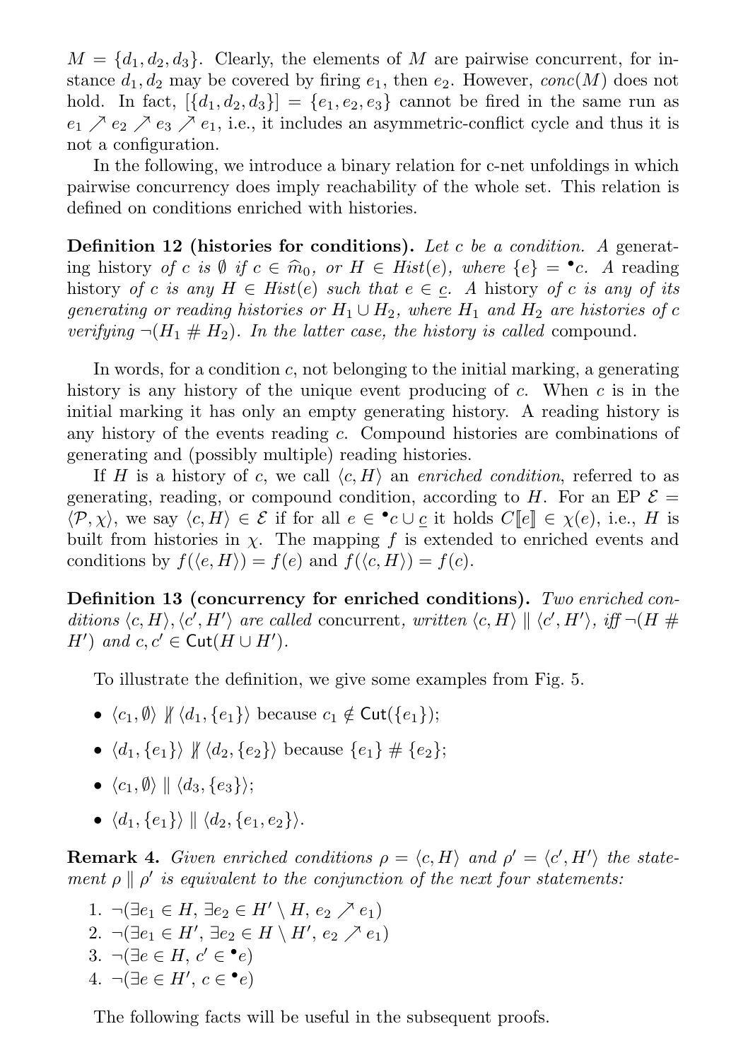$M = \{d_1, d_2, d_3\}$. Clearly, the elements of $M$ are pairwise concurrent, for instance $d_1, d_2$ may be covered by firing $e_1$, then $e_2$. However, $conc(M)$ does not hold. In fact, $[\{d_1, d_2, d_3\}] = \{e_1, e_2, e_3\}$ cannot be fired in the same run as $e_1 \nearrow e_2 \nearrow e_3 \nearrow e_1$, i.e., it includes an asymmetric-conflict cycle and thus it is not a configuration.

In the following, we introduce a binary relation for c-net unfoldings in which pairwise concurrency does imply reachability of the whole set. This relation is defined on conditions enriched with histories.

**Definition 12 (histories for conditions).** *Let $c$ be a condition. A* generating history *of $c$ is $\emptyset$ if $c \in \widehat{m}_0$, or $H \in Hist(e)$, where $\{e\} = {}^\bullet c$. A* reading history *of $c$ is any $H \in Hist(e)$ such that $e \in \underline{c}$. A* history *of $c$ is any of its generating or reading histories or $H_1 \cup H_2$, where $H_1$ and $H_2$ are histories of $c$ verifying $\neg(H_1 \# H_2)$. In the latter case, the history is called* compound*.*

In words, for a condition $c$, not belonging to the initial marking, a generating history is any history of the unique event producing of $c$. When $c$ is in the initial marking it has only an empty generating history. A reading history is any history of the events reading $c$. Compound histories are combinations of generating and (possibly multiple) reading histories.

If $H$ is a history of $c$, we call $\langle c, H \rangle$ an *enriched condition*, referred to as generating, reading, or compound condition, according to $H$. For an EP $\mathcal{E} = \langle \mathcal{P}, \chi \rangle$, we say $\langle c, H \rangle \in \mathcal{E}$ if for all $e \in {}^\bullet c \cup \underline{c}$ it holds $C[\![e]\!] \in \chi(e)$, i.e., $H$ is built from histories in $\chi$. The mapping $f$ is extended to enriched events and conditions by $f(\langle e, H \rangle) = f(e)$ and $f(\langle c, H \rangle) = f(c)$.

**Definition 13 (concurrency for enriched conditions).** *Two enriched conditions $\langle c, H \rangle, \langle c', H' \rangle$ are called* concurrent*, written $\langle c, H \rangle \parallel \langle c', H' \rangle$, iff $\neg(H \# H')$ and $c, c' \in \mathsf{Cut}(H \cup H')$.*

To illustrate the definition, we give some examples from Fig. 5.

- $\langle c_1, \emptyset \rangle \not\parallel \langle d_1, \{e_1\} \rangle$ because $c_1 \notin \mathsf{Cut}(\{e_1\})$;
- $\langle d_1, \{e_1\} \rangle \not\parallel \langle d_2, \{e_2\} \rangle$ because $\{e_1\} \# \{e_2\}$;
- $\langle c_1, \emptyset \rangle \parallel \langle d_3, \{e_3\} \rangle$;
- $\langle d_1, \{e_1\} \rangle \parallel \langle d_2, \{e_1, e_2\} \rangle$.

**Remark 4.** *Given enriched conditions $\rho = \langle c, H \rangle$ and $\rho' = \langle c', H' \rangle$ the statement $\rho \parallel \rho'$ is equivalent to the conjunction of the next four statements:*

1. $\neg(\exists e_1 \in H, \exists e_2 \in H' \setminus H, e_2 \nearrow e_1)$
2. $\neg(\exists e_1 \in H', \exists e_2 \in H \setminus H', e_2 \nearrow e_1)$
3. $\neg(\exists e \in H, c' \in {}^\bullet e)$
4. $\neg(\exists e \in H', c \in {}^\bullet e)$

The following facts will be useful in the subsequent proofs.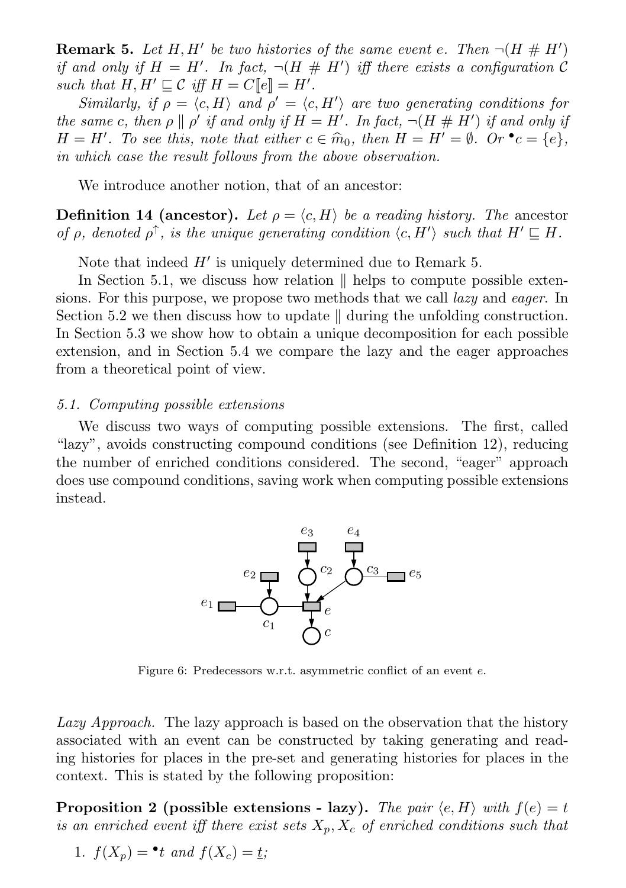**Remark 5.** *Let $H, H'$ be two histories of the same event $e$. Then $\neg(H \# H')$ if and only if $H = H'$. In fact, $\neg(H \# H')$ iff there exists a configuration $\mathcal{C}$ such that $H, H' \sqsubseteq \mathcal{C}$ iff $H = C[\![e]\!] = H'$.*

*Similarly, if $\rho = \langle c, H \rangle$ and $\rho' = \langle c, H' \rangle$ are two generating conditions for the same $c$, then $\rho \parallel \rho'$ if and only if $H = H'$. In fact, $\neg(H \# H')$ if and only if $H = H'$. To see this, note that either $c \in \widehat{m}_0$, then $H = H' = \emptyset$. Or ${}^\bullet c = \{e\}$, in which case the result follows from the above observation.*

We introduce another notion, that of an ancestor:

**Definition 14 (ancestor).** *Let $\rho = \langle c, H \rangle$ be a reading history. The* ancestor *of $\rho$, denoted $\rho^\uparrow$, is the unique generating condition $\langle c, H' \rangle$ such that $H' \sqsubseteq H$.*

Note that indeed $H'$ is uniquely determined due to Remark 5.

In Section 5.1, we discuss how relation $\parallel$ helps to compute possible extensions. For this purpose, we propose two methods that we call *lazy* and *eager*. In Section 5.2 we then discuss how to update $\parallel$ during the unfolding construction. In Section 5.3 we show how to obtain a unique decomposition for each possible extension, and in Section 5.4 we compare the lazy and the eager approaches from a theoretical point of view.

*5.1. Computing possible extensions*

We discuss two ways of computing possible extensions. The first, called "lazy", avoids constructing compound conditions (see Definition 12), reducing the number of enriched conditions considered. The second, "eager" approach does use compound conditions, saving work when computing possible extensions instead.

Figure 6: Predecessors w.r.t. asymmetric conflict of an event $e$.

*Lazy Approach.* The lazy approach is based on the observation that the history associated with an event can be constructed by taking generating and reading histories for places in the pre-set and generating histories for places in the context. This is stated by the following proposition:

**Proposition 2 (possible extensions - lazy).** *The pair $\langle e, H \rangle$ with $f(e) = t$ is an enriched event iff there exist sets $X_p, X_c$ of enriched conditions such that*

1. *$f(X_p) = {}^\bullet t$ and $f(X_c) = \underline{t}$;*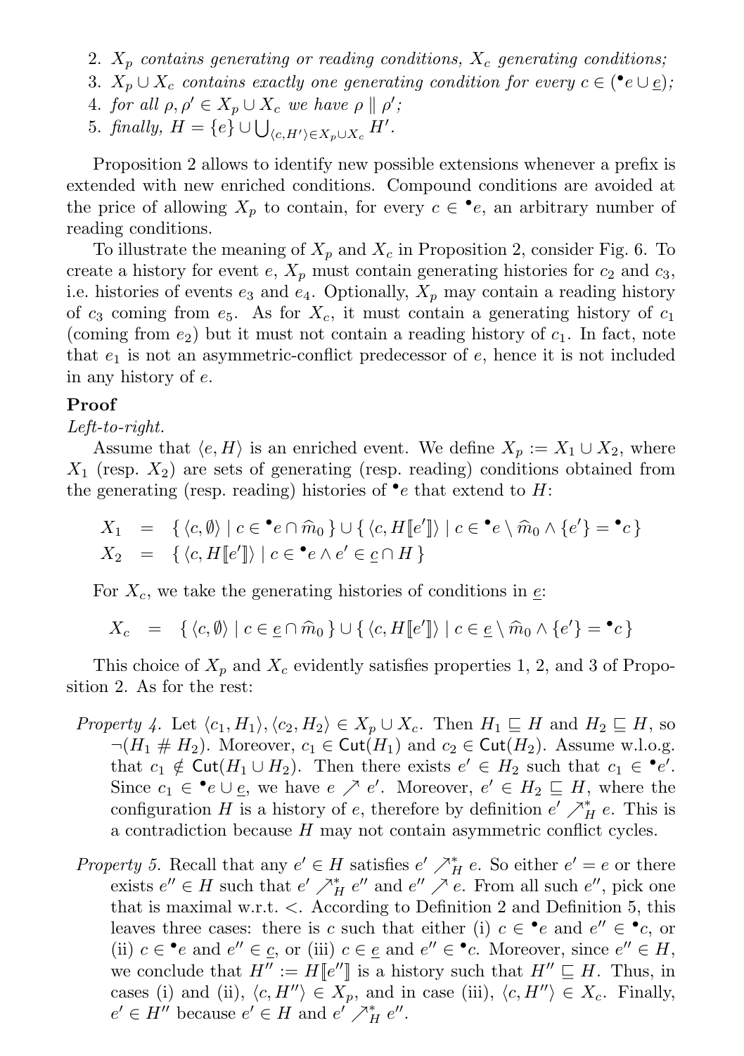2. $X_p$ *contains generating or reading conditions,* $X_c$ *generating conditions;*
3. $X_p \cup X_c$ *contains exactly one generating condition for every* $c \in ({}^\bullet e \cup \underline{e})$*;*
4. *for all* $\rho, \rho' \in X_p \cup X_c$ *we have* $\rho \parallel \rho'$*;*
5. *finally,* $H = \{e\} \cup \bigcup_{\langle c,H' \rangle \in X_p \cup X_c} H'$*.*

Proposition 2 allows to identify new possible extensions whenever a prefix is extended with new enriched conditions. Compound conditions are avoided at the price of allowing $X_p$ to contain, for every $c \in {}^\bullet e$, an arbitrary number of reading conditions.

To illustrate the meaning of $X_p$ and $X_c$ in Proposition 2, consider Fig. 6. To create a history for event $e$, $X_p$ must contain generating histories for $c_2$ and $c_3$, i.e. histories of events $e_3$ and $e_4$. Optionally, $X_p$ may contain a reading history of $c_3$ coming from $e_5$. As for $X_c$, it must contain a generating history of $c_1$ (coming from $e_2$) but it must not contain a reading history of $c_1$. In fact, note that $e_1$ is not an asymmetric-conflict predecessor of $e$, hence it is not included in any history of $e$.

**Proof**

*Left-to-right.*

Assume that $\langle e, H \rangle$ is an enriched event. We define $X_p := X_1 \cup X_2$, where $X_1$ (resp. $X_2$) are sets of generating (resp. reading) conditions obtained from the generating (resp. reading) histories of ${}^\bullet e$ that extend to $H$:

$$
\begin{aligned}
X_1 &= \{ \langle c, \emptyset \rangle \mid c \in {}^\bullet e \cap \widehat{m}_0 \} \cup \{ \langle c, H[\![e']\!] \rangle \mid c \in {}^\bullet e \setminus \widehat{m}_0 \wedge \{e'\} = {}^\bullet c \} \\
X_2 &= \{ \langle c, H[\![e']\!] \rangle \mid c \in {}^\bullet e \wedge e' \in \underline{c} \cap H \}
\end{aligned}
$$

For $X_c$, we take the generating histories of conditions in $\underline{e}$:

$$
X_c = \{ \langle c, \emptyset \rangle \mid c \in \underline{e} \cap \widehat{m}_0 \} \cup \{ \langle c, H[\![e']\!] \rangle \mid c \in \underline{e} \setminus \widehat{m}_0 \wedge \{e'\} = {}^\bullet c \}
$$

This choice of $X_p$ and $X_c$ evidently satisfies properties 1, 2, and 3 of Proposition 2. As for the rest:

*Property 4.* Let $\langle c_1, H_1 \rangle, \langle c_2, H_2 \rangle \in X_p \cup X_c$. Then $H_1 \sqsubseteq H$ and $H_2 \sqsubseteq H$, so $\neg(H_1 \# H_2)$. Moreover, $c_1 \in \mathsf{Cut}(H_1)$ and $c_2 \in \mathsf{Cut}(H_2)$. Assume w.l.o.g. that $c_1 \notin \mathsf{Cut}(H_1 \cup H_2)$. Then there exists $e' \in H_2$ such that $c_1 \in {}^\bullet e'$. Since $c_1 \in {}^\bullet e \cup \underline{e}$, we have $e \nearrow e'$. Moreover, $e' \in H_2 \sqsubseteq H$, where the configuration $H$ is a history of $e$, therefore by definition $e' \nearrow_H^* e$. This is a contradiction because $H$ may not contain asymmetric conflict cycles.

*Property 5.* Recall that any $e' \in H$ satisfies $e' \nearrow_H^* e$. So either $e' = e$ or there exists $e'' \in H$ such that $e' \nearrow_H^* e''$ and $e'' \nearrow e$. From all such $e''$, pick one that is maximal w.r.t. $<$. According to Definition 2 and Definition 5, this leaves three cases: there is $c$ such that either (i) $c \in {}^\bullet e$ and $e'' \in {}^\bullet c$, or (ii) $c \in {}^\bullet e$ and $e'' \in \underline{c}$, or (iii) $c \in \underline{e}$ and $e'' \in {}^\bullet c$. Moreover, since $e'' \in H$, we conclude that $H'' := H[\![e'']\!]$ is a history such that $H'' \sqsubseteq H$. Thus, in cases (i) and (ii), $\langle c, H'' \rangle \in X_p$, and in case (iii), $\langle c, H'' \rangle \in X_c$. Finally, $e' \in H''$ because $e' \in H$ and $e' \nearrow_H^* e''$.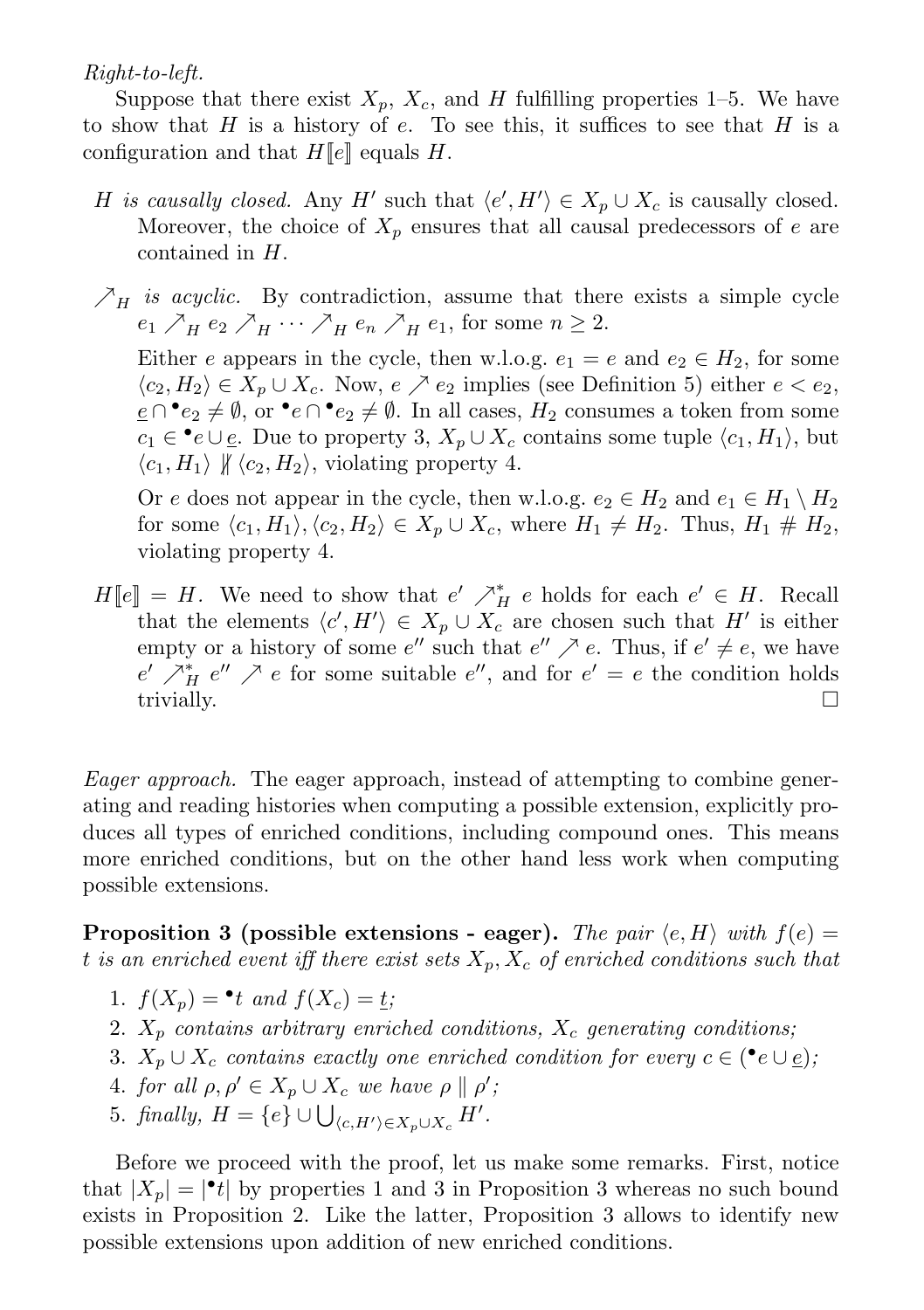*Right-to-left.*

Suppose that there exist $X_p$, $X_c$, and $H$ fulfilling properties 1–5. We have to show that $H$ is a history of $e$. To see this, it suffices to see that $H$ is a configuration and that $H[\![e]\!]$ equals $H$.

- *$H$ is causally closed.* Any $H'$ such that $\langle e', H'\rangle \in X_p \cup X_c$ is causally closed. Moreover, the choice of $X_p$ ensures that all causal predecessors of $e$ are contained in $H$.
- *$\nearrow_H$ is acyclic.* By contradiction, assume that there exists a simple cycle $e_1 \nearrow_H e_2 \nearrow_H \cdots \nearrow_H e_n \nearrow_H e_1$, for some $n \geq 2$.

  Either $e$ appears in the cycle, then w.l.o.g. $e_1 = e$ and $e_2 \in H_2$, for some $\langle c_2, H_2\rangle \in X_p \cup X_c$. Now, $e \nearrow e_2$ implies (see Definition 5) either $e < e_2$, $\underline{e} \cap {}^\bullet e_2 \neq \emptyset$, or ${}^\bullet e \cap {}^\bullet e_2 \neq \emptyset$. In all cases, $H_2$ consumes a token from some $c_1 \in {}^\bullet e \cup \underline{e}$. Due to property 3, $X_p \cup X_c$ contains some tuple $\langle c_1, H_1\rangle$, but $\langle c_1, H_1\rangle \nparallel \langle c_2, H_2\rangle$, violating property 4.

  Or $e$ does not appear in the cycle, then w.l.o.g. $e_2 \in H_2$ and $e_1 \in H_1 \setminus H_2$ for some $\langle c_1, H_1\rangle, \langle c_2, H_2\rangle \in X_p \cup X_c$, where $H_1 \neq H_2$. Thus, $H_1 \# H_2$, violating property 4.
- *$H[\![e]\!] = H$.* We need to show that $e' \nearrow_H^* e$ holds for each $e' \in H$. Recall that the elements $\langle c', H'\rangle \in X_p \cup X_c$ are chosen such that $H'$ is either empty or a history of some $e''$ such that $e'' \nearrow e$. Thus, if $e' \neq e$, we have $e' \nearrow_H^* e'' \nearrow e$ for some suitable $e''$, and for $e' = e$ the condition holds trivially. □

*Eager approach.* The eager approach, instead of attempting to combine generating and reading histories when computing a possible extension, explicitly produces all types of enriched conditions, including compound ones. This means more enriched conditions, but on the other hand less work when computing possible extensions.

**Proposition 3 (possible extensions - eager).** *The pair $\langle e, H\rangle$ with $f(e) = t$ is an enriched event iff there exist sets $X_p, X_c$ of enriched conditions such that*

1. *$f(X_p) = {}^\bullet t$ and $f(X_c) = \underline{t}$;*
2. *$X_p$ contains arbitrary enriched conditions, $X_c$ generating conditions;*
3. *$X_p \cup X_c$ contains exactly one enriched condition for every $c \in ({}^\bullet e \cup \underline{e})$;*
4. *for all $\rho, \rho' \in X_p \cup X_c$ we have $\rho \parallel \rho'$;*
5. *finally, $H = \{e\} \cup \bigcup_{\langle c, H'\rangle \in X_p \cup X_c} H'$.*

Before we proceed with the proof, let us make some remarks. First, notice that $|X_p| = |{}^\bullet t|$ by properties 1 and 3 in Proposition 3 whereas no such bound exists in Proposition 2. Like the latter, Proposition 3 allows to identify new possible extensions upon addition of new enriched conditions.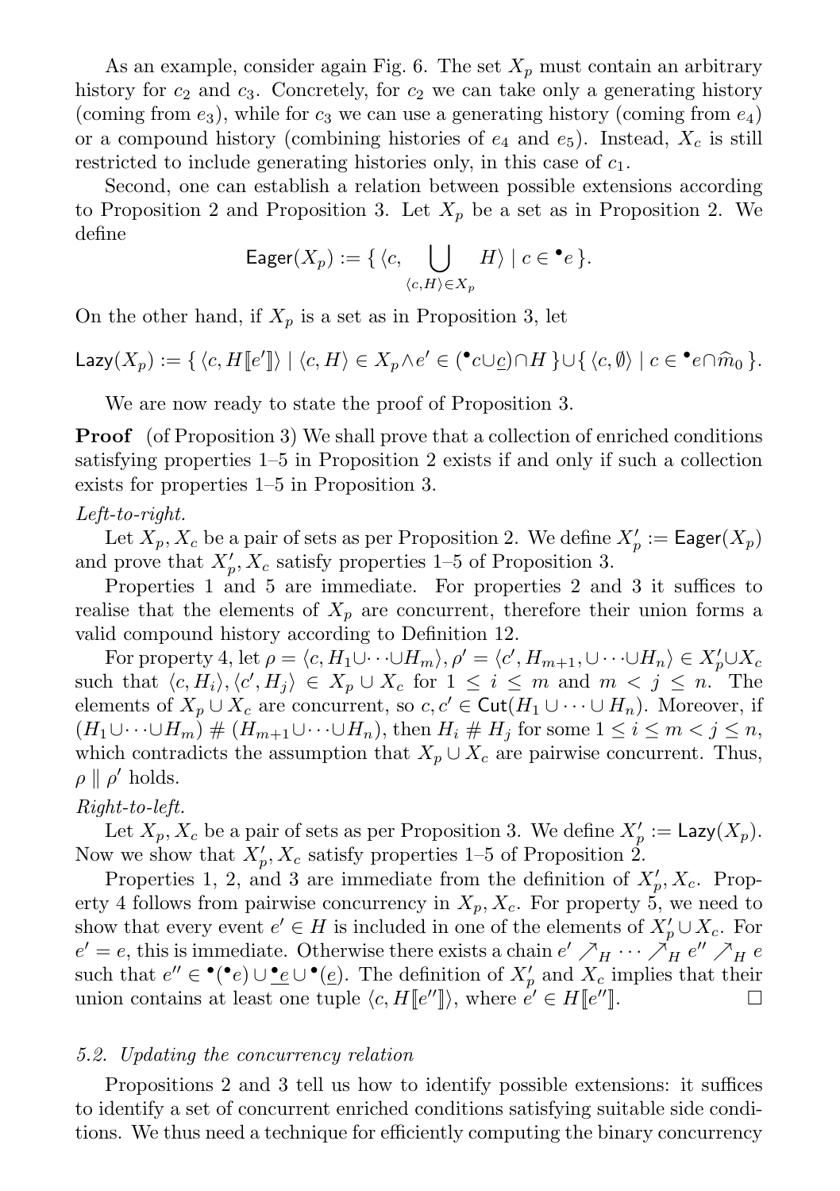As an example, consider again Fig. 6. The set $X_p$ must contain an arbitrary history for $c_2$ and $c_3$. Concretely, for $c_2$ we can take only a generating history (coming from $e_3$), while for $c_3$ we can use a generating history (coming from $e_4$) or a compound history (combining histories of $e_4$ and $e_5$). Instead, $X_c$ is still restricted to include generating histories only, in this case of $c_1$.

Second, one can establish a relation between possible extensions according to Proposition 2 and Proposition 3. Let $X_p$ be a set as in Proposition 2. We define

$$\mathsf{Eager}(X_p) := \{\, \langle c, \bigcup_{\langle c,H\rangle \in X_p} H \rangle \mid c \in {}^\bullet e \,\}.$$

On the other hand, if $X_p$ is a set as in Proposition 3, let

$$\mathsf{Lazy}(X_p) := \{\, \langle c, H[\![e']\!]\rangle \mid \langle c, H\rangle \in X_p \wedge e' \in ({}^\bullet c \cup \underline{c}) \cap H \,\} \cup \{\, \langle c, \emptyset\rangle \mid c \in {}^\bullet e \cap \widehat{m}_0 \,\}.$$

We are now ready to state the proof of Proposition 3.

**Proof** (of Proposition 3) We shall prove that a collection of enriched conditions satisfying properties 1–5 in Proposition 2 exists if and only if such a collection exists for properties 1–5 in Proposition 3.

*Left-to-right.*

Let $X_p, X_c$ be a pair of sets as per Proposition 2. We define $X_p' := \mathsf{Eager}(X_p)$ and prove that $X_p', X_c$ satisfy properties 1–5 of Proposition 3.

Properties 1 and 5 are immediate. For properties 2 and 3 it suffices to realise that the elements of $X_p$ are concurrent, therefore their union forms a valid compound history according to Definition 12.

For property 4, let $\rho = \langle c, H_1 \cup \cdots \cup H_m\rangle, \rho' = \langle c', H_{m+1}, \cup \cdots \cup H_n\rangle \in X_p' \cup X_c$ such that $\langle c, H_i\rangle, \langle c', H_j\rangle \in X_p \cup X_c$ for $1 \le i \le m$ and $m < j \le n$. The elements of $X_p \cup X_c$ are concurrent, so $c, c' \in \mathsf{Cut}(H_1 \cup \cdots \cup H_n)$. Moreover, if $(H_1 \cup \cdots \cup H_m) \,\#\, (H_{m+1} \cup \cdots \cup H_n)$, then $H_i \,\#\, H_j$ for some $1 \le i \le m < j \le n$, which contradicts the assumption that $X_p \cup X_c$ are pairwise concurrent. Thus, $\rho \parallel \rho'$ holds.

*Right-to-left.*

Let $X_p, X_c$ be a pair of sets as per Proposition 3. We define $X_p' := \mathsf{Lazy}(X_p)$. Now we show that $X_p', X_c$ satisfy properties 1–5 of Proposition 2.

Properties 1, 2, and 3 are immediate from the definition of $X_p', X_c$. Property 4 follows from pairwise concurrency in $X_p, X_c$. For property 5, we need to show that every event $e' \in H$ is included in one of the elements of $X_p' \cup X_c$. For $e' = e$, this is immediate. Otherwise there exists a chain $e' \nearrow_H \cdots \nearrow_H e'' \nearrow_H e$ such that $e'' \in {}^\bullet({}^\bullet e) \cup {}^\bullet\underline{e} \cup {}^\bullet(\underline{e})$. The definition of $X_p'$ and $X_c$ implies that their union contains at least one tuple $\langle c, H[\![e'']\!]\rangle$, where $e' \in H[\![e'']\!]$. □

### 5.2. Updating the concurrency relation

Propositions 2 and 3 tell us how to identify possible extensions: it suffices to identify a set of concurrent enriched conditions satisfying suitable side conditions. We thus need a technique for efficiently computing the binary concurrency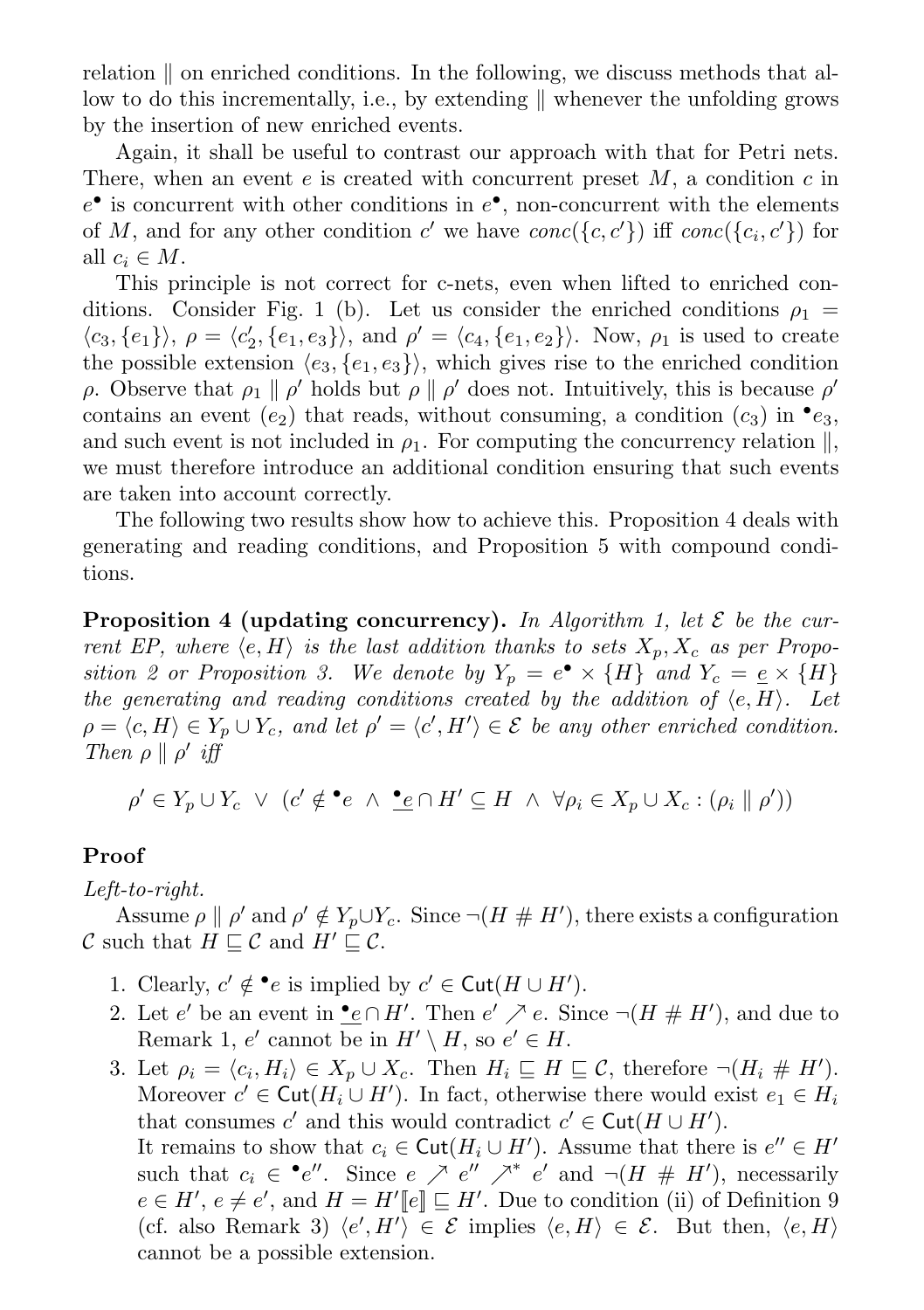relation $\parallel$ on enriched conditions. In the following, we discuss methods that allow to do this incrementally, i.e., by extending $\parallel$ whenever the unfolding grows by the insertion of new enriched events.

Again, it shall be useful to contrast our approach with that for Petri nets. There, when an event $e$ is created with concurrent preset $M$, a condition $c$ in $e^\bullet$ is concurrent with other conditions in $e^\bullet$, non-concurrent with the elements of $M$, and for any other condition $c'$ we have $conc(\{c, c'\})$ iff $conc(\{c_i, c'\})$ for all $c_i \in M$.

This principle is not correct for c-nets, even when lifted to enriched conditions. Consider Fig. 1 (b). Let us consider the enriched conditions $\rho_1 = \langle c_3, \{e_1\}\rangle$, $\rho = \langle c_2', \{e_1, e_3\}\rangle$, and $\rho' = \langle c_4, \{e_1, e_2\}\rangle$. Now, $\rho_1$ is used to create the possible extension $\langle e_3, \{e_1, e_3\}\rangle$, which gives rise to the enriched condition $\rho$. Observe that $\rho_1 \parallel \rho'$ holds but $\rho \parallel \rho'$ does not. Intuitively, this is because $\rho'$ contains an event ($e_2$) that reads, without consuming, a condition ($c_3$) in ${}^\bullet e_3$, and such event is not included in $\rho_1$. For computing the concurrency relation $\parallel$, we must therefore introduce an additional condition ensuring that such events are taken into account correctly.

The following two results show how to achieve this. Proposition 4 deals with generating and reading conditions, and Proposition 5 with compound conditions.

**Proposition 4 (updating concurrency).** *In Algorithm 1, let $\mathcal{E}$ be the current EP, where $\langle e, H\rangle$ is the last addition thanks to sets $X_p, X_c$ as per Proposition 2 or Proposition 3. We denote by $Y_p = e^\bullet \times \{H\}$ and $Y_c = \underline{e} \times \{H\}$ the generating and reading conditions created by the addition of $\langle e, H\rangle$. Let $\rho = \langle c, H\rangle \in Y_p \cup Y_c$, and let $\rho' = \langle c', H'\rangle \in \mathcal{E}$ be any other enriched condition. Then $\rho \parallel \rho'$ iff*

$$\rho' \in Y_p \cup Y_c \;\vee\; (c' \notin {}^\bullet e \;\wedge\; \underline{{}^\bullet e} \cap H' \subseteq H \;\wedge\; \forall \rho_i \in X_p \cup X_c : (\rho_i \parallel \rho'))$$

**Proof**

*Left-to-right.*

Assume $\rho \parallel \rho'$ and $\rho' \notin Y_p \cup Y_c$. Since $\neg(H \# H')$, there exists a configuration $\mathcal{C}$ such that $H \sqsubseteq \mathcal{C}$ and $H' \sqsubseteq \mathcal{C}$.

1. Clearly, $c' \notin {}^\bullet e$ is implied by $c' \in \mathsf{Cut}(H \cup H')$.
2. Let $e'$ be an event in $\underline{{}^\bullet e} \cap H'$. Then $e' \nearrow e$. Since $\neg(H \# H')$, and due to Remark 1, $e'$ cannot be in $H' \setminus H$, so $e' \in H$.
3. Let $\rho_i = \langle c_i, H_i\rangle \in X_p \cup X_c$. Then $H_i \sqsubseteq H \sqsubseteq \mathcal{C}$, therefore $\neg(H_i \# H')$. Moreover $c' \in \mathsf{Cut}(H_i \cup H')$. In fact, otherwise there would exist $e_1 \in H_i$ that consumes $c'$ and this would contradict $c' \in \mathsf{Cut}(H \cup H')$.
   It remains to show that $c_i \in \mathsf{Cut}(H_i \cup H')$. Assume that there is $e'' \in H'$ such that $c_i \in {}^\bullet e''$. Since $e \nearrow e'' \nearrow^* e'$ and $\neg(H \# H')$, necessarily $e \in H'$, $e \neq e'$, and $H = H'[\![e]\!] \sqsubseteq H'$. Due to condition (ii) of Definition 9 (cf. also Remark 3) $\langle e', H'\rangle \in \mathcal{E}$ implies $\langle e, H\rangle \in \mathcal{E}$. But then, $\langle e, H\rangle$ cannot be a possible extension.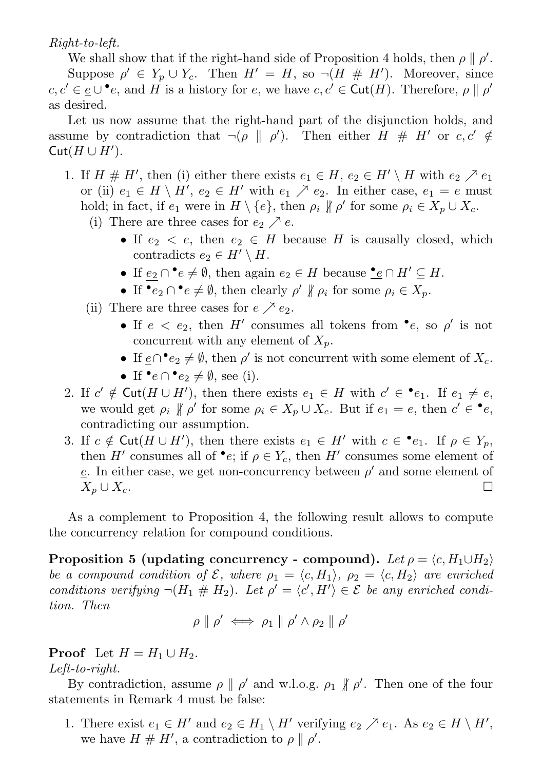*Right-to-left.*

We shall show that if the right-hand side of Proposition 4 holds, then $\rho \parallel \rho'$.

Suppose $\rho' \in Y_p \cup Y_c$. Then $H' = H$, so $\neg(H \# H')$. Moreover, since $c, c' \in \underline{e} \cup {}^\bullet e$, and $H$ is a history for $e$, we have $c, c' \in \mathsf{Cut}(H)$. Therefore, $\rho \parallel \rho'$ as desired.

Let us now assume that the right-hand part of the disjunction holds, and assume by contradiction that $\neg(\rho \parallel \rho')$. Then either $H \# H'$ or $c, c' \notin \mathsf{Cut}(H \cup H')$.

1. If $H \# H'$, then (i) either there exists $e_1 \in H$, $e_2 \in H' \setminus H$ with $e_2 \nearrow e_1$ or (ii) $e_1 \in H \setminus H'$, $e_2 \in H'$ with $e_1 \nearrow e_2$. In either case, $e_1 = e$ must hold; in fact, if $e_1$ were in $H \setminus \{e\}$, then $\rho_i \not\parallel \rho'$ for some $\rho_i \in X_p \cup X_c$.
   (i) There are three cases for $e_2 \nearrow e$.
   - If $e_2 < e$, then $e_2 \in H$ because $H$ is causally closed, which contradicts $e_2 \in H' \setminus H$.
   - If $\underline{e_2} \cap {}^\bullet e \neq \emptyset$, then again $e_2 \in H$ because $\underline{{}^\bullet e} \cap H' \subseteq H$.
   - If ${}^\bullet e_2 \cap {}^\bullet e \neq \emptyset$, then clearly $\rho' \not\parallel \rho_i$ for some $\rho_i \in X_p$.

   (ii) There are three cases for $e \nearrow e_2$.
   - If $e < e_2$, then $H'$ consumes all tokens from ${}^\bullet e$, so $\rho'$ is not concurrent with any element of $X_p$.
   - If $\underline{e} \cap {}^\bullet e_2 \neq \emptyset$, then $\rho'$ is not concurrent with some element of $X_c$.
   - If ${}^\bullet e \cap {}^\bullet e_2 \neq \emptyset$, see (i).
2. If $c' \notin \mathsf{Cut}(H \cup H')$, then there exists $e_1 \in H$ with $c' \in {}^\bullet e_1$. If $e_1 \neq e$, we would get $\rho_i \not\parallel \rho'$ for some $\rho_i \in X_p \cup X_c$. But if $e_1 = e$, then $c' \in {}^\bullet e$, contradicting our assumption.
3. If $c \notin \mathsf{Cut}(H \cup H')$, then there exists $e_1 \in H'$ with $c \in {}^\bullet e_1$. If $\rho \in Y_p$, then $H'$ consumes all of ${}^\bullet e$; if $\rho \in Y_c$, then $H'$ consumes some element of $\underline{e}$. In either case, we get non-concurrency between $\rho'$ and some element of $X_p \cup X_c$. $\square$

As a complement to Proposition 4, the following result allows to compute the concurrency relation for compound conditions.

**Proposition 5 (updating concurrency - compound).** *Let $\rho = \langle c, H_1 \cup H_2 \rangle$ be a compound condition of $\mathcal{E}$, where $\rho_1 = \langle c, H_1 \rangle$, $\rho_2 = \langle c, H_2 \rangle$ are enriched conditions verifying $\neg(H_1 \# H_2)$. Let $\rho' = \langle c', H' \rangle \in \mathcal{E}$ be any enriched condition. Then*

$$\rho \parallel \rho' \iff \rho_1 \parallel \rho' \wedge \rho_2 \parallel \rho'$$

**Proof** Let $H = H_1 \cup H_2$.

*Left-to-right.*

By contradiction, assume $\rho \parallel \rho'$ and w.l.o.g. $\rho_1 \not\parallel \rho'$. Then one of the four statements in Remark 4 must be false:

1. There exist $e_1 \in H'$ and $e_2 \in H_1 \setminus H'$ verifying $e_2 \nearrow e_1$. As $e_2 \in H \setminus H'$, we have $H \# H'$, a contradiction to $\rho \parallel \rho'$.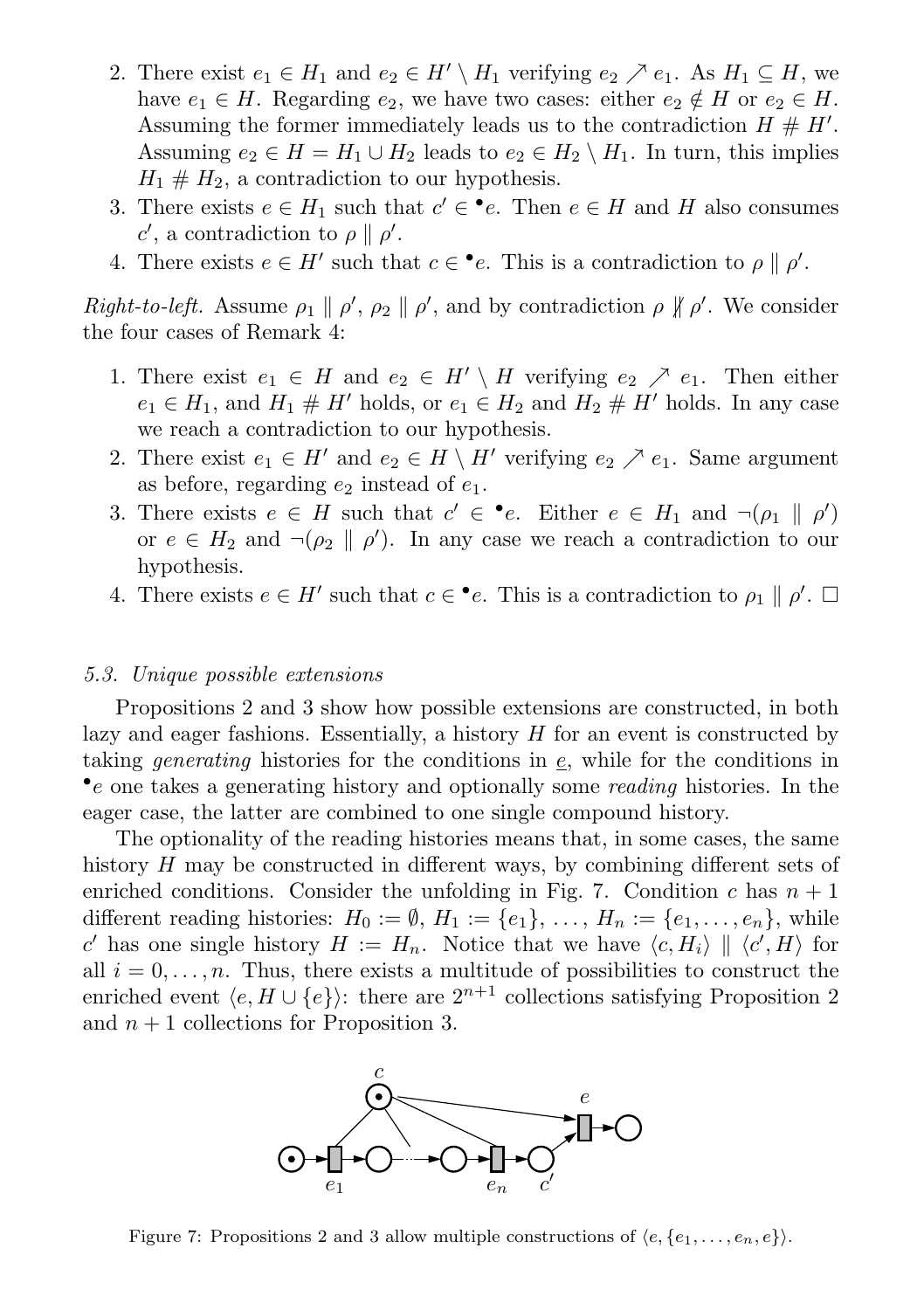2. There exist $e_1 \in H_1$ and $e_2 \in H' \setminus H_1$ verifying $e_2 \nearrow e_1$. As $H_1 \subseteq H$, we have $e_1 \in H$. Regarding $e_2$, we have two cases: either $e_2 \notin H$ or $e_2 \in H$. Assuming the former immediately leads us to the contradiction $H \# H'$. Assuming $e_2 \in H = H_1 \cup H_2$ leads to $e_2 \in H_2 \setminus H_1$. In turn, this implies $H_1 \# H_2$, a contradiction to our hypothesis.
3. There exists $e \in H_1$ such that $c' \in {}^\bullet e$. Then $e \in H$ and $H$ also consumes $c'$, a contradiction to $\rho \parallel \rho'$.
4. There exists $e \in H'$ such that $c \in {}^\bullet e$. This is a contradiction to $\rho \parallel \rho'$.

*Right-to-left.* Assume $\rho_1 \parallel \rho'$, $\rho_2 \parallel \rho'$, and by contradiction $\rho \not\parallel \rho'$. We consider the four cases of Remark 4:

1. There exist $e_1 \in H$ and $e_2 \in H' \setminus H$ verifying $e_2 \nearrow e_1$. Then either $e_1 \in H_1$, and $H_1 \# H'$ holds, or $e_1 \in H_2$ and $H_2 \# H'$ holds. In any case we reach a contradiction to our hypothesis.
2. There exist $e_1 \in H'$ and $e_2 \in H \setminus H'$ verifying $e_2 \nearrow e_1$. Same argument as before, regarding $e_2$ instead of $e_1$.
3. There exists $e \in H$ such that $c' \in {}^\bullet e$. Either $e \in H_1$ and $\neg(\rho_1 \parallel \rho')$ or $e \in H_2$ and $\neg(\rho_2 \parallel \rho')$. In any case we reach a contradiction to our hypothesis.
4. There exists $e \in H'$ such that $c \in {}^\bullet e$. This is a contradiction to $\rho_1 \parallel \rho'$. $\square$

### 5.3. Unique possible extensions

Propositions 2 and 3 show how possible extensions are constructed, in both lazy and eager fashions. Essentially, a history $H$ for an event is constructed by taking *generating* histories for the conditions in $\underline{e}$, while for the conditions in ${}^\bullet e$ one takes a generating history and optionally some *reading* histories. In the eager case, the latter are combined to one single compound history.

The optionality of the reading histories means that, in some cases, the same history $H$ may be constructed in different ways, by combining different sets of enriched conditions. Consider the unfolding in Fig. 7. Condition $c$ has $n+1$ different reading histories: $H_0 := \emptyset$, $H_1 := \{e_1\}$, $\ldots$, $H_n := \{e_1, \ldots, e_n\}$, while $c'$ has one single history $H := H_n$. Notice that we have $\langle c, H_i\rangle \parallel \langle c', H\rangle$ for all $i = 0, \ldots, n$. Thus, there exists a multitude of possibilities to construct the enriched event $\langle e, H \cup \{e\}\rangle$: there are $2^{n+1}$ collections satisfying Proposition 2 and $n+1$ collections for Proposition 3.

Figure 7: Propositions 2 and 3 allow multiple constructions of $\langle e, \{e_1, \ldots, e_n, e\}\rangle$.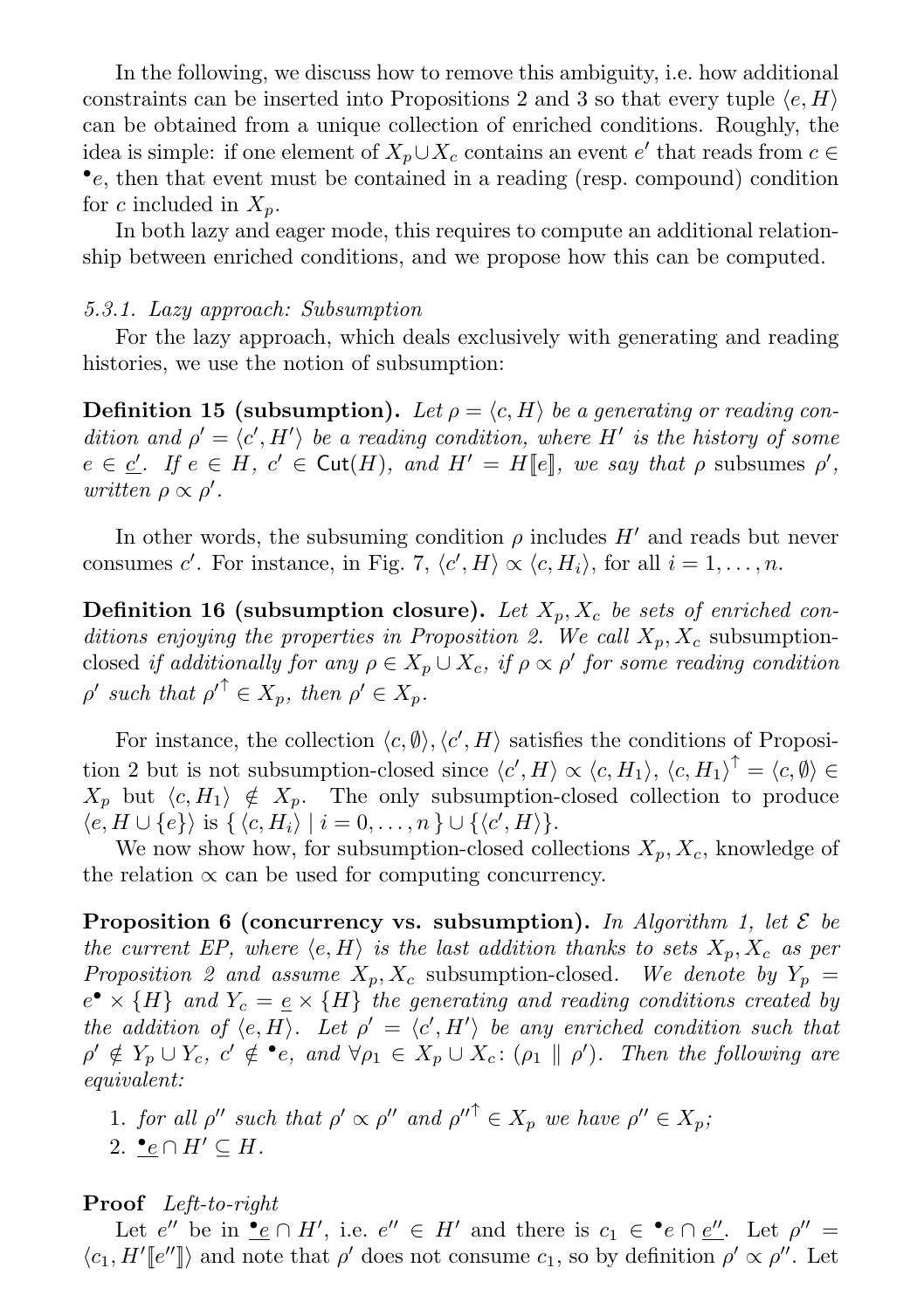In the following, we discuss how to remove this ambiguity, i.e. how additional constraints can be inserted into Propositions 2 and 3 so that every tuple $\langle e, H\rangle$ can be obtained from a unique collection of enriched conditions. Roughly, the idea is simple: if one element of $X_p \cup X_c$ contains an event $e'$ that reads from $c \in {}^\bullet e$, then that event must be contained in a reading (resp. compound) condition for $c$ included in $X_p$.

In both lazy and eager mode, this requires to compute an additional relationship between enriched conditions, and we propose how this can be computed.

### 5.3.1. Lazy approach: Subsumption

For the lazy approach, which deals exclusively with generating and reading histories, we use the notion of subsumption:

**Definition 15 (subsumption).** *Let $\rho = \langle c, H\rangle$ be a generating or reading condition and $\rho' = \langle c', H'\rangle$ be a reading condition, where $H'$ is the history of some $e \in \underline{c'}$. If $e \in H$, $c' \in \mathsf{Cut}(H)$, and $H' = H[\![e]\!]$, we say that $\rho$ subsumes $\rho'$, written $\rho \propto \rho'$.*

In other words, the subsuming condition $\rho$ includes $H'$ and reads but never consumes $c'$. For instance, in Fig. 7, $\langle c', H\rangle \propto \langle c, H_i\rangle$, for all $i = 1, \ldots, n$.

**Definition 16 (subsumption closure).** *Let $X_p, X_c$ be sets of enriched conditions enjoying the properties in Proposition 2. We call $X_p, X_c$ subsumption-closed if additionally for any $\rho \in X_p \cup X_c$, if $\rho \propto \rho'$ for some reading condition $\rho'$ such that ${\rho'}^\uparrow \in X_p$, then $\rho' \in X_p$.*

For instance, the collection $\langle c, \emptyset\rangle, \langle c', H\rangle$ satisfies the conditions of Proposition 2 but is not subsumption-closed since $\langle c', H\rangle \propto \langle c, H_1\rangle$, $\langle c, H_1\rangle^\uparrow = \langle c, \emptyset\rangle \in X_p$ but $\langle c, H_1\rangle \notin X_p$. The only subsumption-closed collection to produce $\langle e, H \cup \{e\}\rangle$ is $\{\, \langle c, H_i\rangle \mid i = 0, \ldots, n \,\} \cup \{\langle c', H\rangle\}$.

We now show how, for subsumption-closed collections $X_p, X_c$, knowledge of the relation $\propto$ can be used for computing concurrency.

**Proposition 6 (concurrency vs. subsumption).** *In Algorithm 1, let $\mathcal{E}$ be the current EP, where $\langle e, H\rangle$ is the last addition thanks to sets $X_p, X_c$ as per Proposition 2 and assume $X_p, X_c$ subsumption-closed. We denote by $Y_p = e^\bullet \times \{H\}$ and $Y_c = \underline{e} \times \{H\}$ the generating and reading conditions created by the addition of $\langle e, H\rangle$. Let $\rho' = \langle c', H'\rangle$ be any enriched condition such that $\rho' \notin Y_p \cup Y_c$, $c' \notin {}^\bullet e$, and $\forall \rho_1 \in X_p \cup X_c \colon (\rho_1 \parallel \rho')$. Then the following are equivalent:*

1. *for all $\rho''$ such that $\rho' \propto \rho''$ and ${\rho''}^\uparrow \in X_p$ we have $\rho'' \in X_p$;*
2. *$\underline{{}^\bullet e} \cap H' \subseteq H$.*

**Proof** *Left-to-right*

Let $e''$ be in $\underline{{}^\bullet e} \cap H'$, i.e. $e'' \in H'$ and there is $c_1 \in {}^\bullet e \cap \underline{e''}$. Let $\rho'' = \langle c_1, H'[\![e'']\!]\rangle$ and note that $\rho'$ does not consume $c_1$, so by definition $\rho' \propto \rho''$. Let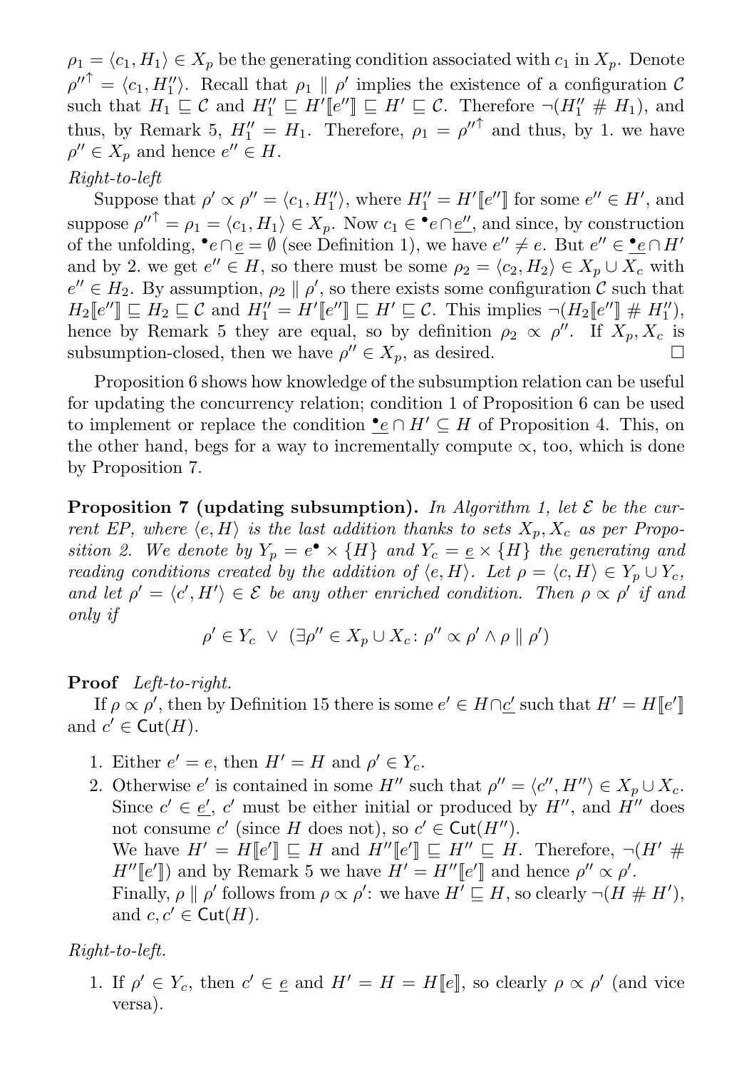$\rho_1 = \langle c_1, H_1 \rangle \in X_p$ be the generating condition associated with $c_1$ in $X_p$. Denote $\rho''^{\uparrow} = \langle c_1, H_1'' \rangle$. Recall that $\rho_1 \parallel \rho'$ implies the existence of a configuration $\mathcal{C}$ such that $H_1 \sqsubseteq \mathcal{C}$ and $H_1'' \sqsubseteq H'[\![e'']\!] \sqsubseteq H' \sqsubseteq \mathcal{C}$. Therefore $\neg(H_1'' \# H_1)$, and thus, by Remark 5, $H_1'' = H_1$. Therefore, $\rho_1 = \rho''^{\uparrow}$ and thus, by 1. we have $\rho'' \in X_p$ and hence $e'' \in H$.

*Right-to-left*

Suppose that $\rho' \propto \rho'' = \langle c_1, H_1'' \rangle$, where $H_1'' = H'[\![e'']\!]$ for some $e'' \in H'$, and suppose $\rho''^{\uparrow} = \rho_1 = \langle c_1, H_1 \rangle \in X_p$. Now $c_1 \in {}^{\bullet}e \cap \underline{e''}$, and since, by construction of the unfolding, ${}^{\bullet}e \cap \underline{e} = \emptyset$ (see Definition 1), we have $e'' \neq e$. But $e'' \in {}^{\bullet}\underline{e} \cap H'$ and by 2. we get $e'' \in H$, so there must be some $\rho_2 = \langle c_2, H_2 \rangle \in X_p \cup X_c$ with $e'' \in H_2$. By assumption, $\rho_2 \parallel \rho'$, so there exists some configuration $\mathcal{C}$ such that $H_2[\![e'']\!] \sqsubseteq H_2 \sqsubseteq \mathcal{C}$ and $H_1'' = H'[\![e'']\!] \sqsubseteq H' \sqsubseteq \mathcal{C}$. This implies $\neg(H_2[\![e'']\!] \# H_1'')$, hence by Remark 5 they are equal, so by definition $\rho_2 \propto \rho''$. If $X_p, X_c$ is subsumption-closed, then we have $\rho'' \in X_p$, as desired. $\square$

Proposition 6 shows how knowledge of the subsumption relation can be useful for updating the concurrency relation; condition 1 of Proposition 6 can be used to implement or replace the condition ${}^{\bullet}\underline{e} \cap H' \subseteq H$ of Proposition 4. This, on the other hand, begs for a way to incrementally compute $\propto$, too, which is done by Proposition 7.

**Proposition 7 (updating subsumption).** *In Algorithm 1, let $\mathcal{E}$ be the current EP, where $\langle e, H \rangle$ is the last addition thanks to sets $X_p, X_c$ as per Proposition 2. We denote by $Y_p = e^{\bullet} \times \{H\}$ and $Y_c = \underline{e} \times \{H\}$ the generating and reading conditions created by the addition of $\langle e, H \rangle$. Let $\rho = \langle c, H \rangle \in Y_p \cup Y_c$, and let $\rho' = \langle c', H' \rangle \in \mathcal{E}$ be any other enriched condition. Then $\rho \propto \rho'$ if and only if*

$$\rho' \in Y_c \ \vee\ (\exists \rho'' \in X_p \cup X_c \colon \rho'' \propto \rho' \wedge \rho \parallel \rho')$$

**Proof** *Left-to-right.*

If $\rho \propto \rho'$, then by Definition 15 there is some $e' \in H \cap \underline{c'}$ such that $H' = H[\![e']\!]$ and $c' \in \mathsf{Cut}(H)$.

1. Either $e' = e$, then $H' = H$ and $\rho' \in Y_c$.
2. Otherwise $e'$ is contained in some $H''$ such that $\rho'' = \langle c'', H'' \rangle \in X_p \cup X_c$. Since $c' \in \underline{e'}$, $c'$ must be either initial or produced by $H''$, and $H''$ does not consume $c'$ (since $H$ does not), so $c' \in \mathsf{Cut}(H'')$.
   We have $H' = H[\![e']\!] \sqsubseteq H$ and $H''[\![e']\!] \sqsubseteq H'' \sqsubseteq H$. Therefore, $\neg(H' \# H''[\![e']\!])$ and by Remark 5 we have $H' = H''[\![e']\!]$ and hence $\rho'' \propto \rho'$.
   Finally, $\rho \parallel \rho'$ follows from $\rho \propto \rho'$: we have $H' \sqsubseteq H$, so clearly $\neg(H \# H')$, and $c, c' \in \mathsf{Cut}(H)$.

*Right-to-left.*

1. If $\rho' \in Y_c$, then $c' \in \underline{e}$ and $H' = H = H[\![e]\!]$, so clearly $\rho \propto \rho'$ (and vice versa).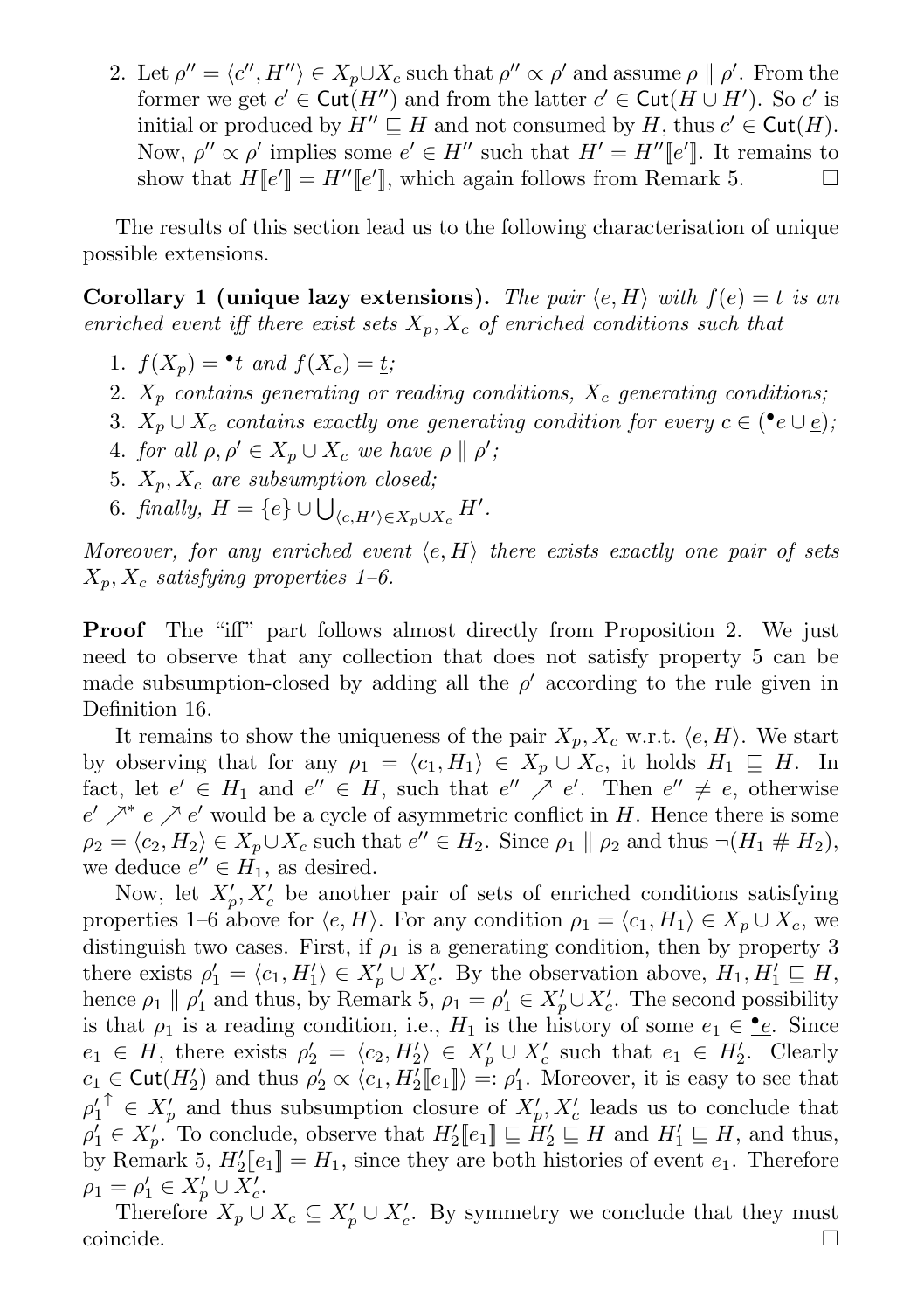2. Let $\rho'' = \langle c'', H'' \rangle \in X_p \cup X_c$ such that $\rho'' \propto \rho'$ and assume $\rho \parallel \rho'$. From the former we get $c' \in \mathsf{Cut}(H'')$ and from the latter $c' \in \mathsf{Cut}(H \cup H')$. So $c'$ is initial or produced by $H'' \sqsubseteq H$ and not consumed by $H$, thus $c' \in \mathsf{Cut}(H)$. Now, $\rho'' \propto \rho'$ implies some $e' \in H''$ such that $H' = H''[\![e']\!]$. It remains to show that $H[\![e']\!] = H''[\![e']\!]$, which again follows from Remark 5. $\square$

The results of this section lead us to the following characterisation of unique possible extensions.

**Corollary 1 (unique lazy extensions).** *The pair $\langle e, H \rangle$ with $f(e) = t$ is an enriched event iff there exist sets $X_p, X_c$ of enriched conditions such that*

1. $f(X_p) = {}^\bullet t$ *and* $f(X_c) = \underline{t}$*;*
2. *$X_p$ contains generating or reading conditions, $X_c$ generating conditions;*
3. *$X_p \cup X_c$ contains exactly one generating condition for every $c \in ({}^\bullet e \cup \underline{e})$;*
4. *for all $\rho, \rho' \in X_p \cup X_c$ we have $\rho \parallel \rho'$;*
5. *$X_p, X_c$ are subsumption closed;*
6. *finally, $H = \{e\} \cup \bigcup_{\langle c, H' \rangle \in X_p \cup X_c} H'$.*

*Moreover, for any enriched event $\langle e, H \rangle$ there exists exactly one pair of sets $X_p, X_c$ satisfying properties 1–6.*

**Proof** The "iff" part follows almost directly from Proposition 2. We just need to observe that any collection that does not satisfy property 5 can be made subsumption-closed by adding all the $\rho'$ according to the rule given in Definition 16.

It remains to show the uniqueness of the pair $X_p, X_c$ w.r.t. $\langle e, H \rangle$. We start by observing that for any $\rho_1 = \langle c_1, H_1 \rangle \in X_p \cup X_c$, it holds $H_1 \sqsubseteq H$. In fact, let $e' \in H_1$ and $e'' \in H$, such that $e'' \nearrow e'$. Then $e'' \neq e$, otherwise $e' \nearrow^* e \nearrow e'$ would be a cycle of asymmetric conflict in $H$. Hence there is some $\rho_2 = \langle c_2, H_2 \rangle \in X_p \cup X_c$ such that $e'' \in H_2$. Since $\rho_1 \parallel \rho_2$ and thus $\neg(H_1 \# H_2)$, we deduce $e'' \in H_1$, as desired.

Now, let $X_p', X_c'$ be another pair of sets of enriched conditions satisfying properties 1–6 above for $\langle e, H \rangle$. For any condition $\rho_1 = \langle c_1, H_1 \rangle \in X_p \cup X_c$, we distinguish two cases. First, if $\rho_1$ is a generating condition, then by property 3 there exists $\rho_1' = \langle c_1, H_1' \rangle \in X_p' \cup X_c'$. By the observation above, $H_1, H_1' \sqsubseteq H$, hence $\rho_1 \parallel \rho_1'$ and thus, by Remark 5, $\rho_1 = \rho_1' \in X_p' \cup X_c'$. The second possibility is that $\rho_1$ is a reading condition, i.e., $H_1$ is the history of some $e_1 \in \underline{{}^\bullet e}$. Since $e_1 \in H$, there exists $\rho_2' = \langle c_2, H_2' \rangle \in X_p' \cup X_c'$ such that $e_1 \in H_2'$. Clearly $c_1 \in \mathsf{Cut}(H_2')$ and thus $\rho_2' \propto \langle c_1, H_2'[\![e_1]\!] \rangle =: \rho_1'$. Moreover, it is easy to see that $\rho_1'^{\uparrow} \in X_p'$ and thus subsumption closure of $X_p', X_c'$ leads us to conclude that $\rho_1' \in X_p'$. To conclude, observe that $H_2'[\![e_1]\!] \sqsubseteq H_2' \sqsubseteq H$ and $H_1' \sqsubseteq H$, and thus, by Remark 5, $H_2'[\![e_1]\!] = H_1$, since they are both histories of event $e_1$. Therefore $\rho_1 = \rho_1' \in X_p' \cup X_c'$.

Therefore $X_p \cup X_c \subseteq X_p' \cup X_c'$. By symmetry we conclude that they must coincide. $\square$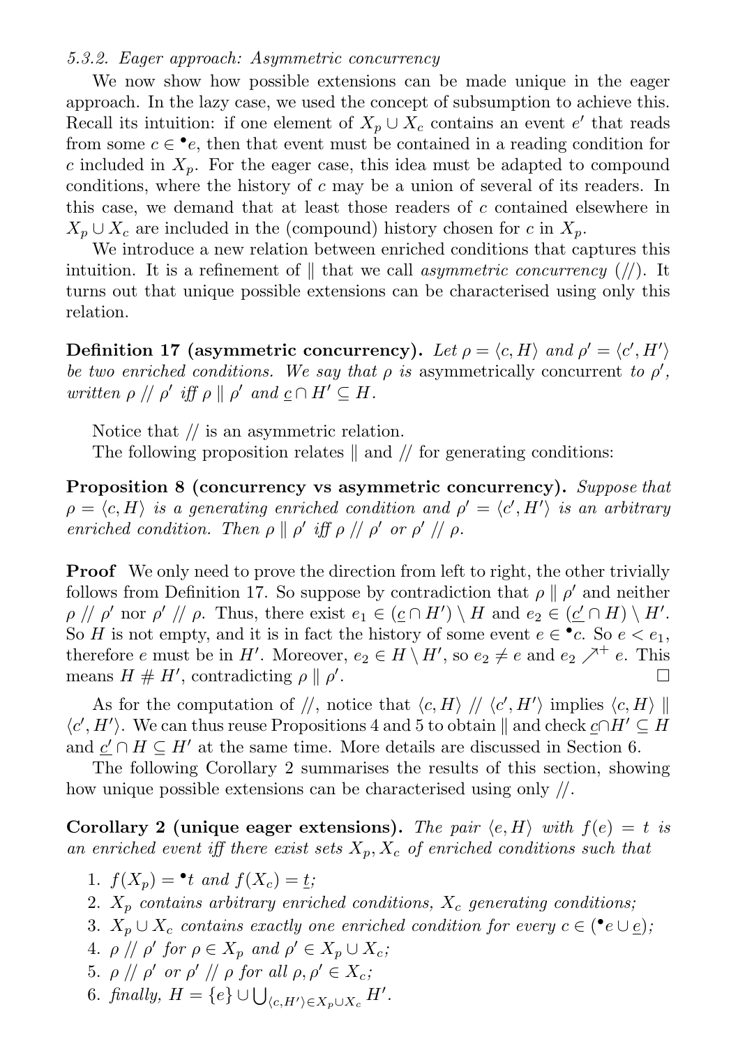*5.3.2. Eager approach: Asymmetric concurrency*

We now show how possible extensions can be made unique in the eager approach. In the lazy case, we used the concept of subsumption to achieve this. Recall its intuition: if one element of $X_p \cup X_c$ contains an event $e'$ that reads from some $c \in {}^\bullet e$, then that event must be contained in a reading condition for $c$ included in $X_p$. For the eager case, this idea must be adapted to compound conditions, where the history of $c$ may be a union of several of its readers. In this case, we demand that at least those readers of $c$ contained elsewhere in $X_p \cup X_c$ are included in the (compound) history chosen for $c$ in $X_p$.

We introduce a new relation between enriched conditions that captures this intuition. It is a refinement of $\parallel$ that we call *asymmetric concurrency* ($/\!/$). It turns out that unique possible extensions can be characterised using only this relation.

**Definition 17 (asymmetric concurrency).** *Let $\rho = \langle c, H \rangle$ and $\rho' = \langle c', H' \rangle$ be two enriched conditions. We say that $\rho$ is* asymmetrically concurrent *to $\rho'$, written $\rho \;/\!/\; \rho'$ iff $\rho \parallel \rho'$ and $\underline{c} \cap H' \subseteq H$.*

Notice that $/\!/$ is an asymmetric relation.

The following proposition relates $\parallel$ and $/\!/$ for generating conditions:

**Proposition 8 (concurrency vs asymmetric concurrency).** *Suppose that $\rho = \langle c, H \rangle$ is a generating enriched condition and $\rho' = \langle c', H' \rangle$ is an arbitrary enriched condition. Then $\rho \parallel \rho'$ iff $\rho \;/\!/\; \rho'$ or $\rho' \;/\!/\; \rho$.*

**Proof** We only need to prove the direction from left to right, the other trivially follows from Definition 17. So suppose by contradiction that $\rho \parallel \rho'$ and neither $\rho \;/\!/\; \rho'$ nor $\rho' \;/\!/\; \rho$. Thus, there exist $e_1 \in (\underline{c} \cap H') \setminus H$ and $e_2 \in (\underline{c'} \cap H) \setminus H'$. So $H$ is not empty, and it is in fact the history of some event $e \in {}^\bullet c$. So $e < e_1$, therefore $e$ must be in $H'$. Moreover, $e_2 \in H \setminus H'$, so $e_2 \neq e$ and $e_2 \nearrow^+ e$. This means $H \# H'$, contradicting $\rho \parallel \rho'$. $\square$

As for the computation of $/\!/$, notice that $\langle c, H \rangle \;/\!/\; \langle c', H' \rangle$ implies $\langle c, H \rangle \parallel \langle c', H' \rangle$. We can thus reuse Propositions 4 and 5 to obtain $\parallel$ and check $\underline{c} \cap H' \subseteq H$ and $\underline{c'} \cap H \subseteq H'$ at the same time. More details are discussed in Section 6.

The following Corollary 2 summarises the results of this section, showing how unique possible extensions can be characterised using only $/\!/$.

**Corollary 2 (unique eager extensions).** *The pair $\langle e, H \rangle$ with $f(e) = t$ is an enriched event iff there exist sets $X_p, X_c$ of enriched conditions such that*

1. *$f(X_p) = {}^\bullet t$ and $f(X_c) = \underline{t}$;*
2. *$X_p$ contains arbitrary enriched conditions, $X_c$ generating conditions;*
3. *$X_p \cup X_c$ contains exactly one enriched condition for every $c \in ({}^\bullet e \cup \underline{e})$;*
4. *$\rho \;/\!/\; \rho'$ for $\rho \in X_p$ and $\rho' \in X_p \cup X_c$;*
5. *$\rho \;/\!/\; \rho'$ or $\rho' \;/\!/\; \rho$ for all $\rho, \rho' \in X_c$;*
6. *finally, $H = \{e\} \cup \bigcup_{\langle c, H' \rangle \in X_p \cup X_c} H'$.*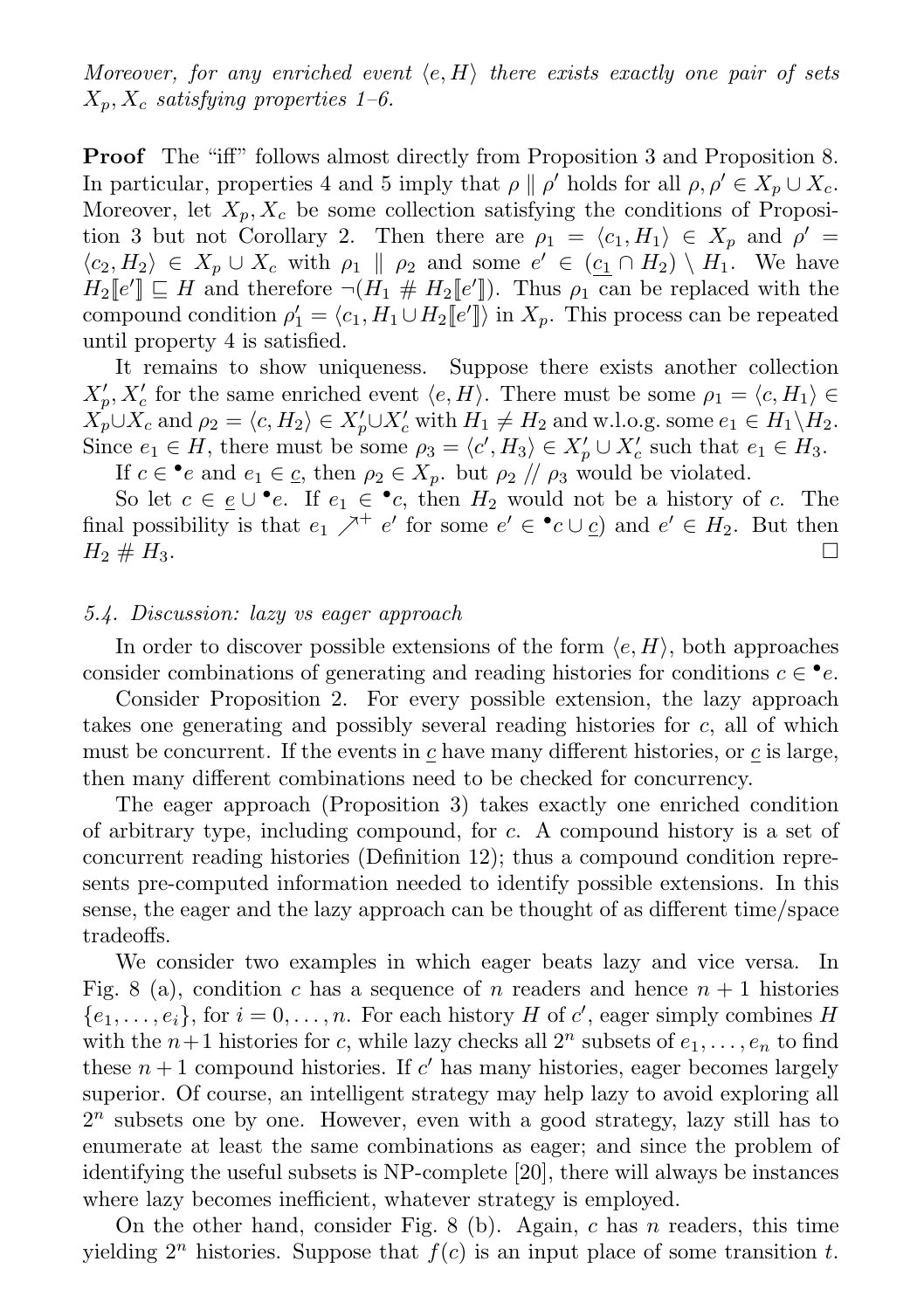*Moreover, for any enriched event $\langle e, H\rangle$ there exists exactly one pair of sets $X_p, X_c$ satisfying properties 1–6.*

**Proof** The "iff" follows almost directly from Proposition 3 and Proposition 8. In particular, properties 4 and 5 imply that $\rho \parallel \rho'$ holds for all $\rho, \rho' \in X_p \cup X_c$. Moreover, let $X_p, X_c$ be some collection satisfying the conditions of Proposition 3 but not Corollary 2. Then there are $\rho_1 = \langle c_1, H_1\rangle \in X_p$ and $\rho' = \langle c_2, H_2\rangle \in X_p \cup X_c$ with $\rho_1 \parallel \rho_2$ and some $e' \in (\underline{c_1} \cap H_2) \setminus H_1$. We have $H_2[\![e']\!] \sqsubseteq H$ and therefore $\neg(H_1 \# H_2[\![e']\!])$. Thus $\rho_1$ can be replaced with the compound condition $\rho_1' = \langle c_1, H_1 \cup H_2[\![e']\!]\rangle$ in $X_p$. This process can be repeated until property 4 is satisfied.

It remains to show uniqueness. Suppose there exists another collection $X_p', X_c'$ for the same enriched event $\langle e, H\rangle$. There must be some $\rho_1 = \langle c, H_1\rangle \in X_p \cup X_c$ and $\rho_2 = \langle c, H_2\rangle \in X_p' \cup X_c'$ with $H_1 \neq H_2$ and w.l.o.g. some $e_1 \in H_1 \setminus H_2$. Since $e_1 \in H$, there must be some $\rho_3 = \langle c', H_3\rangle \in X_p' \cup X_c'$ such that $e_1 \in H_3$.

If $c \in {}^{\bullet}e$ and $e_1 \in \underline{c}$, then $\rho_2 \in X_p$. but $\rho_2 \not\parallel \rho_3$ would be violated.

So let $c \in \underline{e} \cup {}^{\bullet}e$. If $e_1 \in {}^{\bullet}c$, then $H_2$ would not be a history of $c$. The final possibility is that $e_1 \nearrow^{+} e'$ for some $e' \in {}^{\bullet}c \cup \underline{c}$) and $e' \in H_2$. But then $H_2 \# H_3$. $\square$

### *5.4. Discussion: lazy vs eager approach*

In order to discover possible extensions of the form $\langle e, H\rangle$, both approaches consider combinations of generating and reading histories for conditions $c \in {}^{\bullet}e$.

Consider Proposition 2. For every possible extension, the lazy approach takes one generating and possibly several reading histories for $c$, all of which must be concurrent. If the events in $\underline{c}$ have many different histories, or $\underline{c}$ is large, then many different combinations need to be checked for concurrency.

The eager approach (Proposition 3) takes exactly one enriched condition of arbitrary type, including compound, for $c$. A compound history is a set of concurrent reading histories (Definition 12); thus a compound condition represents pre-computed information needed to identify possible extensions. In this sense, the eager and the lazy approach can be thought of as different time/space tradeoffs.

We consider two examples in which eager beats lazy and vice versa. In Fig. 8 (a), condition $c$ has a sequence of $n$ readers and hence $n + 1$ histories $\{e_1, \ldots, e_i\}$, for $i = 0, \ldots, n$. For each history $H$ of $c'$, eager simply combines $H$ with the $n+1$ histories for $c$, while lazy checks all $2^n$ subsets of $e_1, \ldots, e_n$ to find these $n + 1$ compound histories. If $c'$ has many histories, eager becomes largely superior. Of course, an intelligent strategy may help lazy to avoid exploring all $2^n$ subsets one by one. However, even with a good strategy, lazy still has to enumerate at least the same combinations as eager; and since the problem of identifying the useful subsets is NP-complete [20], there will always be instances where lazy becomes inefficient, whatever strategy is employed.

On the other hand, consider Fig. 8 (b). Again, $c$ has $n$ readers, this time yielding $2^n$ histories. Suppose that $f(c)$ is an input place of some transition $t$.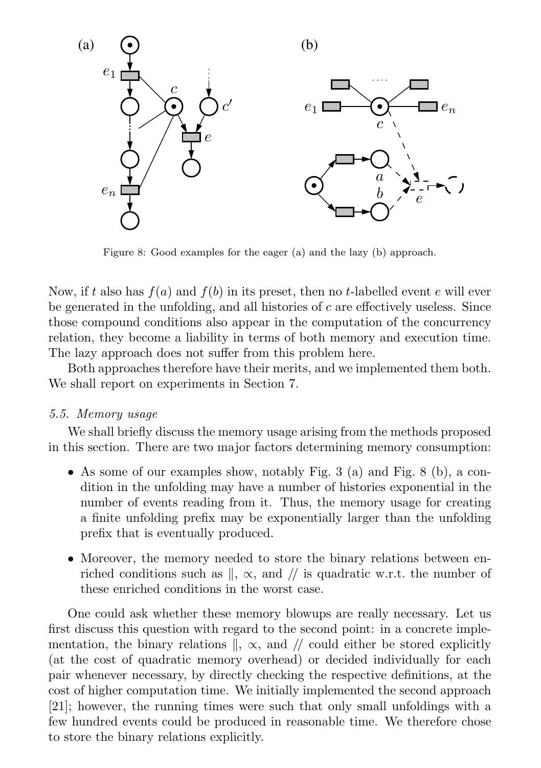Figure 8: Good examples for the eager (a) and the lazy (b) approach.

Now, if $t$ also has $f(a)$ and $f(b)$ in its preset, then no $t$-labelled event $e$ will ever be generated in the unfolding, and all histories of $c$ are effectively useless. Since those compound conditions also appear in the computation of the concurrency relation, they become a liability in terms of both memory and execution time. The lazy approach does not suffer from this problem here.

Both approaches therefore have their merits, and we implemented them both. We shall report on experiments in Section 7.

### *5.5. Memory usage*

We shall briefly discuss the memory usage arising from the methods proposed in this section. There are two major factors determining memory consumption:

- As some of our examples show, notably Fig. 3 (a) and Fig. 8 (b), a condition in the unfolding may have a number of histories exponential in the number of events reading from it. Thus, the memory usage for creating a finite unfolding prefix may be exponentially larger than the unfolding prefix that is eventually produced.
- Moreover, the memory needed to store the binary relations between enriched conditions such as $\|$, $\propto$, and $//$ is quadratic w.r.t. the number of these enriched conditions in the worst case.

One could ask whether these memory blowups are really necessary. Let us first discuss this question with regard to the second point: in a concrete implementation, the binary relations $\|$, $\propto$, and $//$ could either be stored explicitly (at the cost of quadratic memory overhead) or decided individually for each pair whenever necessary, by directly checking the respective definitions, at the cost of higher computation time. We initially implemented the second approach [21]; however, the running times were such that only small unfoldings with a few hundred events could be produced in reasonable time. We therefore chose to store the binary relations explicitly.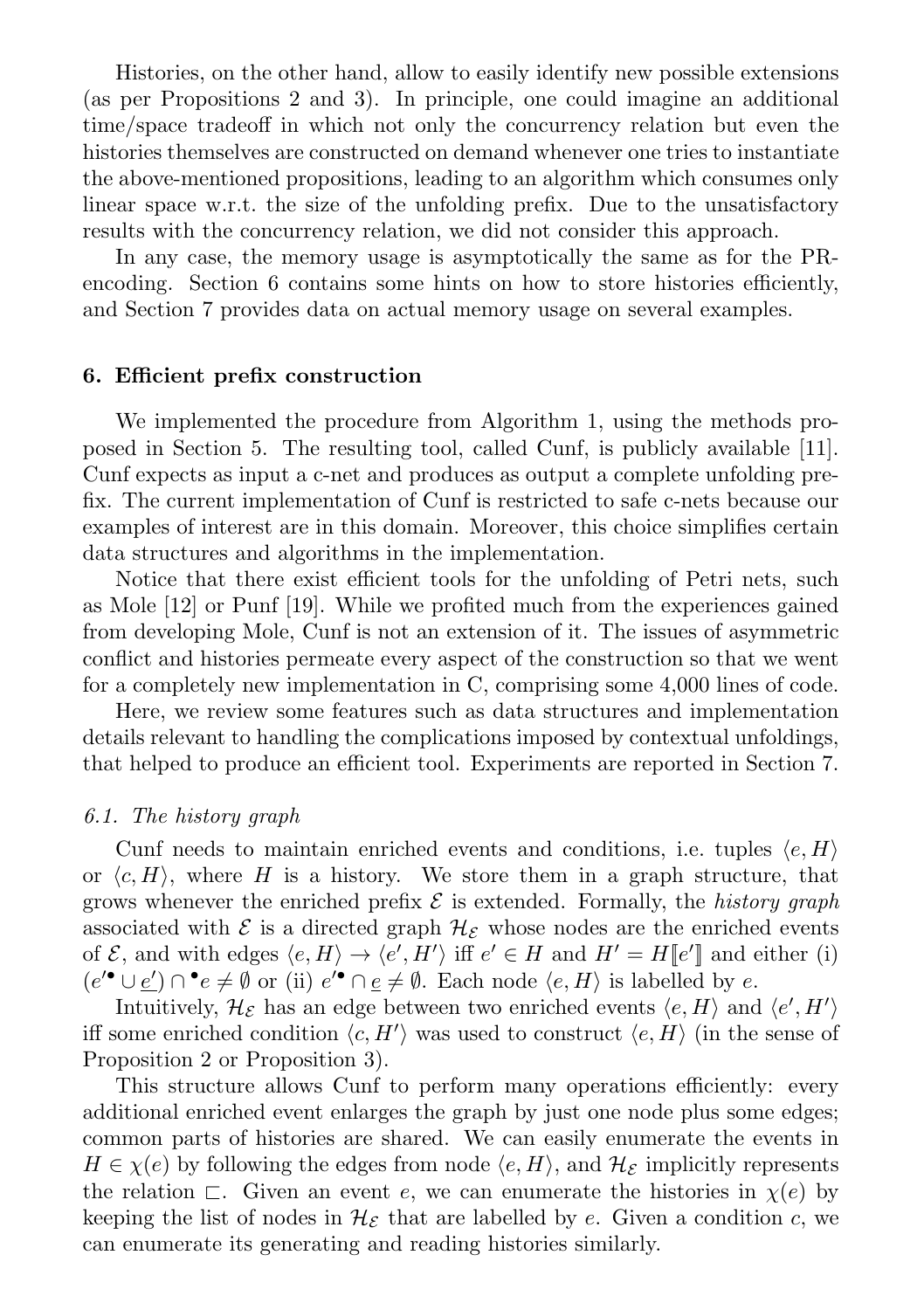Histories, on the other hand, allow to easily identify new possible extensions (as per Propositions 2 and 3). In principle, one could imagine an additional time/space tradeoff in which not only the concurrency relation but even the histories themselves are constructed on demand whenever one tries to instantiate the above-mentioned propositions, leading to an algorithm which consumes only linear space w.r.t. the size of the unfolding prefix. Due to the unsatisfactory results with the concurrency relation, we did not consider this approach.

In any case, the memory usage is asymptotically the same as for the PR-encoding. Section 6 contains some hints on how to store histories efficiently, and Section 7 provides data on actual memory usage on several examples.

## 6. Efficient prefix construction

We implemented the procedure from Algorithm 1, using the methods proposed in Section 5. The resulting tool, called Cunf, is publicly available [11]. Cunf expects as input a c-net and produces as output a complete unfolding prefix. The current implementation of Cunf is restricted to safe c-nets because our examples of interest are in this domain. Moreover, this choice simplifies certain data structures and algorithms in the implementation.

Notice that there exist efficient tools for the unfolding of Petri nets, such as Mole [12] or Punf [19]. While we profited much from the experiences gained from developing Mole, Cunf is not an extension of it. The issues of asymmetric conflict and histories permeate every aspect of the construction so that we went for a completely new implementation in C, comprising some 4,000 lines of code.

Here, we review some features such as data structures and implementation details relevant to handling the complications imposed by contextual unfoldings, that helped to produce an efficient tool. Experiments are reported in Section 7.

### *6.1. The history graph*

Cunf needs to maintain enriched events and conditions, i.e. tuples $\langle e, H \rangle$ or $\langle c, H \rangle$, where $H$ is a history. We store them in a graph structure, that grows whenever the enriched prefix $\mathcal{E}$ is extended. Formally, the *history graph* associated with $\mathcal{E}$ is a directed graph $\mathcal{H}_{\mathcal{E}}$ whose nodes are the enriched events of $\mathcal{E}$, and with edges $\langle e, H \rangle \to \langle e', H' \rangle$ iff $e' \in H$ and $H' = H\llbracket e' \rrbracket$ and either (i) $(e'^{\bullet} \cup \underline{e'}) \cap {}^{\bullet}e \neq \emptyset$ or (ii) $e'^{\bullet} \cap \underline{e} \neq \emptyset$. Each node $\langle e, H \rangle$ is labelled by $e$.

Intuitively, $\mathcal{H}_{\mathcal{E}}$ has an edge between two enriched events $\langle e, H \rangle$ and $\langle e', H' \rangle$ iff some enriched condition $\langle c, H' \rangle$ was used to construct $\langle e, H \rangle$ (in the sense of Proposition 2 or Proposition 3).

This structure allows Cunf to perform many operations efficiently: every additional enriched event enlarges the graph by just one node plus some edges; common parts of histories are shared. We can easily enumerate the events in $H \in \chi(e)$ by following the edges from node $\langle e, H \rangle$, and $\mathcal{H}_{\mathcal{E}}$ implicitly represents the relation $\sqsubset$. Given an event $e$, we can enumerate the histories in $\chi(e)$ by keeping the list of nodes in $\mathcal{H}_{\mathcal{E}}$ that are labelled by $e$. Given a condition $c$, we can enumerate its generating and reading histories similarly.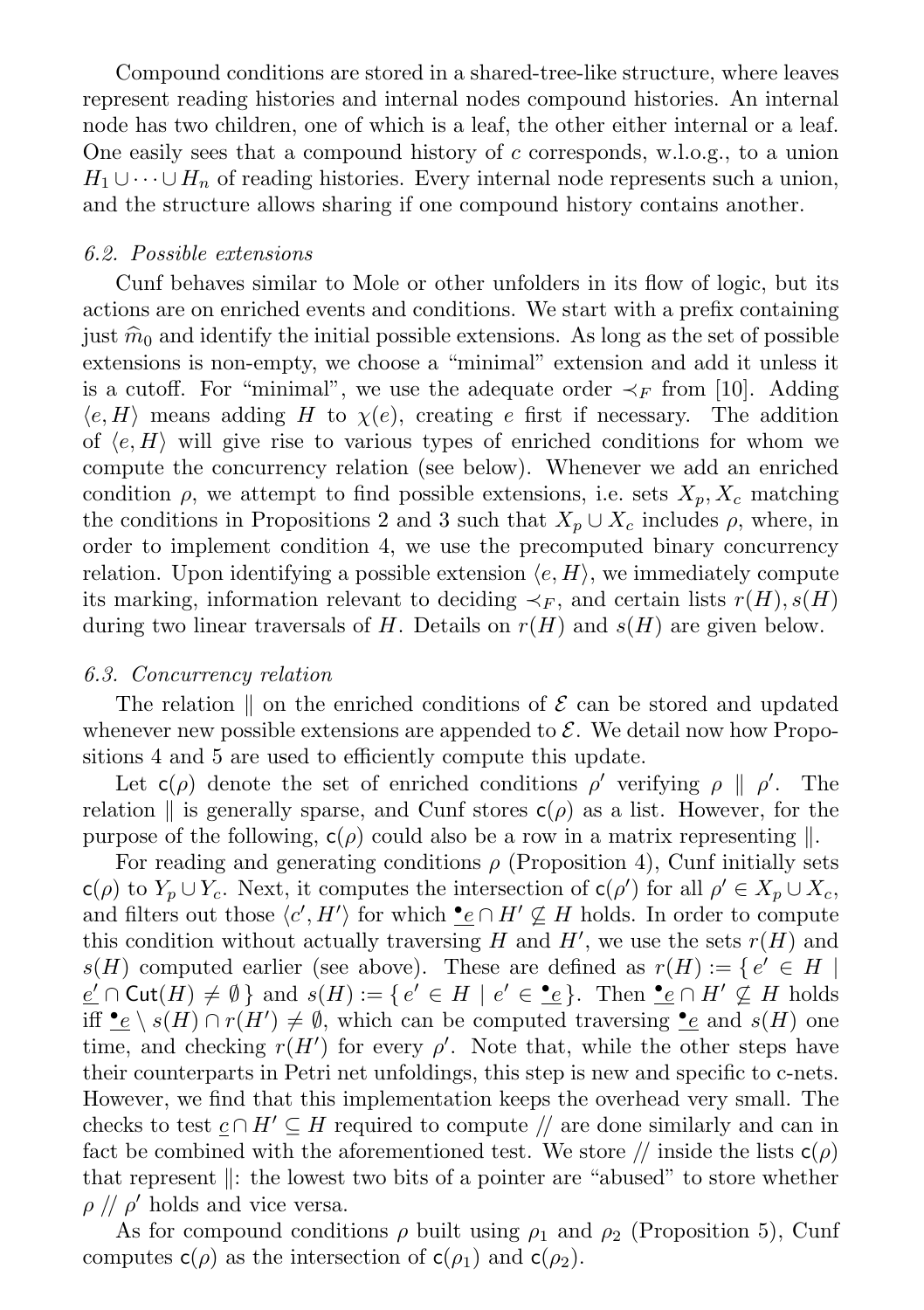Compound conditions are stored in a shared-tree-like structure, where leaves represent reading histories and internal nodes compound histories. An internal node has two children, one of which is a leaf, the other either internal or a leaf. One easily sees that a compound history of $c$ corresponds, w.l.o.g., to a union $H_1 \cup \dots \cup H_n$ of reading histories. Every internal node represents such a union, and the structure allows sharing if one compound history contains another.

### 6.2. Possible extensions

Cunf behaves similar to Mole or other unfolders in its flow of logic, but its actions are on enriched events and conditions. We start with a prefix containing just $\widehat{m}_0$ and identify the initial possible extensions. As long as the set of possible extensions is non-empty, we choose a "minimal" extension and add it unless it is a cutoff. For "minimal", we use the adequate order $\prec_F$ from [10]. Adding $\langle e, H \rangle$ means adding $H$ to $\chi(e)$, creating $e$ first if necessary. The addition of $\langle e, H \rangle$ will give rise to various types of enriched conditions for whom we compute the concurrency relation (see below). Whenever we add an enriched condition $\rho$, we attempt to find possible extensions, i.e. sets $X_p, X_c$ matching the conditions in Propositions 2 and 3 such that $X_p \cup X_c$ includes $\rho$, where, in order to implement condition 4, we use the precomputed binary concurrency relation. Upon identifying a possible extension $\langle e, H \rangle$, we immediately compute its marking, information relevant to deciding $\prec_F$, and certain lists $r(H), s(H)$ during two linear traversals of $H$. Details on $r(H)$ and $s(H)$ are given below.

### 6.3. Concurrency relation

The relation $\parallel$ on the enriched conditions of $\mathcal{E}$ can be stored and updated whenever new possible extensions are appended to $\mathcal{E}$. We detail now how Propositions 4 and 5 are used to efficiently compute this update.

Let $\mathsf{c}(\rho)$ denote the set of enriched conditions $\rho'$ verifying $\rho \parallel \rho'$. The relation $\parallel$ is generally sparse, and Cunf stores $\mathsf{c}(\rho)$ as a list. However, for the purpose of the following, $\mathsf{c}(\rho)$ could also be a row in a matrix representing $\parallel$.

For reading and generating conditions $\rho$ (Proposition 4), Cunf initially sets $\mathsf{c}(\rho)$ to $Y_p \cup Y_c$. Next, it computes the intersection of $\mathsf{c}(\rho')$ for all $\rho' \in X_p \cup X_c$, and filters out those $\langle c', H' \rangle$ for which $\underline{{}^\bullet e} \cap H' \not\subseteq H$ holds. In order to compute this condition without actually traversing $H$ and $H'$, we use the sets $r(H)$ and $s(H)$ computed earlier (see above). These are defined as $r(H) := \{ e' \in H \mid \underline{e'} \cap \mathsf{Cut}(H) \neq \emptyset \}$ and $s(H) := \{ e' \in H \mid e' \in \underline{{}^\bullet e} \}$. Then $\underline{{}^\bullet e} \cap H' \not\subseteq H$ holds iff $\underline{{}^\bullet e} \setminus s(H) \cap r(H') \neq \emptyset$, which can be computed traversing $\underline{{}^\bullet e}$ and $s(H)$ one time, and checking $r(H')$ for every $\rho'$. Note that, while the other steps have their counterparts in Petri net unfoldings, this step is new and specific to c-nets. However, we find that this implementation keeps the overhead very small. The checks to test $\underline{c} \cap H' \subseteq H$ required to compute $/\!/$ are done similarly and can in fact be combined with the aforementioned test. We store $/\!/$ inside the lists $\mathsf{c}(\rho)$ that represent $\parallel$: the lowest two bits of a pointer are "abused" to store whether $\rho \mathrel{/\!/} \rho'$ holds and vice versa.

As for compound conditions $\rho$ built using $\rho_1$ and $\rho_2$ (Proposition 5), Cunf computes $\mathsf{c}(\rho)$ as the intersection of $\mathsf{c}(\rho_1)$ and $\mathsf{c}(\rho_2)$.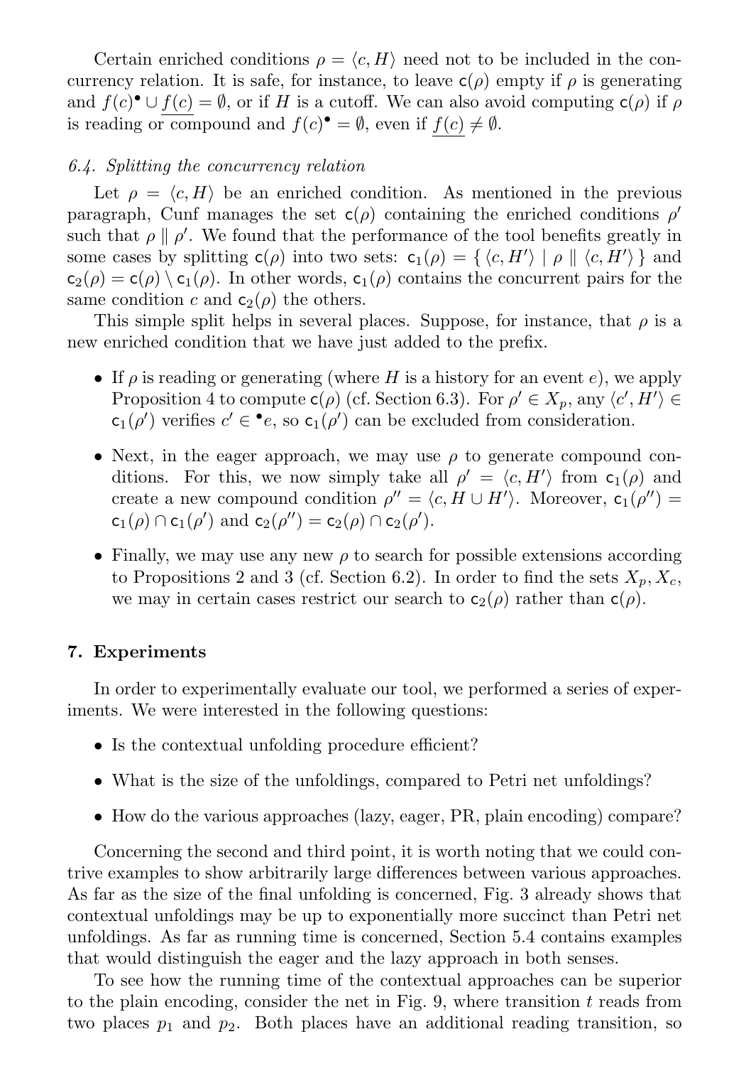Certain enriched conditions $\rho = \langle c, H\rangle$ need not to be included in the concurrency relation. It is safe, for instance, to leave $\mathsf{c}(\rho)$ empty if $\rho$ is generating and $f(c)^\bullet \cup \underline{f(c)} = \emptyset$, or if $H$ is a cutoff. We can also avoid computing $\mathsf{c}(\rho)$ if $\rho$ is reading or compound and $f(c)^\bullet = \emptyset$, even if $\underline{f(c)} \neq \emptyset$.

### *6.4. Splitting the concurrency relation*

Let $\rho = \langle c, H\rangle$ be an enriched condition. As mentioned in the previous paragraph, Cunf manages the set $\mathsf{c}(\rho)$ containing the enriched conditions $\rho'$ such that $\rho \parallel \rho'$. We found that the performance of the tool benefits greatly in some cases by splitting $\mathsf{c}(\rho)$ into two sets: $\mathsf{c}_1(\rho) = \{\, \langle c, H'\rangle \mid \rho \parallel \langle c, H'\rangle \,\}$ and $\mathsf{c}_2(\rho) = \mathsf{c}(\rho) \setminus \mathsf{c}_1(\rho)$. In other words, $\mathsf{c}_1(\rho)$ contains the concurrent pairs for the same condition $c$ and $\mathsf{c}_2(\rho)$ the others.

This simple split helps in several places. Suppose, for instance, that $\rho$ is a new enriched condition that we have just added to the prefix.

- If $\rho$ is reading or generating (where $H$ is a history for an event $e$), we apply Proposition 4 to compute $\mathsf{c}(\rho)$ (cf. Section 6.3). For $\rho' \in X_p$, any $\langle c', H'\rangle \in \mathsf{c}_1(\rho')$ verifies $c' \in {}^\bullet e$, so $\mathsf{c}_1(\rho')$ can be excluded from consideration.
- Next, in the eager approach, we may use $\rho$ to generate compound conditions. For this, we now simply take all $\rho' = \langle c, H'\rangle$ from $\mathsf{c}_1(\rho)$ and create a new compound condition $\rho'' = \langle c, H \cup H'\rangle$. Moreover, $\mathsf{c}_1(\rho'') = \mathsf{c}_1(\rho) \cap \mathsf{c}_1(\rho')$ and $\mathsf{c}_2(\rho'') = \mathsf{c}_2(\rho) \cap \mathsf{c}_2(\rho')$.
- Finally, we may use any new $\rho$ to search for possible extensions according to Propositions 2 and 3 (cf. Section 6.2). In order to find the sets $X_p, X_c$, we may in certain cases restrict our search to $\mathsf{c}_2(\rho)$ rather than $\mathsf{c}(\rho)$.

## 7. Experiments

In order to experimentally evaluate our tool, we performed a series of experiments. We were interested in the following questions:

- Is the contextual unfolding procedure efficient?
- What is the size of the unfoldings, compared to Petri net unfoldings?
- How do the various approaches (lazy, eager, PR, plain encoding) compare?

Concerning the second and third point, it is worth noting that we could contrive examples to show arbitrarily large differences between various approaches. As far as the size of the final unfolding is concerned, Fig. 3 already shows that contextual unfoldings may be up to exponentially more succinct than Petri net unfoldings. As far as running time is concerned, Section 5.4 contains examples that would distinguish the eager and the lazy approach in both senses.

To see how the running time of the contextual approaches can be superior to the plain encoding, consider the net in Fig. 9, where transition $t$ reads from two places $p_1$ and $p_2$. Both places have an additional reading transition, so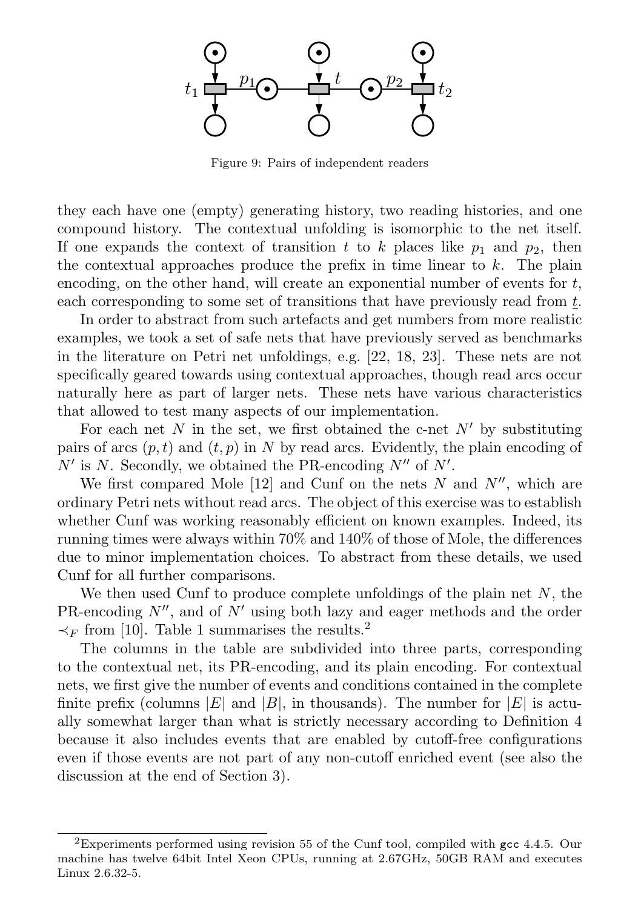Figure 9: Pairs of independent readers

they each have one (empty) generating history, two reading histories, and one compound history. The contextual unfolding is isomorphic to the net itself. If one expands the context of transition $t$ to $k$ places like $p_1$ and $p_2$, then the contextual approaches produce the prefix in time linear to $k$. The plain encoding, on the other hand, will create an exponential number of events for $t$, each corresponding to some set of transitions that have previously read from $\underline{t}$.

In order to abstract from such artefacts and get numbers from more realistic examples, we took a set of safe nets that have previously served as benchmarks in the literature on Petri net unfoldings, e.g. [22, 18, 23]. These nets are not specifically geared towards using contextual approaches, though read arcs occur naturally here as part of larger nets. These nets have various characteristics that allowed to test many aspects of our implementation.

For each net $N$ in the set, we first obtained the c-net $N'$ by substituting pairs of arcs $(p, t)$ and $(t, p)$ in $N$ by read arcs. Evidently, the plain encoding of $N'$ is $N$. Secondly, we obtained the PR-encoding $N''$ of $N'$.

We first compared Mole [12] and Cunf on the nets $N$ and $N''$, which are ordinary Petri nets without read arcs. The object of this exercise was to establish whether Cunf was working reasonably efficient on known examples. Indeed, its running times were always within 70% and 140% of those of Mole, the differences due to minor implementation choices. To abstract from these details, we used Cunf for all further comparisons.

We then used Cunf to produce complete unfoldings of the plain net $N$, the PR-encoding $N''$, and of $N'$ using both lazy and eager methods and the order $\prec_F$ from [10]. Table 1 summarises the results.[2]

The columns in the table are subdivided into three parts, corresponding to the contextual net, its PR-encoding, and its plain encoding. For contextual nets, we first give the number of events and conditions contained in the complete finite prefix (columns $|E|$ and $|B|$, in thousands). The number for $|E|$ is actually somewhat larger than what is strictly necessary according to Definition 4 because it also includes events that are enabled by cutoff-free configurations even if those events are not part of any non-cutoff enriched event (see also the discussion at the end of Section 3).

[2] Experiments performed using revision 55 of the Cunf tool, compiled with `gcc` 4.4.5. Our machine has twelve 64bit Intel Xeon CPUs, running at 2.67GHz, 50GB RAM and executes Linux 2.6.32-5.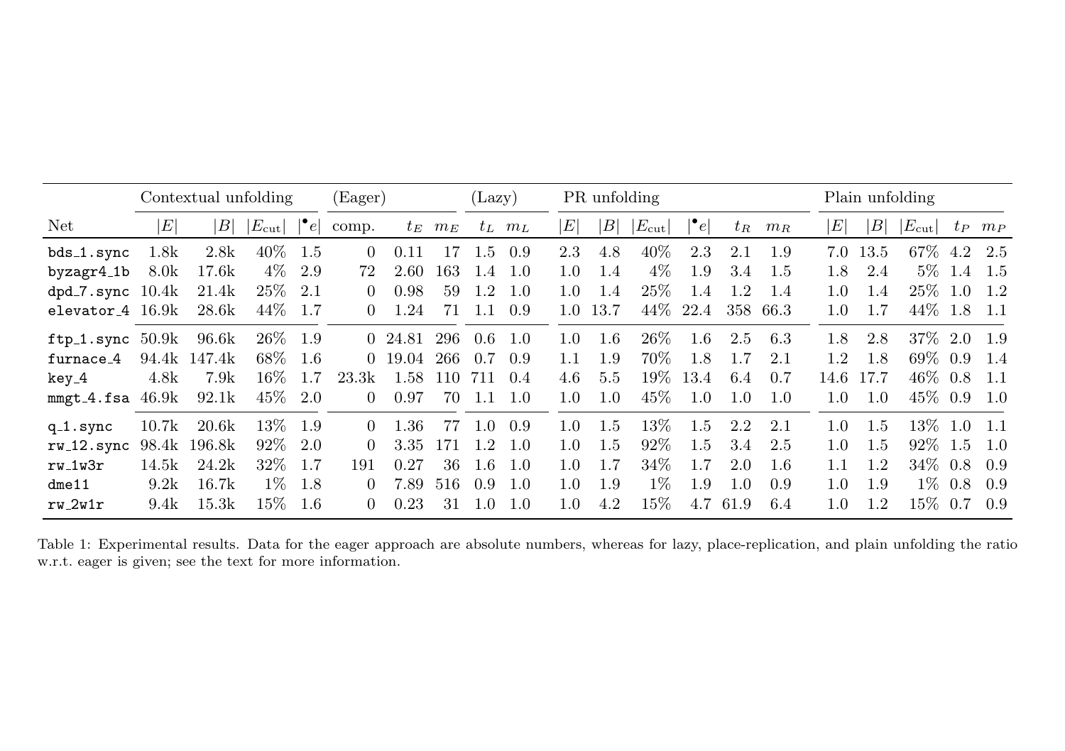| | Contextual unfolding | | | | (Eager) | | | (Lazy) | | PR unfolding | | | | | | Plain unfolding | | | | |
|---|---|---|---|---|---|---|---|---|---|---|---|---|---|---|---|---|---|---|---|---|
| Net | $\|E\|$ | $\|B\|$ | $\|E_{\text{cut}}\|$ | $\|^\bullet e\|$ | comp. | $t_E$ | $m_E$ | $t_L$ | $m_L$ | $\|E\|$ | $\|B\|$ | $\|E_{\text{cut}}\|$ | $\|^\bullet e\|$ | $t_R$ | $m_R$ | $\|E\|$ | $\|B\|$ | $\|E_{\text{cut}}\|$ | $t_P$ | $m_P$ |
| `bds_1.sync` | 1.8k | 2.8k | 40% | 1.5 | 0 | 0.11 | 17 | 1.5 | 0.9 | 2.3 | 4.8 | 40% | 2.3 | 2.1 | 1.9 | 7.0 | 13.5 | 67% | 4.2 | 2.5 |
| `byzagr4_1b` | 8.0k | 17.6k | 4% | 2.9 | 72 | 2.60 | 163 | 1.4 | 1.0 | 1.0 | 1.4 | 4% | 1.9 | 3.4 | 1.5 | 1.8 | 2.4 | 5% | 1.4 | 1.5 |
| `dpd_7.sync` | 10.4k | 21.4k | 25% | 2.1 | 0 | 0.98 | 59 | 1.2 | 1.0 | 1.0 | 1.4 | 25% | 1.4 | 1.2 | 1.4 | 1.0 | 1.4 | 25% | 1.0 | 1.2 |
| `elevator_4` | 16.9k | 28.6k | 44% | 1.7 | 0 | 1.24 | 71 | 1.1 | 0.9 | 1.0 | 13.7 | 44% | 22.4 | 358 | 66.3 | 1.0 | 1.7 | 44% | 1.8 | 1.1 |
| `ftp_1.sync` | 50.9k | 96.6k | 26% | 1.9 | 0 | 24.81 | 296 | 0.6 | 1.0 | 1.0 | 1.6 | 26% | 1.6 | 2.5 | 6.3 | 1.8 | 2.8 | 37% | 2.0 | 1.9 |
| `furnace_4` | 94.4k | 147.4k | 68% | 1.6 | 0 | 19.04 | 266 | 0.7 | 0.9 | 1.1 | 1.9 | 70% | 1.8 | 1.7 | 2.1 | 1.2 | 1.8 | 69% | 0.9 | 1.4 |
| `key_4` | 4.8k | 7.9k | 16% | 1.7 | 23.3k | 1.58 | 110 | 711 | 0.4 | 4.6 | 5.5 | 19% | 13.4 | 6.4 | 0.7 | 14.6 | 17.7 | 46% | 0.8 | 1.1 |
| `mmgt_4.fsa` | 46.9k | 92.1k | 45% | 2.0 | 0 | 0.97 | 70 | 1.1 | 1.0 | 1.0 | 1.0 | 45% | 1.0 | 1.0 | 1.0 | 1.0 | 1.0 | 45% | 0.9 | 1.0 |
| `q_1.sync` | 10.7k | 20.6k | 13% | 1.9 | 0 | 1.36 | 77 | 1.0 | 0.9 | 1.0 | 1.5 | 13% | 1.5 | 2.2 | 2.1 | 1.0 | 1.5 | 13% | 1.0 | 1.1 |
| `rw_12.sync` | 98.4k | 196.8k | 92% | 2.0 | 0 | 3.35 | 171 | 1.2 | 1.0 | 1.0 | 1.5 | 92% | 1.5 | 3.4 | 2.5 | 1.0 | 1.5 | 92% | 1.5 | 1.0 |
| `rw_1w3r` | 14.5k | 24.2k | 32% | 1.7 | 191 | 0.27 | 36 | 1.6 | 1.0 | 1.0 | 1.7 | 34% | 1.7 | 2.0 | 1.6 | 1.1 | 1.2 | 34% | 0.8 | 0.9 |
| `dme11` | 9.2k | 16.7k | 1% | 1.8 | 0 | 7.89 | 516 | 0.9 | 1.0 | 1.0 | 1.9 | 1% | 1.9 | 1.0 | 0.9 | 1.0 | 1.9 | 1% | 0.8 | 0.9 |
| `rw_2w1r` | 9.4k | 15.3k | 15% | 1.6 | 0 | 0.23 | 31 | 1.0 | 1.0 | 1.0 | 4.2 | 15% | 4.7 | 61.9 | 6.4 | 1.0 | 1.2 | 15% | 0.7 | 0.9 |

Table 1: Experimental results. Data for the eager approach are absolute numbers, whereas for lazy, place-replication, and plain unfolding the ratio w.r.t. eager is given; see the text for more information.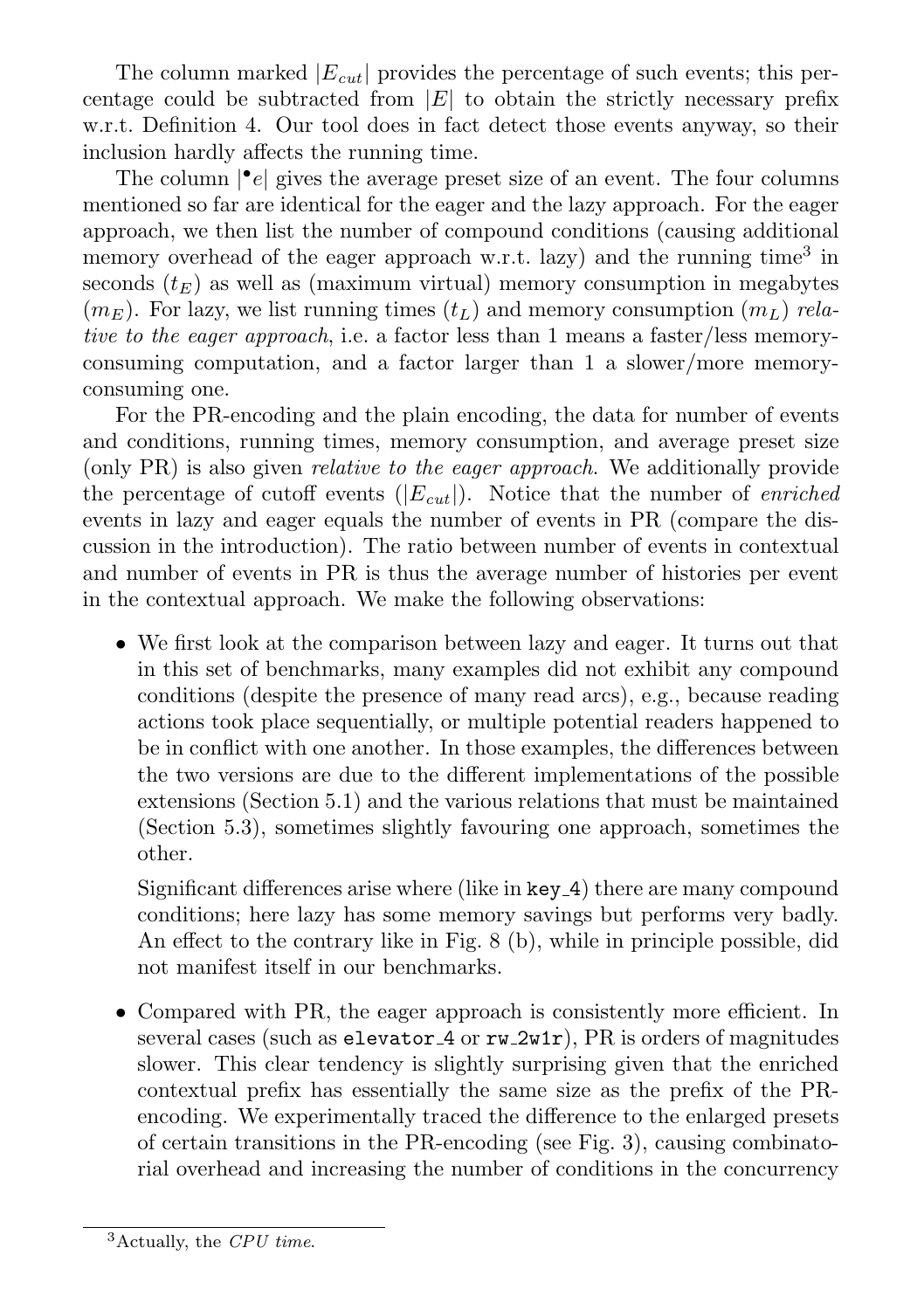The column marked $|E_{cut}|$ provides the percentage of such events; this percentage could be subtracted from $|E|$ to obtain the strictly necessary prefix w.r.t. Definition 4. Our tool does in fact detect those events anyway, so their inclusion hardly affects the running time.

The column $|^\bullet e|$ gives the average preset size of an event. The four columns mentioned so far are identical for the eager and the lazy approach. For the eager approach, we then list the number of compound conditions (causing additional memory overhead of the eager approach w.r.t. lazy) and the running time[3] in seconds ($t_E$) as well as (maximum virtual) memory consumption in megabytes ($m_E$). For lazy, we list running times ($t_L$) and memory consumption ($m_L$) *relative to the eager approach*, i.e. a factor less than 1 means a faster/less memory-consuming computation, and a factor larger than 1 a slower/more memory-consuming one.

For the PR-encoding and the plain encoding, the data for number of events and conditions, running times, memory consumption, and average preset size (only PR) is also given *relative to the eager approach*. We additionally provide the percentage of cutoff events ($|E_{cut}|$). Notice that the number of *enriched* events in lazy and eager equals the number of events in PR (compare the discussion in the introduction). The ratio between number of events in contextual and number of events in PR is thus the average number of histories per event in the contextual approach. We make the following observations:

- We first look at the comparison between lazy and eager. It turns out that in this set of benchmarks, many examples did not exhibit any compound conditions (despite the presence of many read arcs), e.g., because reading actions took place sequentially, or multiple potential readers happened to be in conflict with one another. In those examples, the differences between the two versions are due to the different implementations of the possible extensions (Section 5.1) and the various relations that must be maintained (Section 5.3), sometimes slightly favouring one approach, sometimes the other.

  Significant differences arise where (like in `key_4`) there are many compound conditions; here lazy has some memory savings but performs very badly. An effect to the contrary like in Fig. 8 (b), while in principle possible, did not manifest itself in our benchmarks.

- Compared with PR, the eager approach is consistently more efficient. In several cases (such as `elevator_4` or `rw_2w1r`), PR is orders of magnitudes slower. This clear tendency is slightly surprising given that the enriched contextual prefix has essentially the same size as the prefix of the PR-encoding. We experimentally traced the difference to the enlarged presets of certain transitions in the PR-encoding (see Fig. 3), causing combinatorial overhead and increasing the number of conditions in the concurrency

[3] Actually, the *CPU time*.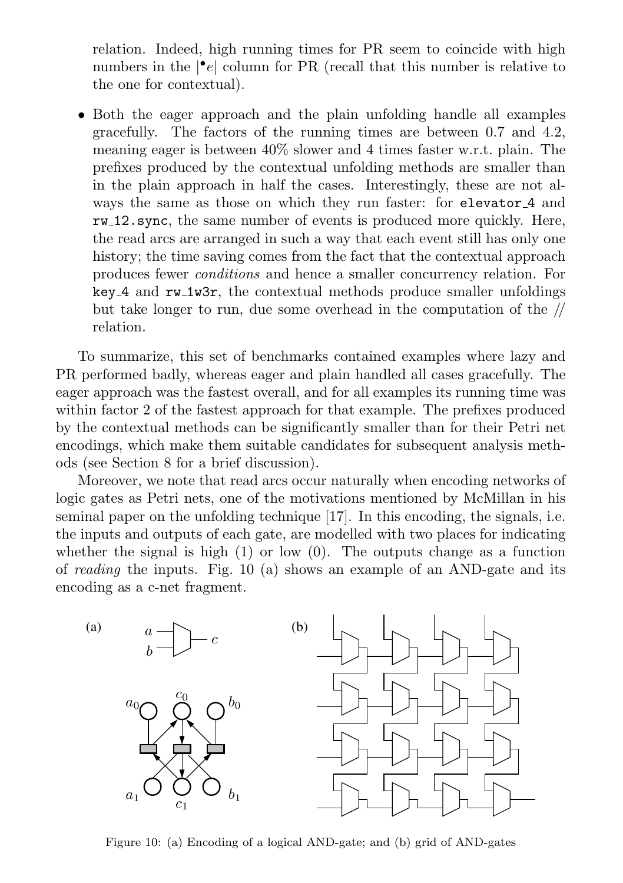relation. Indeed, high running times for PR seem to coincide with high numbers in the $|^\bullet e|$ column for PR (recall that this number is relative to the one for contextual).

- Both the eager approach and the plain unfolding handle all examples gracefully. The factors of the running times are between 0.7 and 4.2, meaning eager is between 40% slower and 4 times faster w.r.t. plain. The prefixes produced by the contextual unfolding methods are smaller than in the plain approach in half the cases. Interestingly, these are not always the same as those on which they run faster: for `elevator_4` and `rw_12.sync`, the same number of events is produced more quickly. Here, the read arcs are arranged in such a way that each event still has only one history; the time saving comes from the fact that the contextual approach produces fewer *conditions* and hence a smaller concurrency relation. For `key_4` and `rw_1w3r`, the contextual methods produce smaller unfoldings but take longer to run, due some overhead in the computation of the // relation.

To summarize, this set of benchmarks contained examples where lazy and PR performed badly, whereas eager and plain handled all cases gracefully. The eager approach was the fastest overall, and for all examples its running time was within factor 2 of the fastest approach for that example. The prefixes produced by the contextual methods can be significantly smaller than for their Petri net encodings, which make them suitable candidates for subsequent analysis methods (see Section 8 for a brief discussion).

Moreover, we note that read arcs occur naturally when encoding networks of logic gates as Petri nets, one of the motivations mentioned by McMillan in his seminal paper on the unfolding technique [17]. In this encoding, the signals, i.e. the inputs and outputs of each gate, are modelled with two places for indicating whether the signal is high (1) or low (0). The outputs change as a function of *reading* the inputs. Fig. 10 (a) shows an example of an AND-gate and its encoding as a c-net fragment.

Figure 10: (a) Encoding of a logical AND-gate; and (b) grid of AND-gates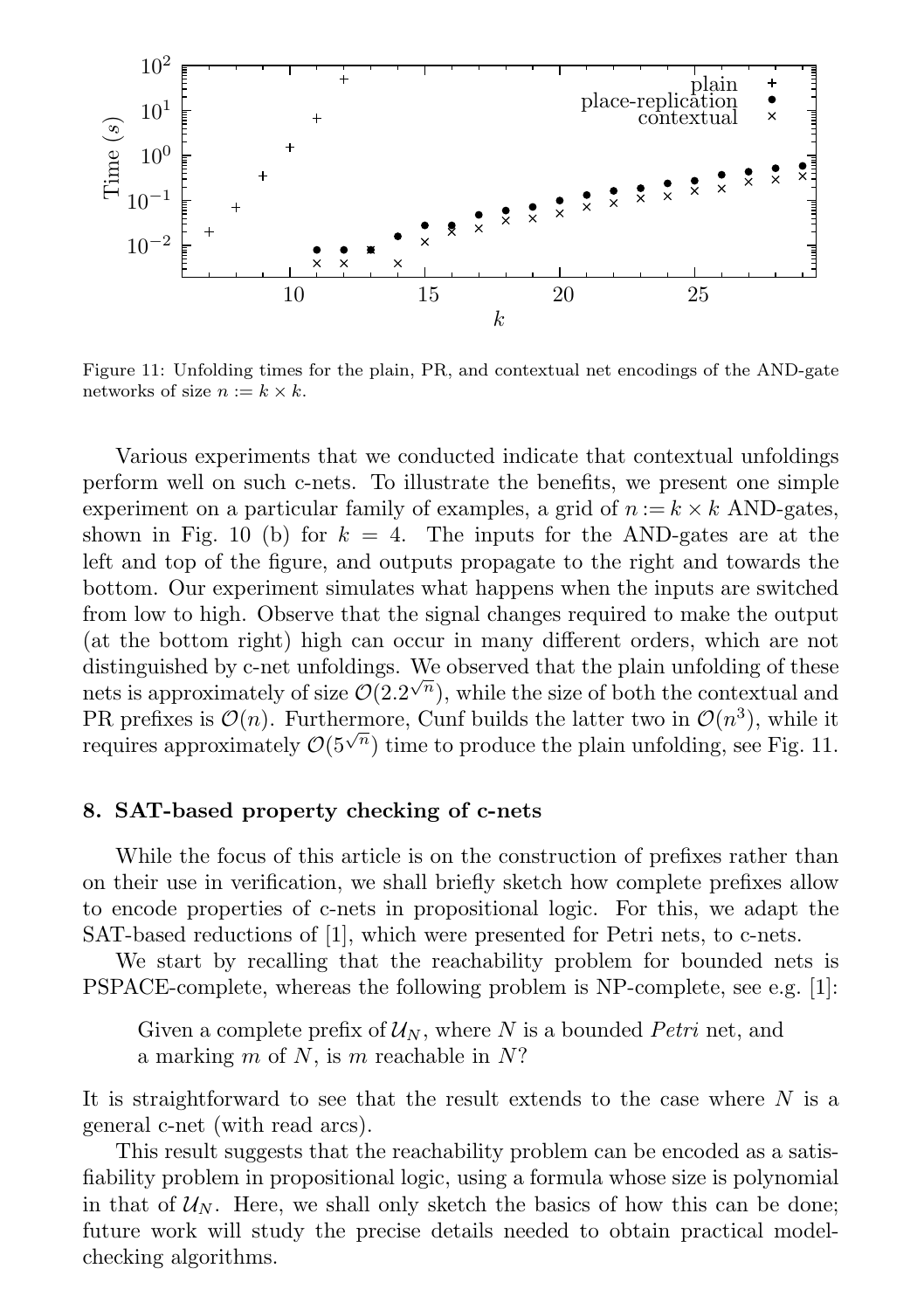Figure 11: Unfolding times for the plain, PR, and contextual net encodings of the AND-gate networks of size $n := k \times k$.

Various experiments that we conducted indicate that contextual unfoldings perform well on such c-nets. To illustrate the benefits, we present one simple experiment on a particular family of examples, a grid of $n := k \times k$ AND-gates, shown in Fig. 10 (b) for $k = 4$. The inputs for the AND-gates are at the left and top of the figure, and outputs propagate to the right and towards the bottom. Our experiment simulates what happens when the inputs are switched from low to high. Observe that the signal changes required to make the output (at the bottom right) high can occur in many different orders, which are not distinguished by c-net unfoldings. We observed that the plain unfolding of these nets is approximately of size $\mathcal{O}(2.2^{\sqrt{n}})$, while the size of both the contextual and PR prefixes is $\mathcal{O}(n)$. Furthermore, Cunf builds the latter two in $\mathcal{O}(n^3)$, while it requires approximately $\mathcal{O}(5^{\sqrt{n}})$ time to produce the plain unfolding, see Fig. 11.

## 8. SAT-based property checking of c-nets

While the focus of this article is on the construction of prefixes rather than on their use in verification, we shall briefly sketch how complete prefixes allow to encode properties of c-nets in propositional logic. For this, we adapt the SAT-based reductions of [1], which were presented for Petri nets, to c-nets.

We start by recalling that the reachability problem for bounded nets is PSPACE-complete, whereas the following problem is NP-complete, see e.g. [1]:

> Given a complete prefix of $\mathcal{U}_N$, where $N$ is a bounded *Petri* net, and a marking $m$ of $N$, is $m$ reachable in $N$?

It is straightforward to see that the result extends to the case where $N$ is a general c-net (with read arcs).

This result suggests that the reachability problem can be encoded as a satisfiability problem in propositional logic, using a formula whose size is polynomial in that of $\mathcal{U}_N$. Here, we shall only sketch the basics of how this can be done; future work will study the precise details needed to obtain practical model-checking algorithms.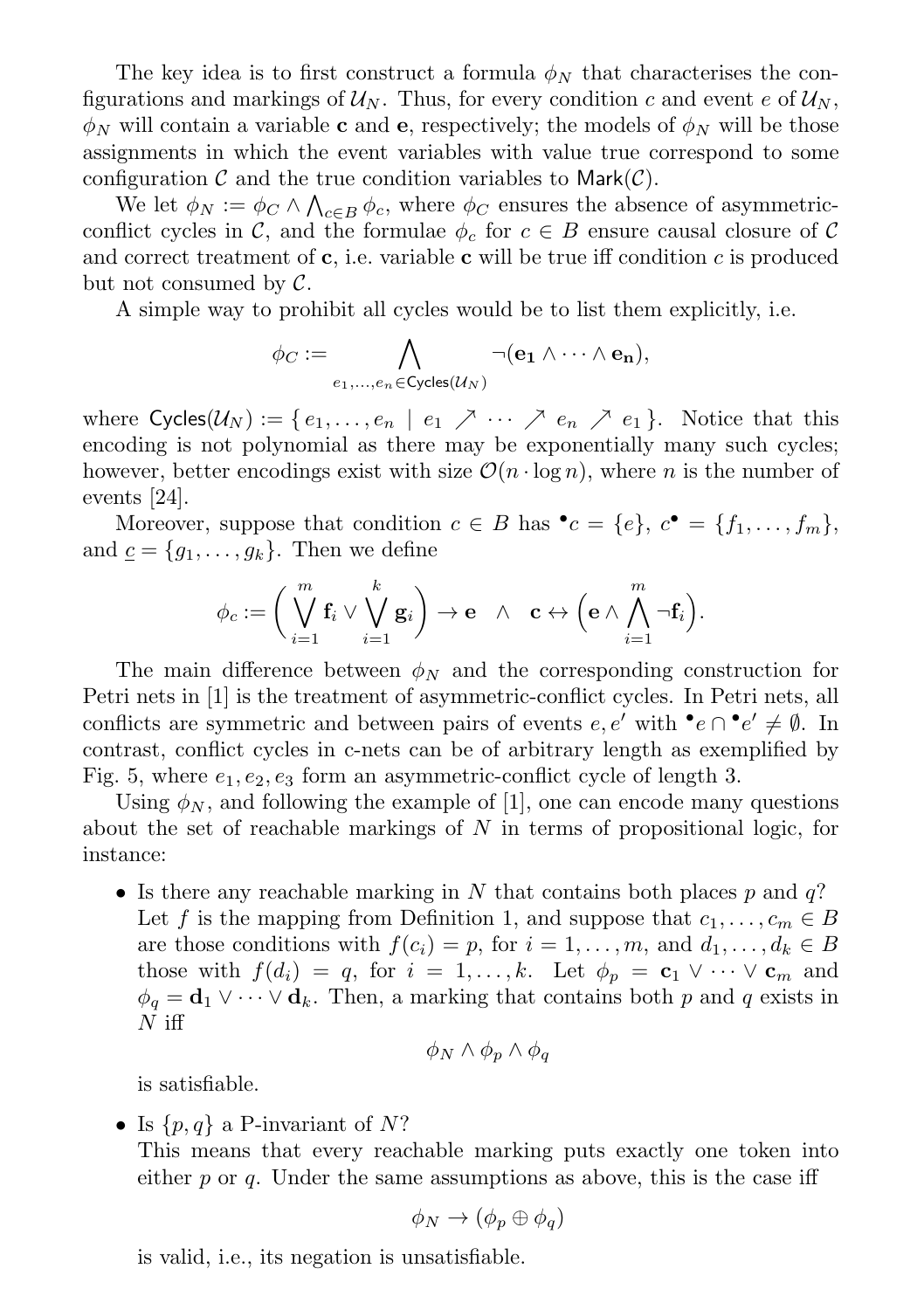The key idea is to first construct a formula $\phi_N$ that characterises the configurations and markings of $\mathcal{U}_N$. Thus, for every condition $c$ and event $e$ of $\mathcal{U}_N$, $\phi_N$ will contain a variable $\mathbf{c}$ and $\mathbf{e}$, respectively; the models of $\phi_N$ will be those assignments in which the event variables with value true correspond to some configuration $\mathcal{C}$ and the true condition variables to $\mathsf{Mark}(\mathcal{C})$.

We let $\phi_N := \phi_C \wedge \bigwedge_{c \in B} \phi_c$, where $\phi_C$ ensures the absence of asymmetric-conflict cycles in $\mathcal{C}$, and the formulae $\phi_c$ for $c \in B$ ensure causal closure of $\mathcal{C}$ and correct treatment of $\mathbf{c}$, i.e. variable $\mathbf{c}$ will be true iff condition $c$ is produced but not consumed by $\mathcal{C}$.

A simple way to prohibit all cycles would be to list them explicitly, i.e.

$$\phi_C := \bigwedge_{e_1,\ldots,e_n \in \mathsf{Cycles}(\mathcal{U}_N)} \neg(\mathbf{e_1} \wedge \cdots \wedge \mathbf{e_n}),$$

where $\mathsf{Cycles}(\mathcal{U}_N) := \{\, e_1, \ldots, e_n \mid e_1 \nearrow \cdots \nearrow e_n \nearrow e_1 \,\}$. Notice that this encoding is not polynomial as there may be exponentially many such cycles; however, better encodings exist with size $\mathcal{O}(n \cdot \log n)$, where $n$ is the number of events [24].

Moreover, suppose that condition $c \in B$ has ${}^\bullet c = \{e\}$, $c^\bullet = \{f_1, \ldots, f_m\}$, and $\underline{c} = \{g_1, \ldots, g_k\}$. Then we define

$$\phi_c := \Big( \bigvee_{i=1}^{m} \mathbf{f}_i \vee \bigvee_{i=1}^{k} \mathbf{g}_i \Big) \rightarrow \mathbf{e} \quad \wedge \quad \mathbf{c} \leftrightarrow \Big( \mathbf{e} \wedge \bigwedge_{i=1}^{m} \neg \mathbf{f}_i \Big).$$

The main difference between $\phi_N$ and the corresponding construction for Petri nets in [1] is the treatment of asymmetric-conflict cycles. In Petri nets, all conflicts are symmetric and between pairs of events $e, e'$ with ${}^\bullet e \cap {}^\bullet e' \neq \emptyset$. In contrast, conflict cycles in c-nets can be of arbitrary length as exemplified by Fig. 5, where $e_1, e_2, e_3$ form an asymmetric-conflict cycle of length 3.

Using $\phi_N$, and following the example of [1], one can encode many questions about the set of reachable markings of $N$ in terms of propositional logic, for instance:

- Is there any reachable marking in $N$ that contains both places $p$ and $q$? Let $f$ is the mapping from Definition 1, and suppose that $c_1, \ldots, c_m \in B$ are those conditions with $f(c_i) = p$, for $i = 1, \ldots, m$, and $d_1, \ldots, d_k \in B$ those with $f(d_i) = q$, for $i = 1, \ldots, k$. Let $\phi_p = \mathbf{c}_1 \vee \cdots \vee \mathbf{c}_m$ and $\phi_q = \mathbf{d}_1 \vee \cdots \vee \mathbf{d}_k$. Then, a marking that contains both $p$ and $q$ exists in $N$ iff

$$\phi_N \wedge \phi_p \wedge \phi_q$$

  is satisfiable.

- Is $\{p, q\}$ a P-invariant of $N$? This means that every reachable marking puts exactly one token into either $p$ or $q$. Under the same assumptions as above, this is the case iff

$$\phi_N \rightarrow (\phi_p \oplus \phi_q)$$

  is valid, i.e., its negation is unsatisfiable.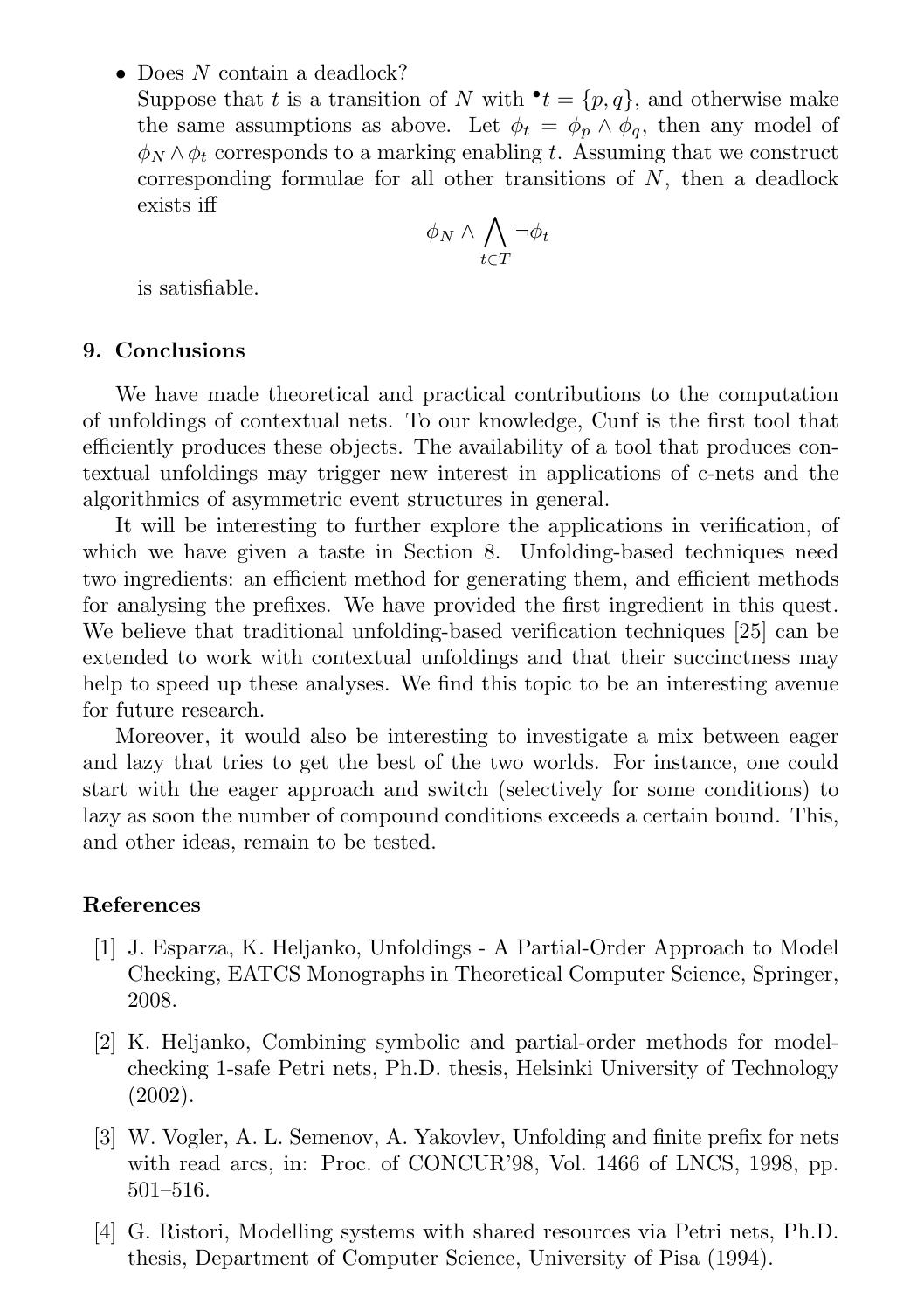- Does $N$ contain a deadlock?
  Suppose that $t$ is a transition of $N$ with ${}^{\bullet}t = \{p, q\}$, and otherwise make the same assumptions as above. Let $\phi_t = \phi_p \wedge \phi_q$, then any model of $\phi_N \wedge \phi_t$ corresponds to a marking enabling $t$. Assuming that we construct corresponding formulae for all other transitions of $N$, then a deadlock exists iff

$$\phi_N \wedge \bigwedge_{t \in T} \neg \phi_t$$

  is satisfiable.

## 9. Conclusions

We have made theoretical and practical contributions to the computation of unfoldings of contextual nets. To our knowledge, Cunf is the first tool that efficiently produces these objects. The availability of a tool that produces contextual unfoldings may trigger new interest in applications of c-nets and the algorithmics of asymmetric event structures in general.

It will be interesting to further explore the applications in verification, of which we have given a taste in Section 8. Unfolding-based techniques need two ingredients: an efficient method for generating them, and efficient methods for analysing the prefixes. We have provided the first ingredient in this quest. We believe that traditional unfolding-based verification techniques [25] can be extended to work with contextual unfoldings and that their succinctness may help to speed up these analyses. We find this topic to be an interesting avenue for future research.

Moreover, it would also be interesting to investigate a mix between eager and lazy that tries to get the best of the two worlds. For instance, one could start with the eager approach and switch (selectively for some conditions) to lazy as soon the number of compound conditions exceeds a certain bound. This, and other ideas, remain to be tested.

## References

[1] J. Esparza, K. Heljanko, Unfoldings - A Partial-Order Approach to Model Checking, EATCS Monographs in Theoretical Computer Science, Springer, 2008.

[2] K. Heljanko, Combining symbolic and partial-order methods for model-checking 1-safe Petri nets, Ph.D. thesis, Helsinki University of Technology (2002).

[3] W. Vogler, A. L. Semenov, A. Yakovlev, Unfolding and finite prefix for nets with read arcs, in: Proc. of CONCUR'98, Vol. 1466 of LNCS, 1998, pp. 501–516.

[4] G. Ristori, Modelling systems with shared resources via Petri nets, Ph.D. thesis, Department of Computer Science, University of Pisa (1994).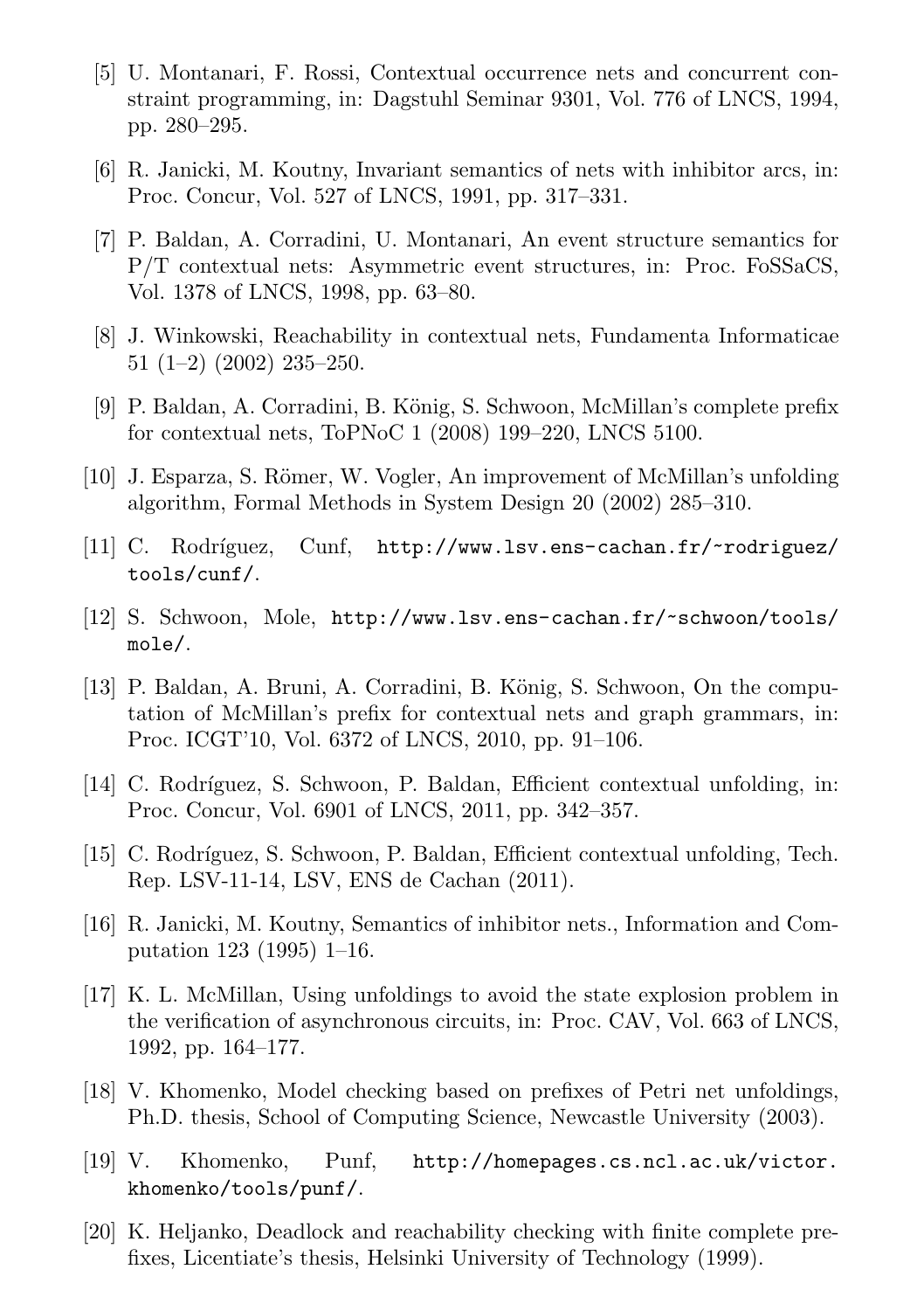[5] U. Montanari, F. Rossi, Contextual occurrence nets and concurrent constraint programming, in: Dagstuhl Seminar 9301, Vol. 776 of LNCS, 1994, pp. 280–295.

[6] R. Janicki, M. Koutny, Invariant semantics of nets with inhibitor arcs, in: Proc. Concur, Vol. 527 of LNCS, 1991, pp. 317–331.

[7] P. Baldan, A. Corradini, U. Montanari, An event structure semantics for P/T contextual nets: Asymmetric event structures, in: Proc. FoSSaCS, Vol. 1378 of LNCS, 1998, pp. 63–80.

[8] J. Winkowski, Reachability in contextual nets, Fundamenta Informaticae 51 (1–2) (2002) 235–250.

[9] P. Baldan, A. Corradini, B. König, S. Schwoon, McMillan's complete prefix for contextual nets, ToPNoC 1 (2008) 199–220, LNCS 5100.

[10] J. Esparza, S. Römer, W. Vogler, An improvement of McMillan's unfolding algorithm, Formal Methods in System Design 20 (2002) 285–310.

[11] C. Rodríguez, Cunf, `http://www.lsv.ens-cachan.fr/~rodriguez/tools/cunf/`.

[12] S. Schwoon, Mole, `http://www.lsv.ens-cachan.fr/~schwoon/tools/mole/`.

[13] P. Baldan, A. Bruni, A. Corradini, B. König, S. Schwoon, On the computation of McMillan's prefix for contextual nets and graph grammars, in: Proc. ICGT'10, Vol. 6372 of LNCS, 2010, pp. 91–106.

[14] C. Rodríguez, S. Schwoon, P. Baldan, Efficient contextual unfolding, in: Proc. Concur, Vol. 6901 of LNCS, 2011, pp. 342–357.

[15] C. Rodríguez, S. Schwoon, P. Baldan, Efficient contextual unfolding, Tech. Rep. LSV-11-14, LSV, ENS de Cachan (2011).

[16] R. Janicki, M. Koutny, Semantics of inhibitor nets., Information and Computation 123 (1995) 1–16.

[17] K. L. McMillan, Using unfoldings to avoid the state explosion problem in the verification of asynchronous circuits, in: Proc. CAV, Vol. 663 of LNCS, 1992, pp. 164–177.

[18] V. Khomenko, Model checking based on prefixes of Petri net unfoldings, Ph.D. thesis, School of Computing Science, Newcastle University (2003).

[19] V. Khomenko, Punf, `http://homepages.cs.ncl.ac.uk/victor.khomenko/tools/punf/`.

[20] K. Heljanko, Deadlock and reachability checking with finite complete prefixes, Licentiate's thesis, Helsinki University of Technology (1999).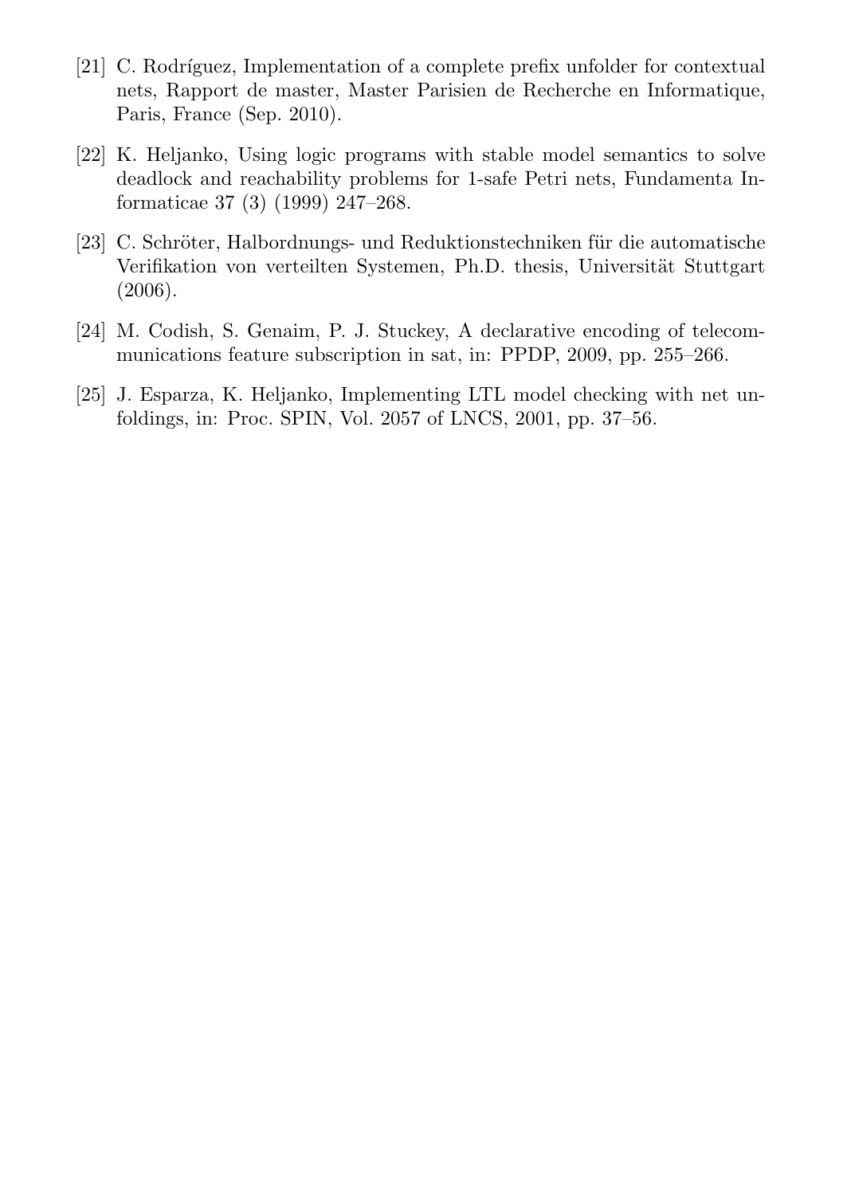[21] C. Rodríguez, Implementation of a complete prefix unfolder for contextual nets, Rapport de master, Master Parisien de Recherche en Informatique, Paris, France (Sep. 2010).

[22] K. Heljanko, Using logic programs with stable model semantics to solve deadlock and reachability problems for 1-safe Petri nets, Fundamenta Informaticae 37 (3) (1999) 247–268.

[23] C. Schröter, Halbordnungs- und Reduktionstechniken für die automatische Verifikation von verteilten Systemen, Ph.D. thesis, Universität Stuttgart (2006).

[24] M. Codish, S. Genaim, P. J. Stuckey, A declarative encoding of telecommunications feature subscription in sat, in: PPDP, 2009, pp. 255–266.

[25] J. Esparza, K. Heljanko, Implementing LTL model checking with net unfoldings, in: Proc. SPIN, Vol. 2057 of LNCS, 2001, pp. 37–56.